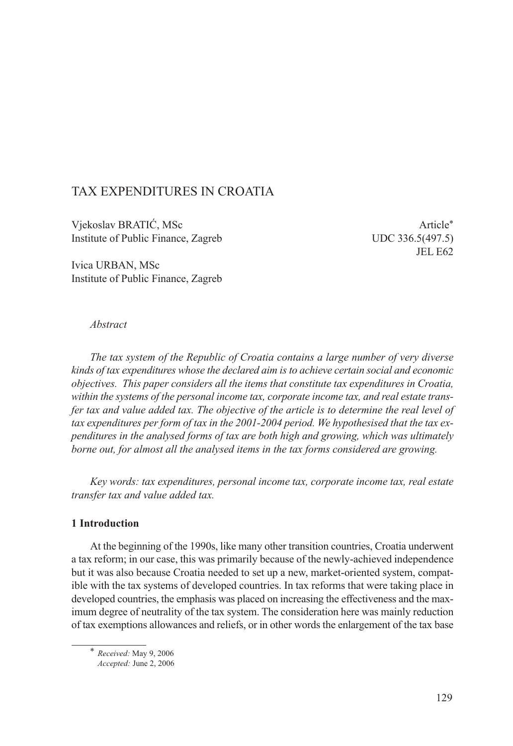# TAX EXPENDITURES IN CROATIA

Vjekoslav BRATIĆ, MSc
Institute of Public Finance, Zagreb

Ivica URBAN, MSc
Institute of Public Finance, Zagreb

Article*
UDC 336.5(497.5)
JEL E62

*Abstract*

*The tax system of the Republic of Croatia contains a large number of very diverse kinds of tax expenditures whose the declared aim is to achieve certain social and economic objectives. This paper considers all the items that constitute tax expenditures in Croatia, within the systems of the personal income tax, corporate income tax, and real estate transfer tax and value added tax. The objective of the article is to determine the real level of tax expenditures per form of tax in the 2001-2004 period. We hypothesised that the tax expenditures in the analysed forms of tax are both high and growing, which was ultimately borne out, for almost all the analysed items in the tax forms considered are growing.*

*Key words: tax expenditures, personal income tax, corporate income tax, real estate transfer tax and value added tax.*

## 1 Introduction

At the beginning of the 1990s, like many other transition countries, Croatia underwent a tax reform; in our case, this was primarily because of the newly-achieved independence but it was also because Croatia needed to set up a new, market-oriented system, compatible with the tax systems of developed countries. In tax reforms that were taking place in developed countries, the emphasis was placed on increasing the effectiveness and the maximum degree of neutrality of the tax system. The consideration here was mainly reduction of tax exemptions allowances and reliefs, or in other words the enlargement of the tax base

---

* *Received:* May 9, 2006
*Accepted:* June 2, 2006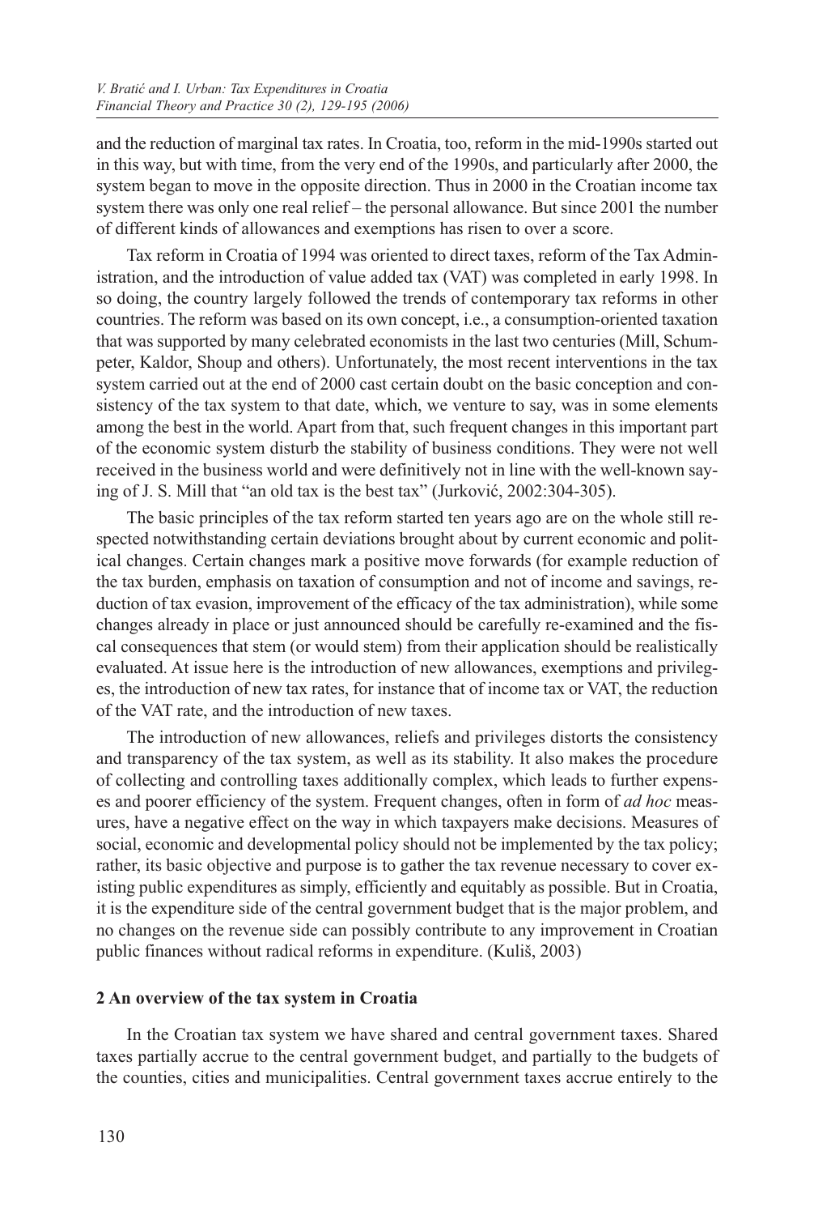and the reduction of marginal tax rates. In Croatia, too, reform in the mid-1990s started out in this way, but with time, from the very end of the 1990s, and particularly after 2000, the system began to move in the opposite direction. Thus in 2000 in the Croatian income tax system there was only one real relief – the personal allowance. But since 2001 the number of different kinds of allowances and exemptions has risen to over a score.

Tax reform in Croatia of 1994 was oriented to direct taxes, reform of the Tax Administration, and the introduction of value added tax (VAT) was completed in early 1998. In so doing, the country largely followed the trends of contemporary tax reforms in other countries. The reform was based on its own concept, i.e., a consumption-oriented taxation that was supported by many celebrated economists in the last two centuries (Mill, Schumpeter, Kaldor, Shoup and others). Unfortunately, the most recent interventions in the tax system carried out at the end of 2000 cast certain doubt on the basic conception and consistency of the tax system to that date, which, we venture to say, was in some elements among the best in the world. Apart from that, such frequent changes in this important part of the economic system disturb the stability of business conditions. They were not well received in the business world and were definitively not in line with the well-known saying of J. S. Mill that "an old tax is the best tax" (Jurković, 2002:304-305).

The basic principles of the tax reform started ten years ago are on the whole still respected notwithstanding certain deviations brought about by current economic and political changes. Certain changes mark a positive move forwards (for example reduction of the tax burden, emphasis on taxation of consumption and not of income and savings, reduction of tax evasion, improvement of the efficacy of the tax administration), while some changes already in place or just announced should be carefully re-examined and the fiscal consequences that stem (or would stem) from their application should be realistically evaluated. At issue here is the introduction of new allowances, exemptions and privileges, the introduction of new tax rates, for instance that of income tax or VAT, the reduction of the VAT rate, and the introduction of new taxes.

The introduction of new allowances, reliefs and privileges distorts the consistency and transparency of the tax system, as well as its stability. It also makes the procedure of collecting and controlling taxes additionally complex, which leads to further expenses and poorer efficiency of the system. Frequent changes, often in form of *ad hoc* measures, have a negative effect on the way in which taxpayers make decisions. Measures of social, economic and developmental policy should not be implemented by the tax policy; rather, its basic objective and purpose is to gather the tax revenue necessary to cover existing public expenditures as simply, efficiently and equitably as possible. But in Croatia, it is the expenditure side of the central government budget that is the major problem, and no changes on the revenue side can possibly contribute to any improvement in Croatian public finances without radical reforms in expenditure. (Kuliš, 2003)

## 2 An overview of the tax system in Croatia

In the Croatian tax system we have shared and central government taxes. Shared taxes partially accrue to the central government budget, and partially to the budgets of the counties, cities and municipalities. Central government taxes accrue entirely to the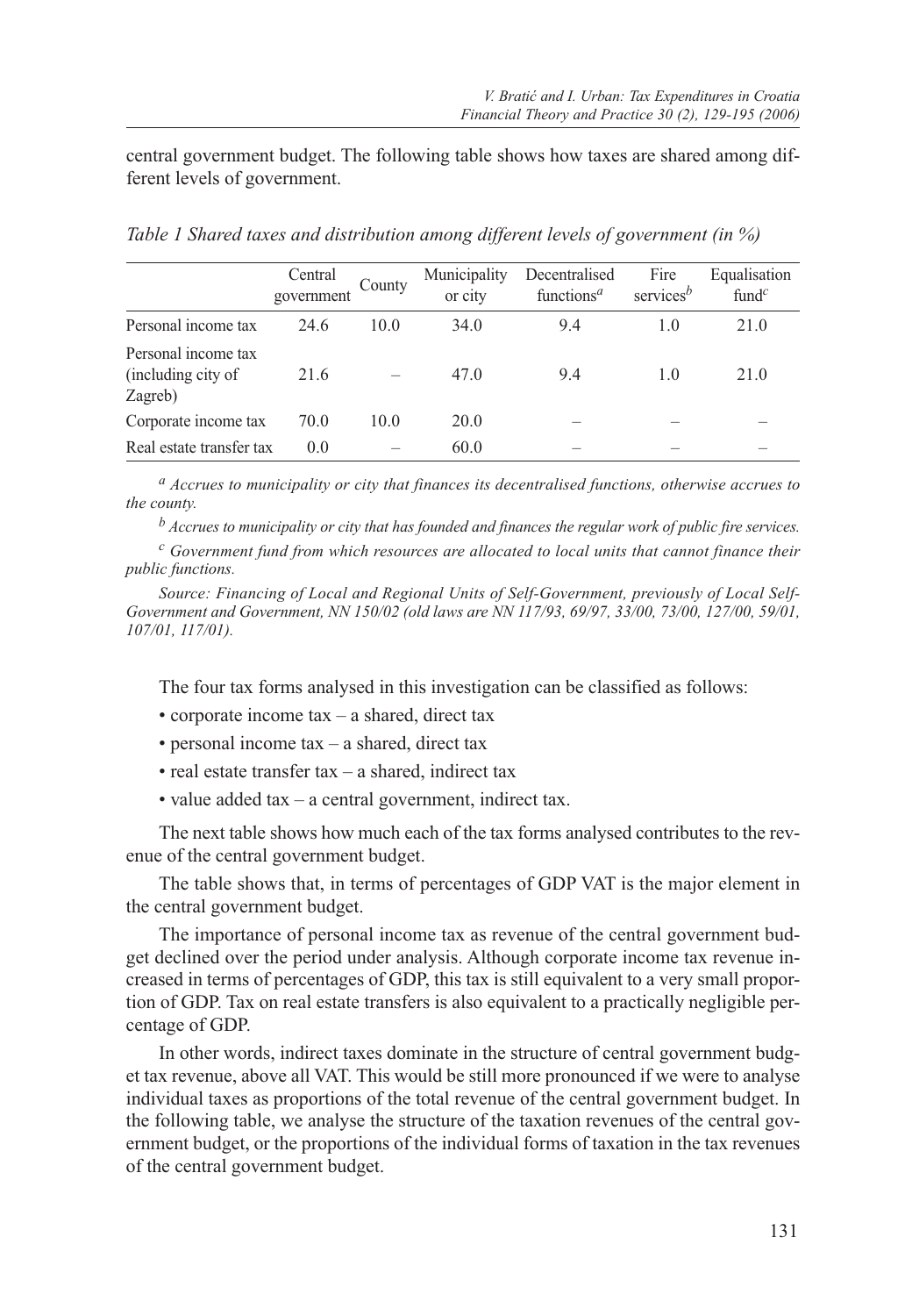central government budget. The following table shows how taxes are shared among different levels of government.

*Table 1 Shared taxes and distribution among different levels of government (in %)*

| | Central government | County | Municipality or city | Decentralised functions[a] | Fire services[b] | Equalisation fund[c] |
|---|---|---|---|---|---|---|
| Personal income tax | 24.6 | 10.0 | 34.0 | 9.4 | 1.0 | 21.0 |
| Personal income tax (including city of Zagreb) | 21.6 | – | 47.0 | 9.4 | 1.0 | 21.0 |
| Corporate income tax | 70.0 | 10.0 | 20.0 | – | – | – |
| Real estate transfer tax | 0.0 | – | 60.0 | – | – | – |

[a] *Accrues to municipality or city that finances its decentralised functions, otherwise accrues to the county.*

[b] *Accrues to municipality or city that has founded and finances the regular work of public fire services.*

[c] *Government fund from which resources are allocated to local units that cannot finance their public functions.*

*Source: Financing of Local and Regional Units of Self-Government, previously of Local Self-Government and Government, NN 150/02 (old laws are NN 117/93, 69/97, 33/00, 73/00, 127/00, 59/01, 107/01, 117/01).*

The four tax forms analysed in this investigation can be classified as follows:

- corporate income tax – a shared, direct tax
- personal income tax – a shared, direct tax
- real estate transfer tax – a shared, indirect tax
- value added tax – a central government, indirect tax.

The next table shows how much each of the tax forms analysed contributes to the revenue of the central government budget.

The table shows that, in terms of percentages of GDP VAT is the major element in the central government budget.

The importance of personal income tax as revenue of the central government budget declined over the period under analysis. Although corporate income tax revenue increased in terms of percentages of GDP, this tax is still equivalent to a very small proportion of GDP. Tax on real estate transfers is also equivalent to a practically negligible percentage of GDP.

In other words, indirect taxes dominate in the structure of central government budget tax revenue, above all VAT. This would be still more pronounced if we were to analyse individual taxes as proportions of the total revenue of the central government budget. In the following table, we analyse the structure of the taxation revenues of the central government budget, or the proportions of the individual forms of taxation in the tax revenues of the central government budget.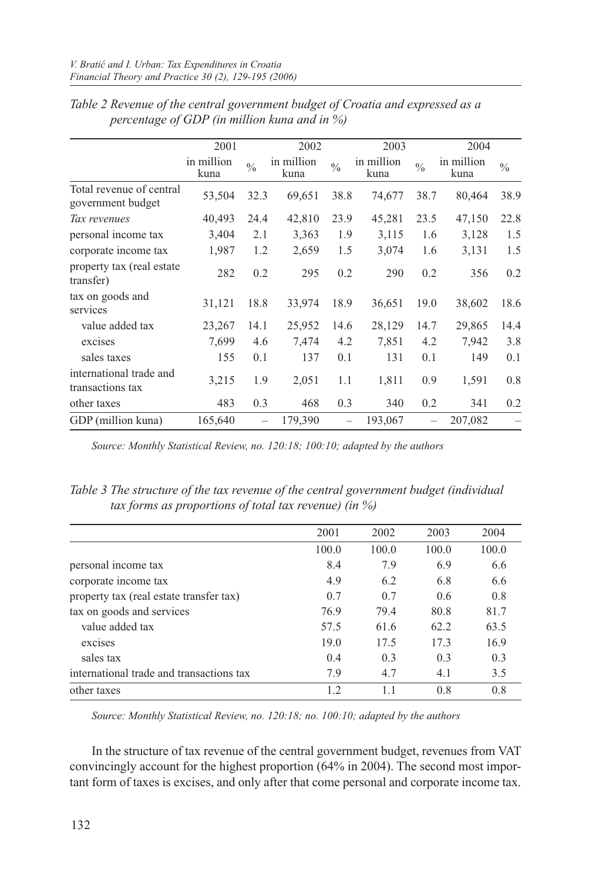*Table 2 Revenue of the central government budget of Croatia and expressed as a percentage of GDP (in million kuna and in %)*

| | 2001 | | 2002 | | 2003 | | 2004 | |
|---|---|---|---|---|---|---|---|---|
| | in million kuna | % | in million kuna | % | in million kuna | % | in million kuna | % |
| Total revenue of central government budget | 53,504 | 32.3 | 69,651 | 38.8 | 74,677 | 38.7 | 80,464 | 38.9 |
| *Tax revenues* | 40,493 | 24.4 | 42,810 | 23.9 | 45,281 | 23.5 | 47,150 | 22.8 |
| personal income tax | 3,404 | 2.1 | 3,363 | 1.9 | 3,115 | 1.6 | 3,128 | 1.5 |
| corporate income tax | 1,987 | 1.2 | 2,659 | 1.5 | 3,074 | 1.6 | 3,131 | 1.5 |
| property tax (real estate transfer) | 282 | 0.2 | 295 | 0.2 | 290 | 0.2 | 356 | 0.2 |
| tax on goods and services | 31,121 | 18.8 | 33,974 | 18.9 | 36,651 | 19.0 | 38,602 | 18.6 |
| value added tax | 23,267 | 14.1 | 25,952 | 14.6 | 28,129 | 14.7 | 29,865 | 14.4 |
| excises | 7,699 | 4.6 | 7,474 | 4.2 | 7,851 | 4.2 | 7,942 | 3.8 |
| sales taxes | 155 | 0.1 | 137 | 0.1 | 131 | 0.1 | 149 | 0.1 |
| international trade and transactions tax | 3,215 | 1.9 | 2,051 | 1.1 | 1,811 | 0.9 | 1,591 | 0.8 |
| other taxes | 483 | 0.3 | 468 | 0.3 | 340 | 0.2 | 341 | 0.2 |
| GDP (million kuna) | 165,640 | – | 179,390 | – | 193,067 | – | 207,082 | – |

*Source: Monthly Statistical Review, no. 120:18; 100:10; adapted by the authors*

*Table 3 The structure of the tax revenue of the central government budget (individual tax forms as proportions of total tax revenue) (in %)*

| | 2001 | 2002 | 2003 | 2004 |
|---|---|---|---|---|
| | 100.0 | 100.0 | 100.0 | 100.0 |
| personal income tax | 8.4 | 7.9 | 6.9 | 6.6 |
| corporate income tax | 4.9 | 6.2 | 6.8 | 6.6 |
| property tax (real estate transfer tax) | 0.7 | 0.7 | 0.6 | 0.8 |
| tax on goods and services | 76.9 | 79.4 | 80.8 | 81.7 |
| value added tax | 57.5 | 61.6 | 62.2 | 63.5 |
| excises | 19.0 | 17.5 | 17.3 | 16.9 |
| sales tax | 0.4 | 0.3 | 0.3 | 0.3 |
| international trade and transactions tax | 7.9 | 4.7 | 4.1 | 3.5 |
| other taxes | 1.2 | 1.1 | 0.8 | 0.8 |

*Source: Monthly Statistical Review, no. 120:18; no. 100:10; adapted by the authors*

In the structure of tax revenue of the central government budget, revenues from VAT convincingly account for the highest proportion (64% in 2004). The second most important form of taxes is excises, and only after that come personal and corporate income tax.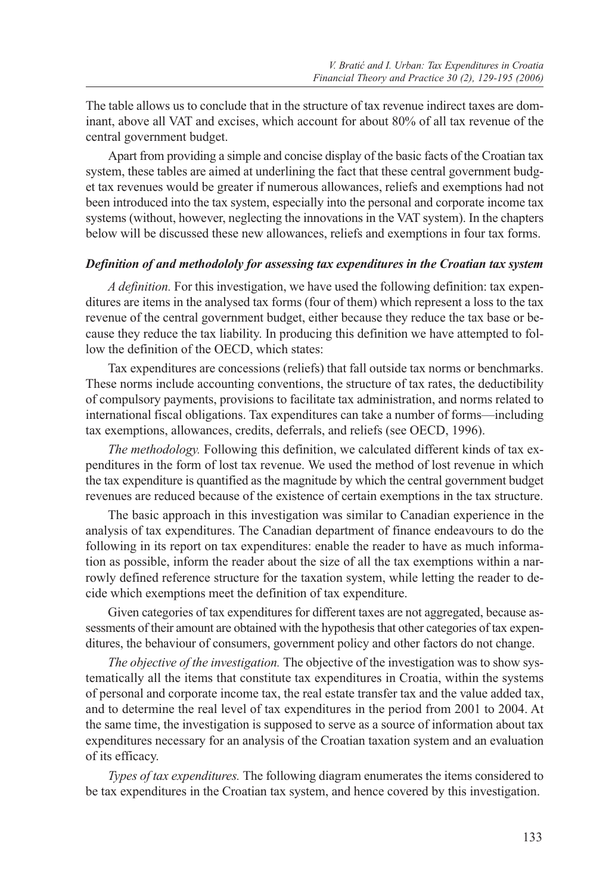The table allows us to conclude that in the structure of tax revenue indirect taxes are dominant, above all VAT and excises, which account for about 80% of all tax revenue of the central government budget.

Apart from providing a simple and concise display of the basic facts of the Croatian tax system, these tables are aimed at underlining the fact that these central government budget tax revenues would be greater if numerous allowances, reliefs and exemptions had not been introduced into the tax system, especially into the personal and corporate income tax systems (without, however, neglecting the innovations in the VAT system). In the chapters below will be discussed these new allowances, reliefs and exemptions in four tax forms.

### *Definition of and methodololy for assessing tax expenditures in the Croatian tax system*

*A definition.* For this investigation, we have used the following definition: tax expenditures are items in the analysed tax forms (four of them) which represent a loss to the tax revenue of the central government budget, either because they reduce the tax base or because they reduce the tax liability. In producing this definition we have attempted to follow the definition of the OECD, which states:

Tax expenditures are concessions (reliefs) that fall outside tax norms or benchmarks. These norms include accounting conventions, the structure of tax rates, the deductibility of compulsory payments, provisions to facilitate tax administration, and norms related to international fiscal obligations. Tax expenditures can take a number of forms—including tax exemptions, allowances, credits, deferrals, and reliefs (see OECD, 1996).

*The methodology.* Following this definition, we calculated different kinds of tax expenditures in the form of lost tax revenue. We used the method of lost revenue in which the tax expenditure is quantified as the magnitude by which the central government budget revenues are reduced because of the existence of certain exemptions in the tax structure.

The basic approach in this investigation was similar to Canadian experience in the analysis of tax expenditures. The Canadian department of finance endeavours to do the following in its report on tax expenditures: enable the reader to have as much information as possible, inform the reader about the size of all the tax exemptions within a narrowly defined reference structure for the taxation system, while letting the reader to decide which exemptions meet the definition of tax expenditure.

Given categories of tax expenditures for different taxes are not aggregated, because assessments of their amount are obtained with the hypothesis that other categories of tax expenditures, the behaviour of consumers, government policy and other factors do not change.

*The objective of the investigation.* The objective of the investigation was to show systematically all the items that constitute tax expenditures in Croatia, within the systems of personal and corporate income tax, the real estate transfer tax and the value added tax, and to determine the real level of tax expenditures in the period from 2001 to 2004. At the same time, the investigation is supposed to serve as a source of information about tax expenditures necessary for an analysis of the Croatian taxation system and an evaluation of its efficacy.

*Types of tax expenditures.* The following diagram enumerates the items considered to be tax expenditures in the Croatian tax system, and hence covered by this investigation.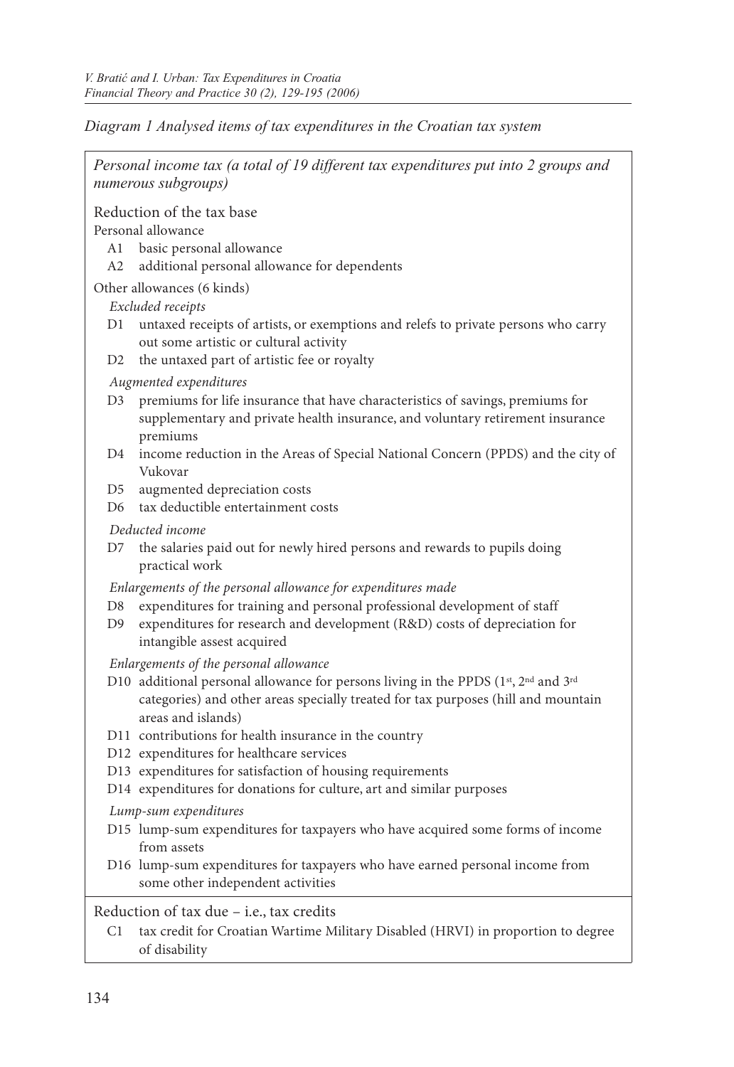*Diagram 1 Analysed items of tax expenditures in the Croatian tax system*

*Personal income tax (a total of 19 different tax expenditures put into 2 groups and numerous subgroups)*

Reduction of the tax base

Personal allowance

- A1 basic personal allowance
- A2 additional personal allowance for dependents

Other allowances (6 kinds)

*Excluded receipts*

- D1 untaxed receipts of artists, or exemptions and relefs to private persons who carry out some artistic or cultural activity
- D2 the untaxed part of artistic fee or royalty

*Augmented expenditures*

- D3 premiums for life insurance that have characteristics of savings, premiums for supplementary and private health insurance, and voluntary retirement insurance premiums
- D4 income reduction in the Areas of Special National Concern (PPDS) and the city of Vukovar
- D5 augmented depreciation costs
- D6 tax deductible entertainment costs

*Deducted income*

- D7 the salaries paid out for newly hired persons and rewards to pupils doing practical work

*Enlargements of the personal allowance for expenditures made*

- D8 expenditures for training and personal professional development of staff
- D9 expenditures for research and development (R&D) costs of depreciation for intangible assest acquired

*Enlargements of the personal allowance*

- D10 additional personal allowance for persons living in the PPDS (1st, 2nd and 3rd categories) and other areas specially treated for tax purposes (hill and mountain areas and islands)
- D11 contributions for health insurance in the country
- D12 expenditures for healthcare services
- D13 expenditures for satisfaction of housing requirements
- D14 expenditures for donations for culture, art and similar purposes

*Lump-sum expenditures*

- D15 lump-sum expenditures for taxpayers who have acquired some forms of income from assets
- D16 lump-sum expenditures for taxpayers who have earned personal income from some other independent activities

Reduction of tax due – i.e., tax credits

- C1 tax credit for Croatian Wartime Military Disabled (HRVI) in proportion to degree of disability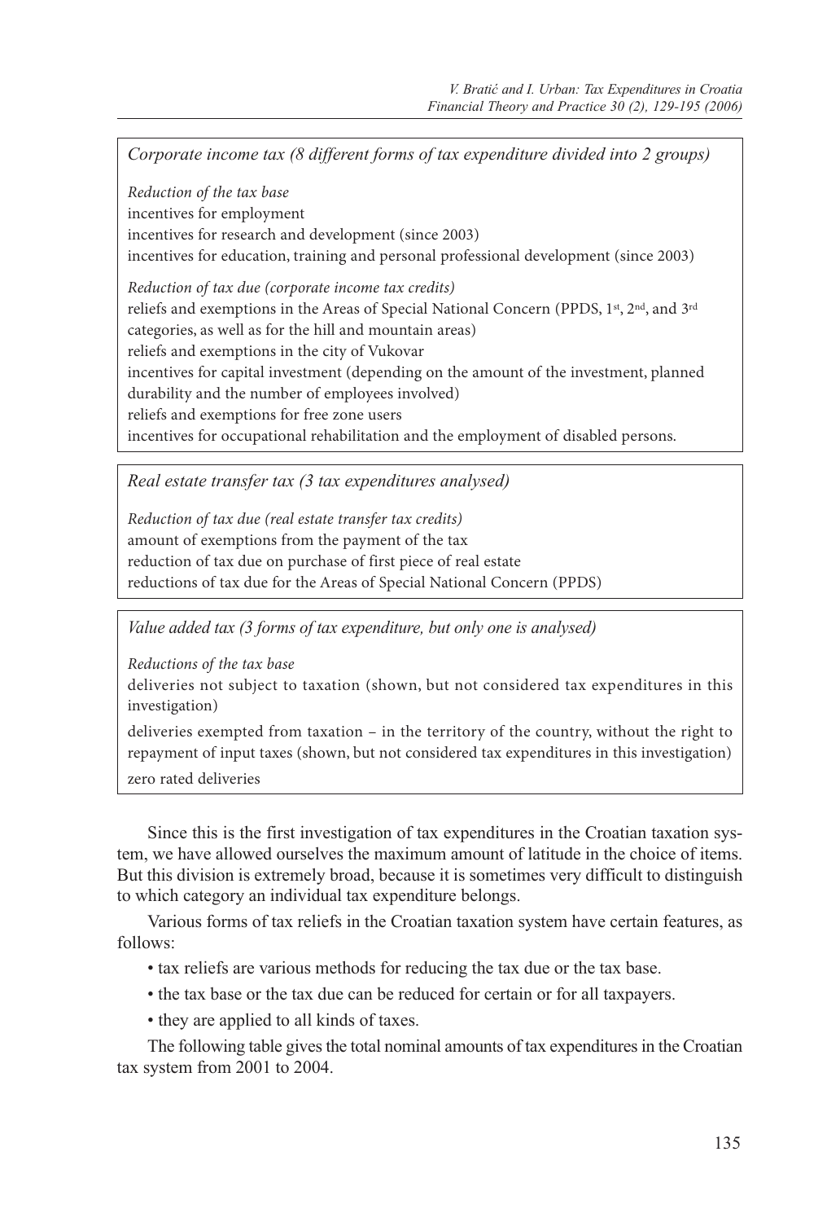*Corporate income tax (8 different forms of tax expenditure divided into 2 groups)*

*Reduction of the tax base*

incentives for employment

incentives for research and development (since 2003)

incentives for education, training and personal professional development (since 2003)

*Reduction of tax due (corporate income tax credits)*

reliefs and exemptions in the Areas of Special National Concern (PPDS, 1st, 2nd, and 3rd categories, as well as for the hill and mountain areas)

reliefs and exemptions in the city of Vukovar

incentives for capital investment (depending on the amount of the investment, planned durability and the number of employees involved)

reliefs and exemptions for free zone users

incentives for occupational rehabilitation and the employment of disabled persons.

*Real estate transfer tax (3 tax expenditures analysed)*

*Reduction of tax due (real estate transfer tax credits)*

amount of exemptions from the payment of the tax

reduction of tax due on purchase of first piece of real estate

reductions of tax due for the Areas of Special National Concern (PPDS)

*Value added tax (3 forms of tax expenditure, but only one is analysed)*

*Reductions of the tax base*

deliveries not subject to taxation (shown, but not considered tax expenditures in this investigation)

deliveries exempted from taxation – in the territory of the country, without the right to repayment of input taxes (shown, but not considered tax expenditures in this investigation)

zero rated deliveries

Since this is the first investigation of tax expenditures in the Croatian taxation system, we have allowed ourselves the maximum amount of latitude in the choice of items. But this division is extremely broad, because it is sometimes very difficult to distinguish to which category an individual tax expenditure belongs.

Various forms of tax reliefs in the Croatian taxation system have certain features, as follows:

- tax reliefs are various methods for reducing the tax due or the tax base.
- the tax base or the tax due can be reduced for certain or for all taxpayers.
- they are applied to all kinds of taxes.

The following table gives the total nominal amounts of tax expenditures in the Croatian tax system from 2001 to 2004.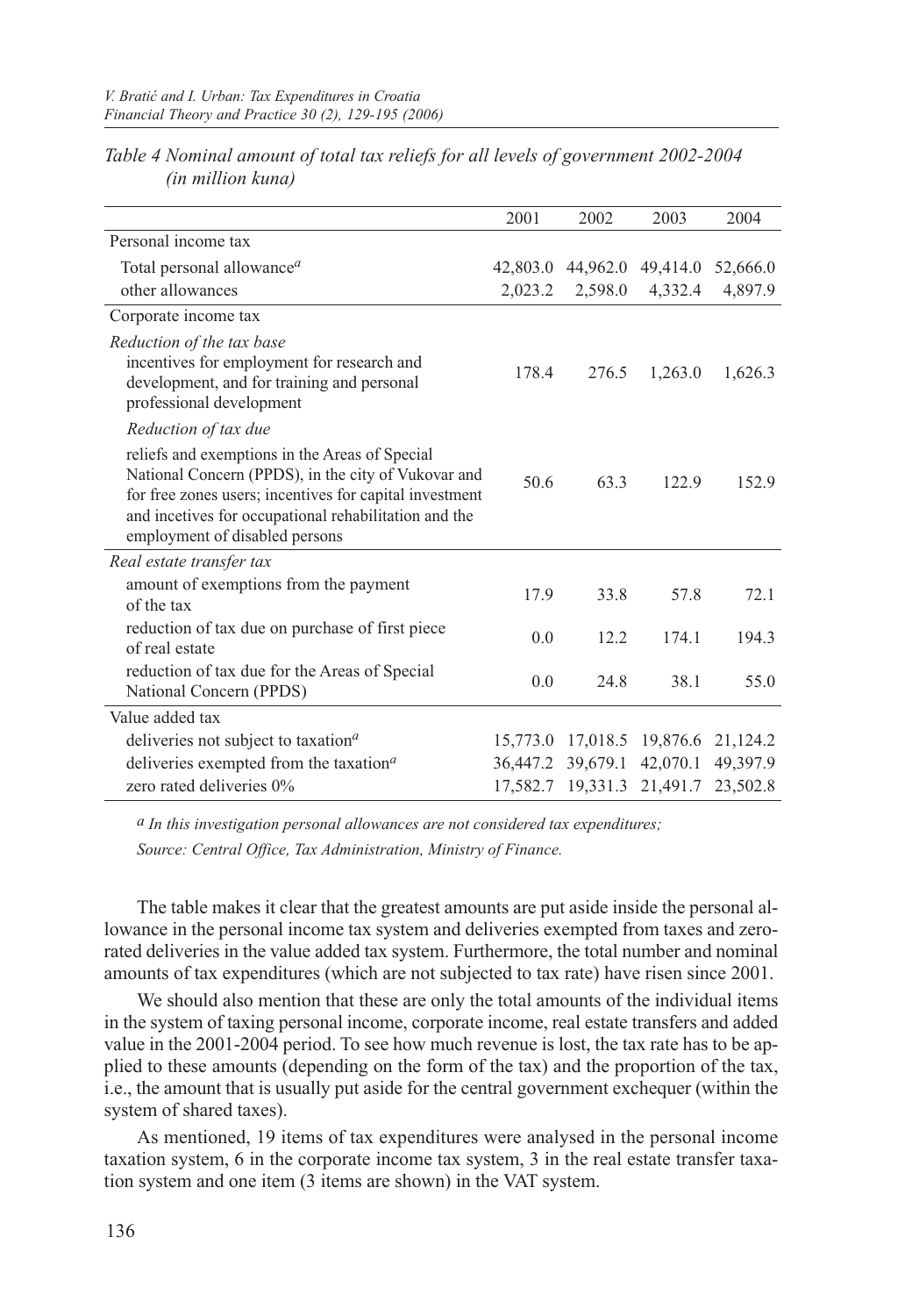*Table 4 Nominal amount of total tax reliefs for all levels of government 2002-2004 (in million kuna)*

| | 2001 | 2002 | 2003 | 2004 |
|---|---|---|---|---|
| Personal income tax | | | | |
| Total personal allowance[a] | 42,803.0 | 44,962.0 | 49,414.0 | 52,666.0 |
| other allowances | 2,023.2 | 2,598.0 | 4,332.4 | 4,897.9 |
| Corporate income tax | | | | |
| *Reduction of the tax base* | | | | |
| incentives for employment for research and development, and for training and personal professional development | 178.4 | 276.5 | 1,263.0 | 1,626.3 |
| *Reduction of tax due* | | | | |
| reliefs and exemptions in the Areas of Special National Concern (PPDS), in the city of Vukovar and for free zones users; incentives for capital investment and incetives for occupational rehabilitation and the employment of disabled persons | 50.6 | 63.3 | 122.9 | 152.9 |
| *Real estate transfer tax* | | | | |
| amount of exemptions from the payment of the tax | 17.9 | 33.8 | 57.8 | 72.1 |
| reduction of tax due on purchase of first piece of real estate | 0.0 | 12.2 | 174.1 | 194.3 |
| reduction of tax due for the Areas of Special National Concern (PPDS) | 0.0 | 24.8 | 38.1 | 55.0 |
| Value added tax | | | | |
| deliveries not subject to taxation[a] | 15,773.0 | 17,018.5 | 19,876.6 | 21,124.2 |
| deliveries exempted from the taxation[a] | 36,447.2 | 39,679.1 | 42,070.1 | 49,397.9 |
| zero rated deliveries 0% | 17,582.7 | 19,331.3 | 21,491.7 | 23,502.8 |

*[a] In this investigation personal allowances are not considered tax expenditures;*

*Source: Central Office, Tax Administration, Ministry of Finance.*

The table makes it clear that the greatest amounts are put aside inside the personal allowance in the personal income tax system and deliveries exempted from taxes and zero-rated deliveries in the value added tax system. Furthermore, the total number and nominal amounts of tax expenditures (which are not subjected to tax rate) have risen since 2001.

We should also mention that these are only the total amounts of the individual items in the system of taxing personal income, corporate income, real estate transfers and added value in the 2001-2004 period. To see how much revenue is lost, the tax rate has to be applied to these amounts (depending on the form of the tax) and the proportion of the tax, i.e., the amount that is usually put aside for the central government exchequer (within the system of shared taxes).

As mentioned, 19 items of tax expenditures were analysed in the personal income taxation system, 6 in the corporate income tax system, 3 in the real estate transfer taxation system and one item (3 items are shown) in the VAT system.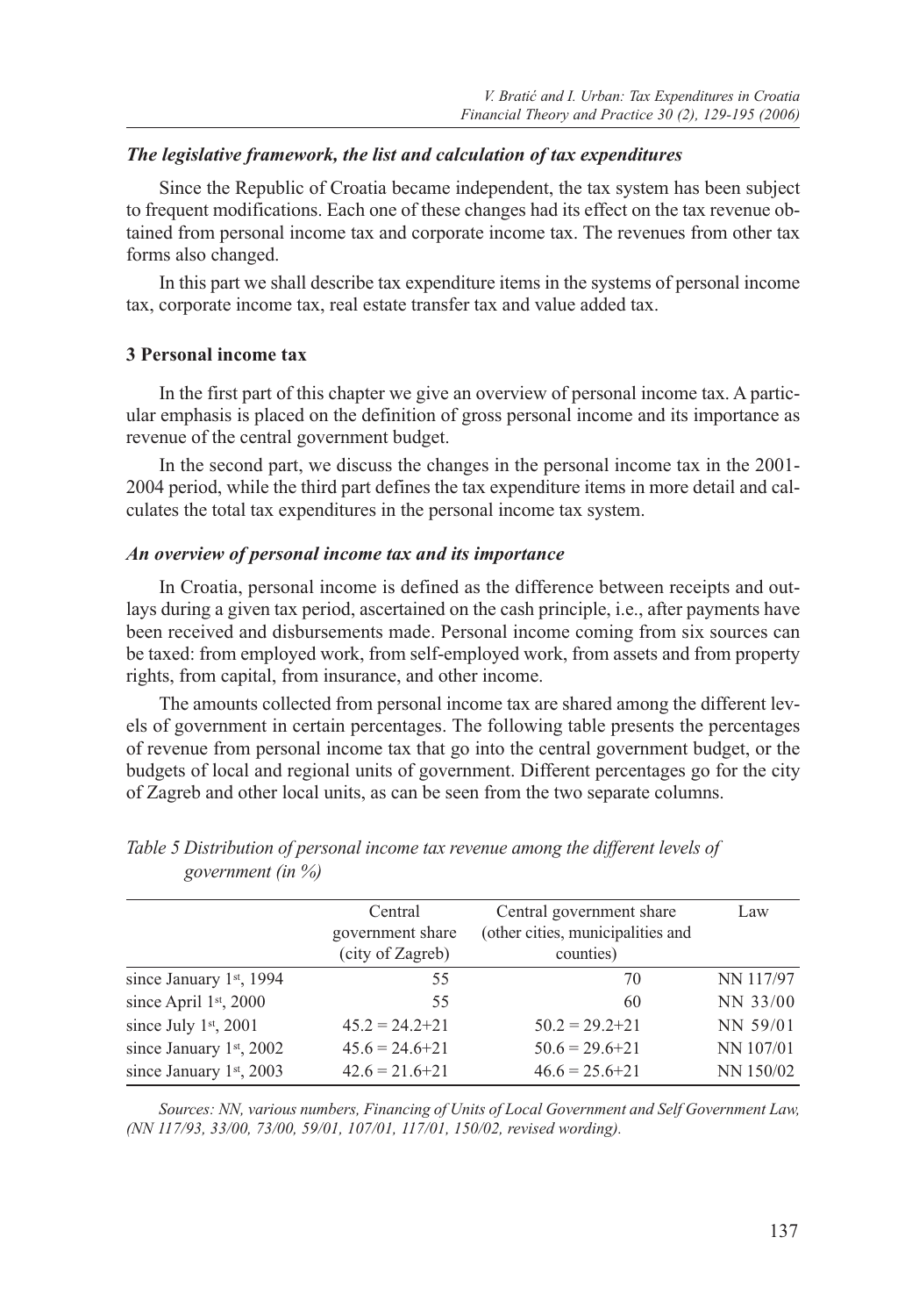### *The legislative framework, the list and calculation of tax expenditures*

Since the Republic of Croatia became independent, the tax system has been subject to frequent modifications. Each one of these changes had its effect on the tax revenue obtained from personal income tax and corporate income tax. The revenues from other tax forms also changed.

In this part we shall describe tax expenditure items in the systems of personal income tax, corporate income tax, real estate transfer tax and value added tax.

## 3 Personal income tax

In the first part of this chapter we give an overview of personal income tax. A particular emphasis is placed on the definition of gross personal income and its importance as revenue of the central government budget.

In the second part, we discuss the changes in the personal income tax in the 2001-2004 period, while the third part defines the tax expenditure items in more detail and calculates the total tax expenditures in the personal income tax system.

### *An overview of personal income tax and its importance*

In Croatia, personal income is defined as the difference between receipts and outlays during a given tax period, ascertained on the cash principle, i.e., after payments have been received and disbursements made. Personal income coming from six sources can be taxed: from employed work, from self-employed work, from assets and from property rights, from capital, from insurance, and other income.

The amounts collected from personal income tax are shared among the different levels of government in certain percentages. The following table presents the percentages of revenue from personal income tax that go into the central government budget, or the budgets of local and regional units of government. Different percentages go for the city of Zagreb and other local units, as can be seen from the two separate columns.

*Table 5 Distribution of personal income tax revenue among the different levels of government (in %)*

| | Central government share (city of Zagreb) | Central government share (other cities, municipalities and counties) | Law |
|---|---|---|---|
| since January 1st, 1994 | 55 | 70 | NN 117/97 |
| since April 1st, 2000 | 55 | 60 | NN 33/00 |
| since July 1st, 2001 | 45.2 = 24.2+21 | 50.2 = 29.2+21 | NN 59/01 |
| since January 1st, 2002 | 45.6 = 24.6+21 | 50.6 = 29.6+21 | NN 107/01 |
| since January 1st, 2003 | 42.6 = 21.6+21 | 46.6 = 25.6+21 | NN 150/02 |

*Sources: NN, various numbers, Financing of Units of Local Government and Self Government Law, (NN 117/93, 33/00, 73/00, 59/01, 107/01, 117/01, 150/02, revised wording).*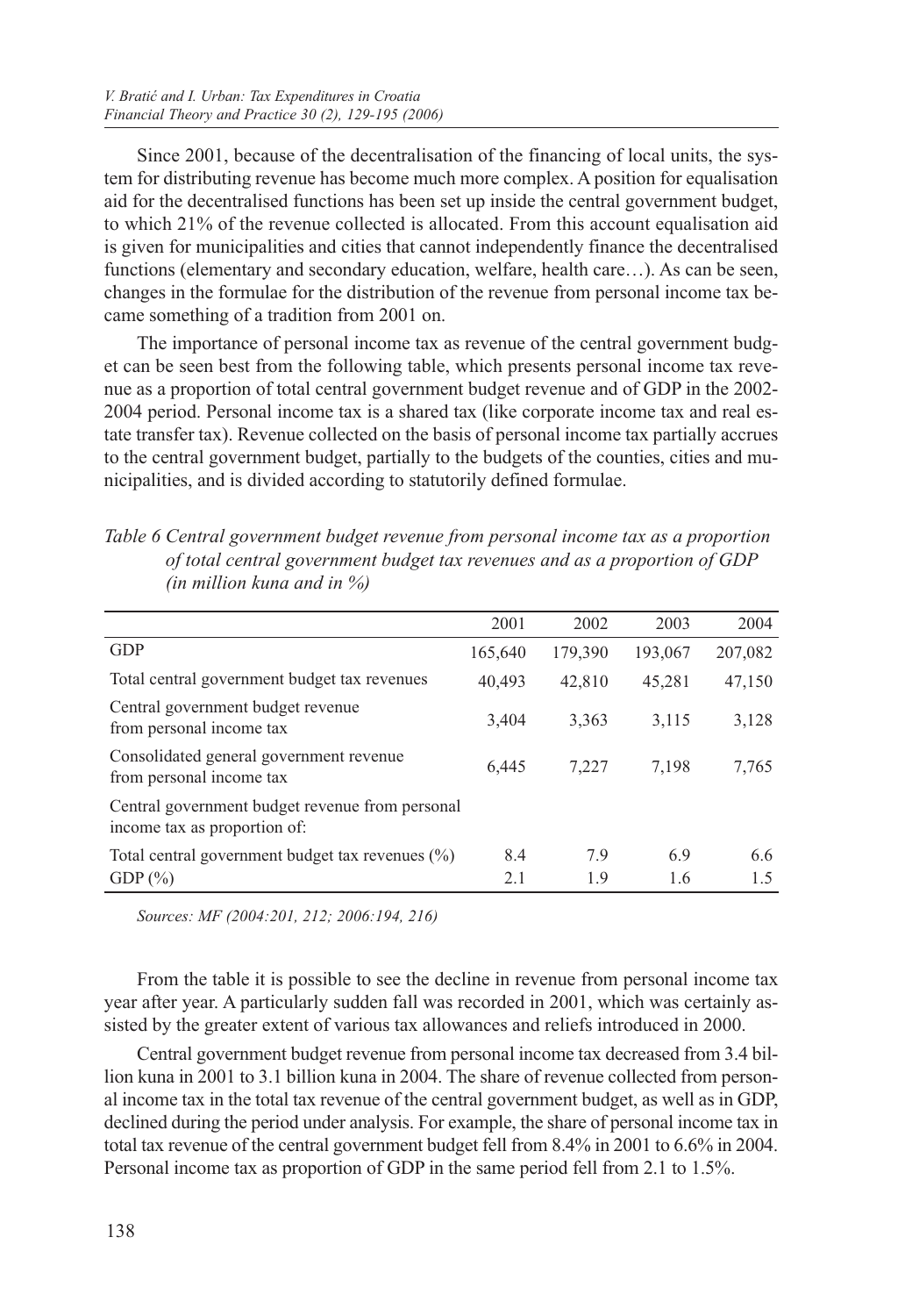Since 2001, because of the decentralisation of the financing of local units, the system for distributing revenue has become much more complex. A position for equalisation aid for the decentralised functions has been set up inside the central government budget, to which 21% of the revenue collected is allocated. From this account equalisation aid is given for municipalities and cities that cannot independently finance the decentralised functions (elementary and secondary education, welfare, health care…). As can be seen, changes in the formulae for the distribution of the revenue from personal income tax became something of a tradition from 2001 on.

The importance of personal income tax as revenue of the central government budget can be seen best from the following table, which presents personal income tax revenue as a proportion of total central government budget revenue and of GDP in the 2002-2004 period. Personal income tax is a shared tax (like corporate income tax and real estate transfer tax). Revenue collected on the basis of personal income tax partially accrues to the central government budget, partially to the budgets of the counties, cities and municipalities, and is divided according to statutorily defined formulae.

*Table 6 Central government budget revenue from personal income tax as a proportion of total central government budget tax revenues and as a proportion of GDP (in million kuna and in %)*

| | 2001 | 2002 | 2003 | 2004 |
|---|---|---|---|---|
| GDP | 165,640 | 179,390 | 193,067 | 207,082 |
| Total central government budget tax revenues | 40,493 | 42,810 | 45,281 | 47,150 |
| Central government budget revenue from personal income tax | 3,404 | 3,363 | 3,115 | 3,128 |
| Consolidated general government revenue from personal income tax | 6,445 | 7,227 | 7,198 | 7,765 |
| Central government budget revenue from personal income tax as proportion of: | | | | |
| Total central government budget tax revenues (%) | 8.4 | 7.9 | 6.9 | 6.6 |
| GDP (%) | 2.1 | 1.9 | 1.6 | 1.5 |

*Sources: MF (2004:201, 212; 2006:194, 216)*

From the table it is possible to see the decline in revenue from personal income tax year after year. A particularly sudden fall was recorded in 2001, which was certainly assisted by the greater extent of various tax allowances and reliefs introduced in 2000.

Central government budget revenue from personal income tax decreased from 3.4 billion kuna in 2001 to 3.1 billion kuna in 2004. The share of revenue collected from personal income tax in the total tax revenue of the central government budget, as well as in GDP, declined during the period under analysis. For example, the share of personal income tax in total tax revenue of the central government budget fell from 8.4% in 2001 to 6.6% in 2004. Personal income tax as proportion of GDP in the same period fell from 2.1 to 1.5%.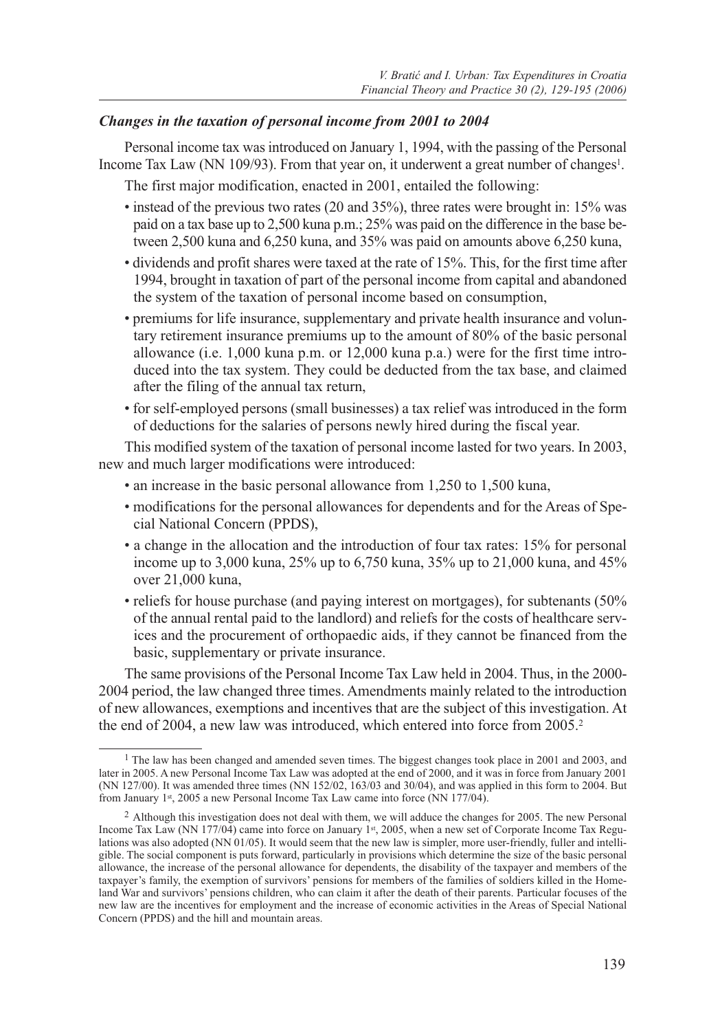### *Changes in the taxation of personal income from 2001 to 2004*

Personal income tax was introduced on January 1, 1994, with the passing of the Personal Income Tax Law (NN 109/93). From that year on, it underwent a great number of changes[1].

The first major modification, enacted in 2001, entailed the following:

- instead of the previous two rates (20 and 35%), three rates were brought in: 15% was paid on a tax base up to 2,500 kuna p.m.; 25% was paid on the difference in the base between 2,500 kuna and 6,250 kuna, and 35% was paid on amounts above 6,250 kuna,
- dividends and profit shares were taxed at the rate of 15%. This, for the first time after 1994, brought in taxation of part of the personal income from capital and abandoned the system of the taxation of personal income based on consumption,
- premiums for life insurance, supplementary and private health insurance and voluntary retirement insurance premiums up to the amount of 80% of the basic personal allowance (i.e. 1,000 kuna p.m. or 12,000 kuna p.a.) were for the first time introduced into the tax system. They could be deducted from the tax base, and claimed after the filing of the annual tax return,
- for self-employed persons (small businesses) a tax relief was introduced in the form of deductions for the salaries of persons newly hired during the fiscal year.

This modified system of the taxation of personal income lasted for two years. In 2003, new and much larger modifications were introduced:

- an increase in the basic personal allowance from 1,250 to 1,500 kuna,
- modifications for the personal allowances for dependents and for the Areas of Special National Concern (PPDS),
- a change in the allocation and the introduction of four tax rates: 15% for personal income up to 3,000 kuna, 25% up to 6,750 kuna, 35% up to 21,000 kuna, and 45% over 21,000 kuna,
- reliefs for house purchase (and paying interest on mortgages), for subtenants (50% of the annual rental paid to the landlord) and reliefs for the costs of healthcare services and the procurement of orthopaedic aids, if they cannot be financed from the basic, supplementary or private insurance.

The same provisions of the Personal Income Tax Law held in 2004. Thus, in the 2000-2004 period, the law changed three times. Amendments mainly related to the introduction of new allowances, exemptions and incentives that are the subject of this investigation. At the end of 2004, a new law was introduced, which entered into force from 2005.[2]

---

[1] The law has been changed and amended seven times. The biggest changes took place in 2001 and 2003, and later in 2005. A new Personal Income Tax Law was adopted at the end of 2000, and it was in force from January 2001 (NN 127/00). It was amended three times (NN 152/02, 163/03 and 30/04), and was applied in this form to 2004. But from January 1st, 2005 a new Personal Income Tax Law came into force (NN 177/04).

[2] Although this investigation does not deal with them, we will adduce the changes for 2005. The new Personal Income Tax Law (NN 177/04) came into force on January 1st, 2005, when a new set of Corporate Income Tax Regulations was also adopted (NN 01/05). It would seem that the new law is simpler, more user-friendly, fuller and intelligible. The social component is puts forward, particularly in provisions which determine the size of the basic personal allowance, the increase of the personal allowance for dependents, the disability of the taxpayer and members of the taxpayer's family, the exemption of survivors' pensions for members of the families of soldiers killed in the Homeland War and survivors' pensions children, who can claim it after the death of their parents. Particular focuses of the new law are the incentives for employment and the increase of economic activities in the Areas of Special National Concern (PPDS) and the hill and mountain areas.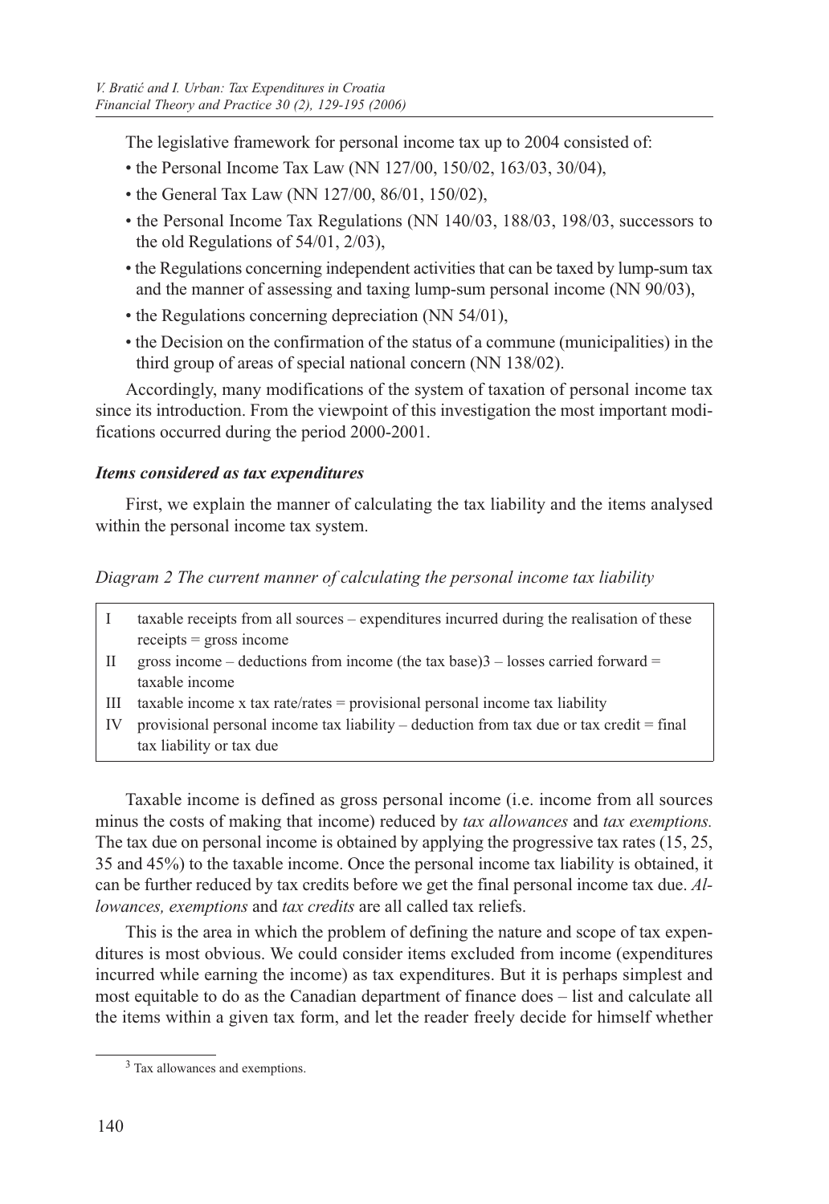The legislative framework for personal income tax up to 2004 consisted of:

- the Personal Income Tax Law (NN 127/00, 150/02, 163/03, 30/04),
- the General Tax Law (NN 127/00, 86/01, 150/02),
- the Personal Income Tax Regulations (NN 140/03, 188/03, 198/03, successors to the old Regulations of 54/01, 2/03),
- the Regulations concerning independent activities that can be taxed by lump-sum tax and the manner of assessing and taxing lump-sum personal income (NN 90/03),
- the Regulations concerning depreciation (NN 54/01),
- the Decision on the confirmation of the status of a commune (municipalities) in the third group of areas of special national concern (NN 138/02).

Accordingly, many modifications of the system of taxation of personal income tax since its introduction. From the viewpoint of this investigation the most important modifications occurred during the period 2000-2001.

### *Items considered as tax expenditures*

First, we explain the manner of calculating the tax liability and the items analysed within the personal income tax system.

*Diagram 2 The current manner of calculating the personal income tax liability*

| | |
|---|---|
| I | taxable receipts from all sources – expenditures incurred during the realisation of these receipts = gross income |
| II | gross income – deductions from income (the tax base)[3] – losses carried forward = taxable income |
| III | taxable income x tax rate/rates = provisional personal income tax liability |
| IV | provisional personal income tax liability – deduction from tax due or tax credit = final tax liability or tax due |

Taxable income is defined as gross personal income (i.e. income from all sources minus the costs of making that income) reduced by *tax allowances* and *tax exemptions.* The tax due on personal income is obtained by applying the progressive tax rates (15, 25, 35 and 45%) to the taxable income. Once the personal income tax liability is obtained, it can be further reduced by tax credits before we get the final personal income tax due. *Allowances, exemptions* and *tax credits* are all called tax reliefs.

This is the area in which the problem of defining the nature and scope of tax expenditures is most obvious. We could consider items excluded from income (expenditures incurred while earning the income) as tax expenditures. But it is perhaps simplest and most equitable to do as the Canadian department of finance does – list and calculate all the items within a given tax form, and let the reader freely decide for himself whether

[3] Tax allowances and exemptions.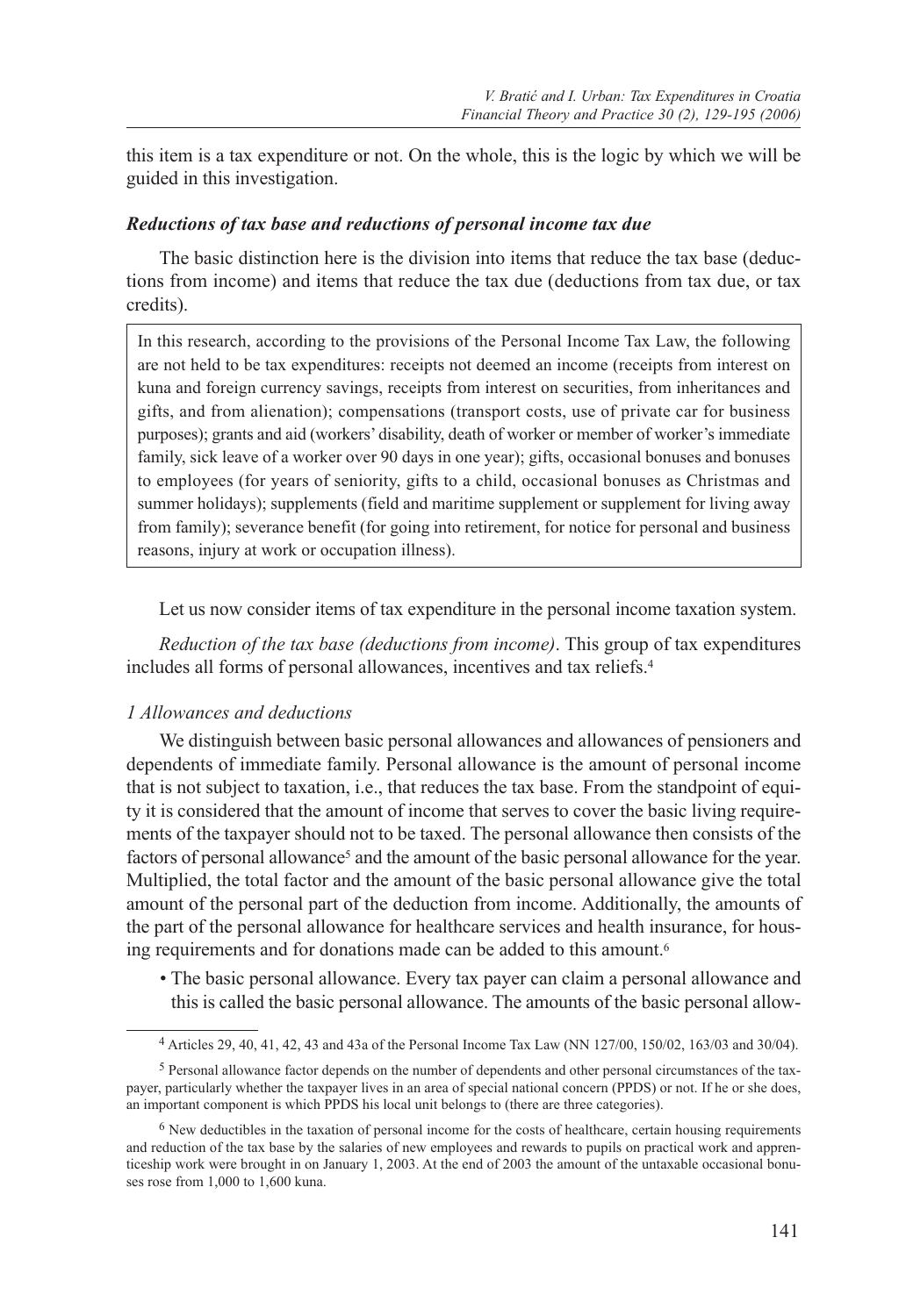this item is a tax expenditure or not. On the whole, this is the logic by which we will be guided in this investigation.

### *Reductions of tax base and reductions of personal income tax due*

The basic distinction here is the division into items that reduce the tax base (deductions from income) and items that reduce the tax due (deductions from tax due, or tax credits).

> In this research, according to the provisions of the Personal Income Tax Law, the following are not held to be tax expenditures: receipts not deemed an income (receipts from interest on kuna and foreign currency savings, receipts from interest on securities, from inheritances and gifts, and from alienation); compensations (transport costs, use of private car for business purposes); grants and aid (workers' disability, death of worker or member of worker's immediate family, sick leave of a worker over 90 days in one year); gifts, occasional bonuses and bonuses to employees (for years of seniority, gifts to a child, occasional bonuses as Christmas and summer holidays); supplements (field and maritime supplement or supplement for living away from family); severance benefit (for going into retirement, for notice for personal and business reasons, injury at work or occupation illness).

Let us now consider items of tax expenditure in the personal income taxation system.

*Reduction of the tax base (deductions from income)*. This group of tax expenditures includes all forms of personal allowances, incentives and tax reliefs.[4]

#### *1 Allowances and deductions*

We distinguish between basic personal allowances and allowances of pensioners and dependents of immediate family. Personal allowance is the amount of personal income that is not subject to taxation, i.e., that reduces the tax base. From the standpoint of equity it is considered that the amount of income that serves to cover the basic living requirements of the taxpayer should not to be taxed. The personal allowance then consists of the factors of personal allowance[5] and the amount of the basic personal allowance for the year. Multiplied, the total factor and the amount of the basic personal allowance give the total amount of the personal part of the deduction from income. Additionally, the amounts of the part of the personal allowance for healthcare services and health insurance, for housing requirements and for donations made can be added to this amount.[6]

- The basic personal allowance. Every tax payer can claim a personal allowance and this is called the basic personal allowance. The amounts of the basic personal allow-

---

[4] Articles 29, 40, 41, 42, 43 and 43a of the Personal Income Tax Law (NN 127/00, 150/02, 163/03 and 30/04).

[5] Personal allowance factor depends on the number of dependents and other personal circumstances of the taxpayer, particularly whether the taxpayer lives in an area of special national concern (PPDS) or not. If he or she does, an important component is which PPDS his local unit belongs to (there are three categories).

[6] New deductibles in the taxation of personal income for the costs of healthcare, certain housing requirements and reduction of the tax base by the salaries of new employees and rewards to pupils on practical work and apprenticeship work were brought in on January 1, 2003. At the end of 2003 the amount of the untaxable occasional bonuses rose from 1,000 to 1,600 kuna.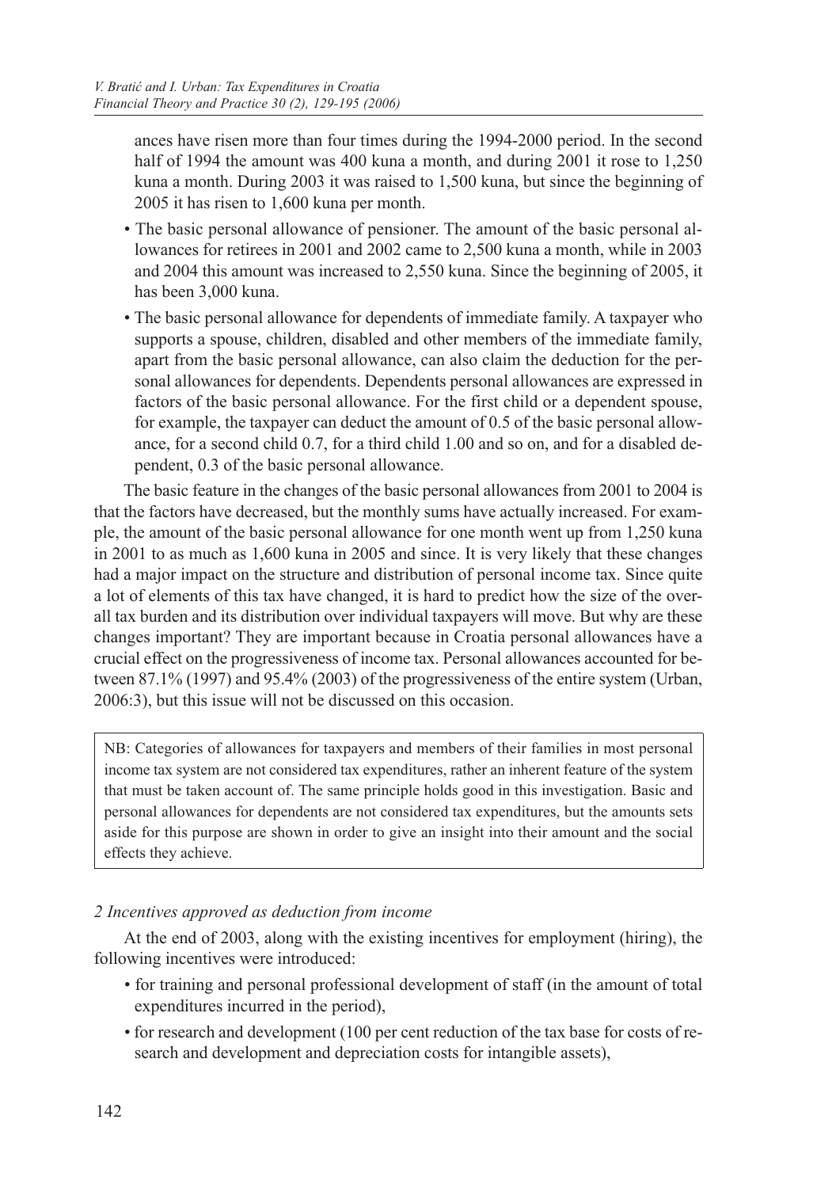ances have risen more than four times during the 1994-2000 period. In the second half of 1994 the amount was 400 kuna a month, and during 2001 it rose to 1,250 kuna a month. During 2003 it was raised to 1,500 kuna, but since the beginning of 2005 it has risen to 1,600 kuna per month.

- The basic personal allowance of pensioner. The amount of the basic personal allowances for retirees in 2001 and 2002 came to 2,500 kuna a month, while in 2003 and 2004 this amount was increased to 2,550 kuna. Since the beginning of 2005, it has been 3,000 kuna.
- The basic personal allowance for dependents of immediate family. A taxpayer who supports a spouse, children, disabled and other members of the immediate family, apart from the basic personal allowance, can also claim the deduction for the personal allowances for dependents. Dependents personal allowances are expressed in factors of the basic personal allowance. For the first child or a dependent spouse, for example, the taxpayer can deduct the amount of 0.5 of the basic personal allowance, for a second child 0.7, for a third child 1.00 and so on, and for a disabled dependent, 0.3 of the basic personal allowance.

The basic feature in the changes of the basic personal allowances from 2001 to 2004 is that the factors have decreased, but the monthly sums have actually increased. For example, the amount of the basic personal allowance for one month went up from 1,250 kuna in 2001 to as much as 1,600 kuna in 2005 and since. It is very likely that these changes had a major impact on the structure and distribution of personal income tax. Since quite a lot of elements of this tax have changed, it is hard to predict how the size of the overall tax burden and its distribution over individual taxpayers will move. But why are these changes important? They are important because in Croatia personal allowances have a crucial effect on the progressiveness of income tax. Personal allowances accounted for between 87.1% (1997) and 95.4% (2003) of the progressiveness of the entire system (Urban, 2006:3), but this issue will not be discussed on this occasion.

> NB: Categories of allowances for taxpayers and members of their families in most personal income tax system are not considered tax expenditures, rather an inherent feature of the system that must be taken account of. The same principle holds good in this investigation. Basic and personal allowances for dependents are not considered tax expenditures, but the amounts sets aside for this purpose are shown in order to give an insight into their amount and the social effects they achieve.

### *2 Incentives approved as deduction from income*

At the end of 2003, along with the existing incentives for employment (hiring), the following incentives were introduced:

- for training and personal professional development of staff (in the amount of total expenditures incurred in the period),
- for research and development (100 per cent reduction of the tax base for costs of research and development and depreciation costs for intangible assets),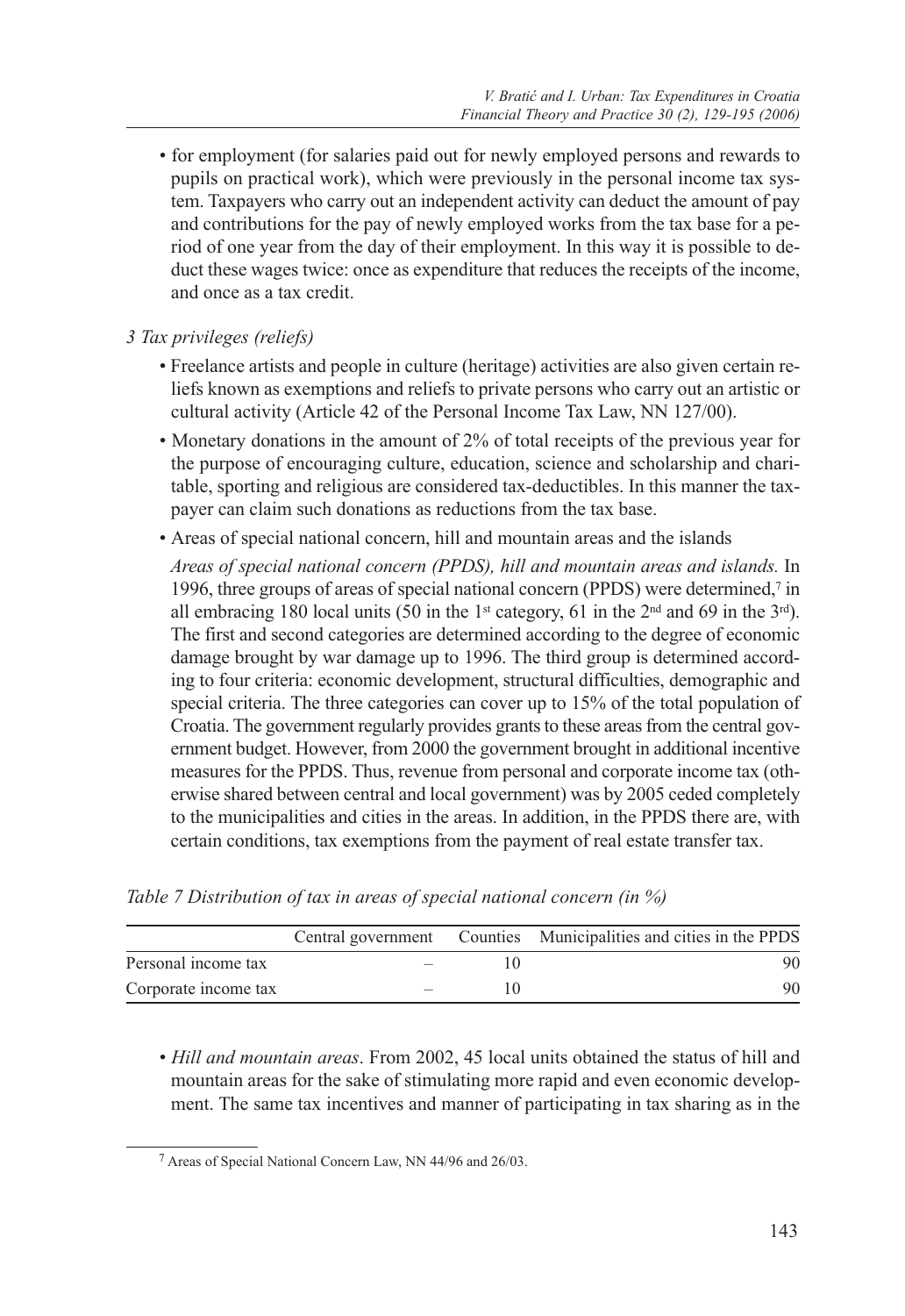- for employment (for salaries paid out for newly employed persons and rewards to pupils on practical work), which were previously in the personal income tax system. Taxpayers who carry out an independent activity can deduct the amount of pay and contributions for the pay of newly employed works from the tax base for a period of one year from the day of their employment. In this way it is possible to deduct these wages twice: once as expenditure that reduces the receipts of the income, and once as a tax credit.

*3 Tax privileges (reliefs)*

- Freelance artists and people in culture (heritage) activities are also given certain reliefs known as exemptions and reliefs to private persons who carry out an artistic or cultural activity (Article 42 of the Personal Income Tax Law, NN 127/00).
- Monetary donations in the amount of 2% of total receipts of the previous year for the purpose of encouraging culture, education, science and scholarship and charitable, sporting and religious are considered tax-deductibles. In this manner the taxpayer can claim such donations as reductions from the tax base.
- Areas of special national concern, hill and mountain areas and the islands

  *Areas of special national concern (PPDS), hill and mountain areas and islands.* In 1996, three groups of areas of special national concern (PPDS) were determined,[7] in all embracing 180 local units (50 in the 1st category, 61 in the 2nd and 69 in the 3rd). The first and second categories are determined according to the degree of economic damage brought by war damage up to 1996. The third group is determined according to four criteria: economic development, structural difficulties, demographic and special criteria. The three categories can cover up to 15% of the total population of Croatia. The government regularly provides grants to these areas from the central government budget. However, from 2000 the government brought in additional incentive measures for the PPDS. Thus, revenue from personal and corporate income tax (otherwise shared between central and local government) was by 2005 ceded completely to the municipalities and cities in the areas. In addition, in the PPDS there are, with certain conditions, tax exemptions from the payment of real estate transfer tax.

*Table 7 Distribution of tax in areas of special national concern (in %)*

| | Central government | Counties | Municipalities and cities in the PPDS |
|---|---|---|---|
| Personal income tax | – | 10 | 90 |
| Corporate income tax | – | 10 | 90 |

- *Hill and mountain areas*. From 2002, 45 local units obtained the status of hill and mountain areas for the sake of stimulating more rapid and even economic development. The same tax incentives and manner of participating in tax sharing as in the

[7] Areas of Special National Concern Law, NN 44/96 and 26/03.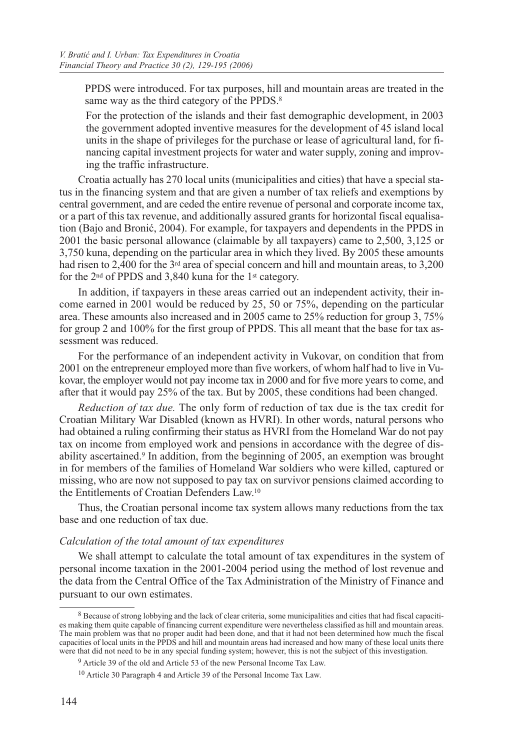PDS were introduced. For tax purposes, hill and mountain areas are treated in the same way as the third category of the PPDS.[8]

For the protection of the islands and their fast demographic development, in 2003 the government adopted inventive measures for the development of 45 island local units in the shape of privileges for the purchase or lease of agricultural land, for financing capital investment projects for water and water supply, zoning and improving the traffic infrastructure.

Croatia actually has 270 local units (municipalities and cities) that have a special status in the financing system and that are given a number of tax reliefs and exemptions by central government, and are ceded the entire revenue of personal and corporate income tax, or a part of this tax revenue, and additionally assured grants for horizontal fiscal equalisation (Bajo and Bronić, 2004). For example, for taxpayers and dependents in the PPDS in 2001 the basic personal allowance (claimable by all taxpayers) came to 2,500, 3,125 or 3,750 kuna, depending on the particular area in which they lived. By 2005 these amounts had risen to 2,400 for the 3rd area of special concern and hill and mountain areas, to 3,200 for the 2nd of PPDS and 3,840 kuna for the 1st category.

In addition, if taxpayers in these areas carried out an independent activity, their income earned in 2001 would be reduced by 25, 50 or 75%, depending on the particular area. These amounts also increased and in 2005 came to 25% reduction for group 3, 75% for group 2 and 100% for the first group of PPDS. This all meant that the base for tax assessment was reduced.

For the performance of an independent activity in Vukovar, on condition that from 2001 on the entrepreneur employed more than five workers, of whom half had to live in Vukovar, the employer would not pay income tax in 2000 and for five more years to come, and after that it would pay 25% of the tax. But by 2005, these conditions had been changed.

*Reduction of tax due.* The only form of reduction of tax due is the tax credit for Croatian Military War Disabled (known as HVRI). In other words, natural persons who had obtained a ruling confirming their status as HVRI from the Homeland War do not pay tax on income from employed work and pensions in accordance with the degree of disability ascertained.[9] In addition, from the beginning of 2005, an exemption was brought in for members of the families of Homeland War soldiers who were killed, captured or missing, who are now not supposed to pay tax on survivor pensions claimed according to the Entitlements of Croatian Defenders Law.[10]

Thus, the Croatian personal income tax system allows many reductions from the tax base and one reduction of tax due.

### *Calculation of the total amount of tax expenditures*

We shall attempt to calculate the total amount of tax expenditures in the system of personal income taxation in the 2001-2004 period using the method of lost revenue and the data from the Central Office of the Tax Administration of the Ministry of Finance and pursuant to our own estimates.

---

[8] Because of strong lobbying and the lack of clear criteria, some municipalities and cities that had fiscal capacities making them quite capable of financing current expenditure were nevertheless classified as hill and mountain areas. The main problem was that no proper audit had been done, and that it had not been determined how much the fiscal capacities of local units in the PPDS and hill and mountain areas had increased and how many of these local units there were that did not need to be in any special funding system; however, this is not the subject of this investigation.

[9] Article 39 of the old and Article 53 of the new Personal Income Tax Law.

[10] Article 30 Paragraph 4 and Article 39 of the Personal Income Tax Law.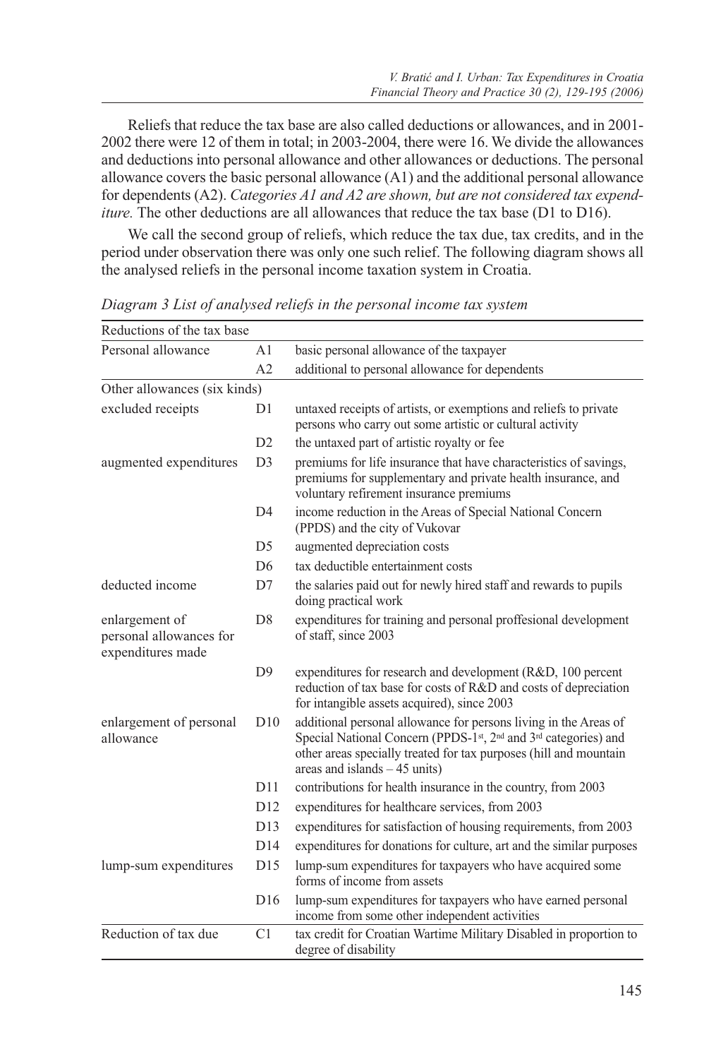Reliefs that reduce the tax base are also called deductions or allowances, and in 2001-2002 there were 12 of them in total; in 2003-2004, there were 16. We divide the allowances and deductions into personal allowance and other allowances or deductions. The personal allowance covers the basic personal allowance (A1) and the additional personal allowance for dependents (A2). *Categories A1 and A2 are shown, but are not considered tax expenditure.* The other deductions are all allowances that reduce the tax base (D1 to D16).

We call the second group of reliefs, which reduce the tax due, tax credits, and in the period under observation there was only one such relief. The following diagram shows all the analysed reliefs in the personal income taxation system in Croatia.

*Diagram 3 List of analysed reliefs in the personal income tax system*

| Reductions of the tax base | | |
|---|---|---|
| Personal allowance | A1 | basic personal allowance of the taxpayer |
| | A2 | additional to personal allowance for dependents |
| Other allowances (six kinds) | | |
| excluded receipts | D1 | untaxed receipts of artists, or exemptions and reliefs to private persons who carry out some artistic or cultural activity |
| | D2 | the untaxed part of artistic royalty or fee |
| augmented expenditures | D3 | premiums for life insurance that have characteristics of savings, premiums for supplementary and private health insurance, and voluntary refirement insurance premiums |
| | D4 | income reduction in the Areas of Special National Concern (PPDS) and the city of Vukovar |
| | D5 | augmented depreciation costs |
| | D6 | tax deductible entertainment costs |
| deducted income | D7 | the salaries paid out for newly hired staff and rewards to pupils doing practical work |
| enlargement of personal allowances for expenditures made | D8 | expenditures for training and personal proffesional development of staff, since 2003 |
| | D9 | expenditures for research and development (R&D, 100 percent reduction of tax base for costs of R&D and costs of depreciation for intangible assets acquired), since 2003 |
| enlargement of personal allowance | D10 | additional personal allowance for persons living in the Areas of Special National Concern (PPDS-1st, 2nd and 3rd categories) and other areas specially treated for tax purposes (hill and mountain areas and islands – 45 units) |
| | D11 | contributions for health insurance in the country, from 2003 |
| | D12 | expenditures for healthcare services, from 2003 |
| | D13 | expenditures for satisfaction of housing requirements, from 2003 |
| | D14 | expenditures for donations for culture, art and the similar purposes |
| lump-sum expenditures | D15 | lump-sum expenditures for taxpayers who have acquired some forms of income from assets |
| | D16 | lump-sum expenditures for taxpayers who have earned personal income from some other independent activities |
| Reduction of tax due | C1 | tax credit for Croatian Wartime Military Disabled in proportion to degree of disability |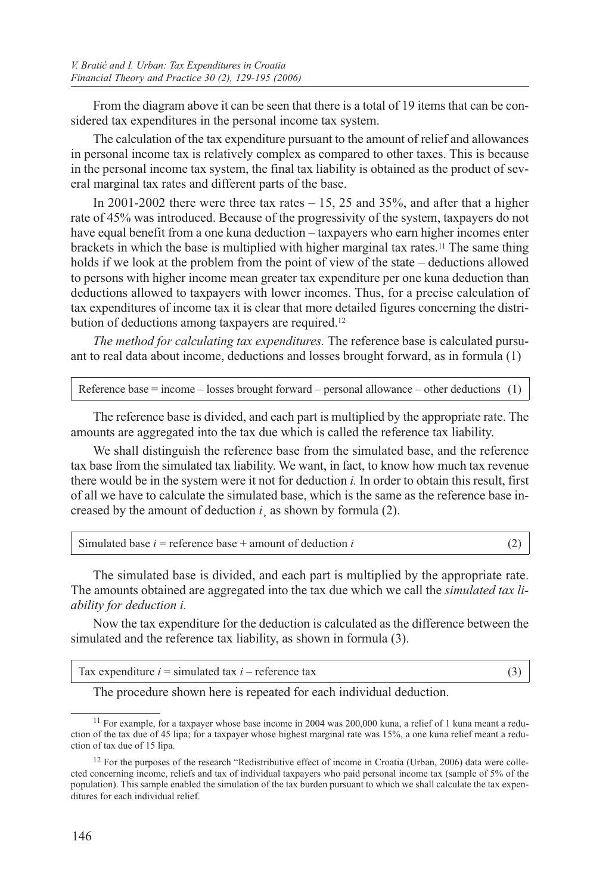From the diagram above it can be seen that there is a total of 19 items that can be considered tax expenditures in the personal income tax system.

The calculation of the tax expenditure pursuant to the amount of relief and allowances in personal income tax is relatively complex as compared to other taxes. This is because in the personal income tax system, the final tax liability is obtained as the product of several marginal tax rates and different parts of the base.

In 2001-2002 there were three tax rates – 15, 25 and 35%, and after that a higher rate of 45% was introduced. Because of the progressivity of the system, taxpayers do not have equal benefit from a one kuna deduction – taxpayers who earn higher incomes enter brackets in which the base is multiplied with higher marginal tax rates.[11] The same thing holds if we look at the problem from the point of view of the state – deductions allowed to persons with higher income mean greater tax expenditure per one kuna deduction than deductions allowed to taxpayers with lower incomes. Thus, for a precise calculation of tax expenditures of income tax it is clear that more detailed figures concerning the distribution of deductions among taxpayers are required.[12]

*The method for calculating tax expenditures.* The reference base is calculated pursuant to real data about income, deductions and losses brought forward, as in formula (1)

| Reference base = income – losses brought forward – personal allowance – other deductions (1) |
|---|

The reference base is divided, and each part is multiplied by the appropriate rate. The amounts are aggregated into the tax due which is called the reference tax liability.

We shall distinguish the reference base from the simulated base, and the reference tax base from the simulated tax liability. We want, in fact, to know how much tax revenue there would be in the system were it not for deduction *i.* In order to obtain this result, first of all we have to calculate the simulated base, which is the same as the reference base increased by the amount of deduction *i*¸ as shown by formula (2).

| Simulated base $i$ = reference base + amount of deduction $i$ (2) |
|---|

The simulated base is divided, and each part is multiplied by the appropriate rate. The amounts obtained are aggregated into the tax due which we call the *simulated tax liability for deduction i.*

Now the tax expenditure for the deduction is calculated as the difference between the simulated and the reference tax liability, as shown in formula (3).

| Tax expenditure $i$ = simulated tax $i$ – reference tax (3) |
|---|

The procedure shown here is repeated for each individual deduction.

[11] For example, for a taxpayer whose base income in 2004 was 200,000 kuna, a relief of 1 kuna meant a reduction of the tax due of 45 lipa; for a taxpayer whose highest marginal rate was 15%, a one kuna relief meant a reduction of tax due of 15 lipa.

[12] For the purposes of the research "Redistributive effect of income in Croatia (Urban, 2006) data were collected concerning income, reliefs and tax of individual taxpayers who paid personal income tax (sample of 5% of the population). This sample enabled the simulation of the tax burden pursuant to which we shall calculate the tax expenditures for each individual relief.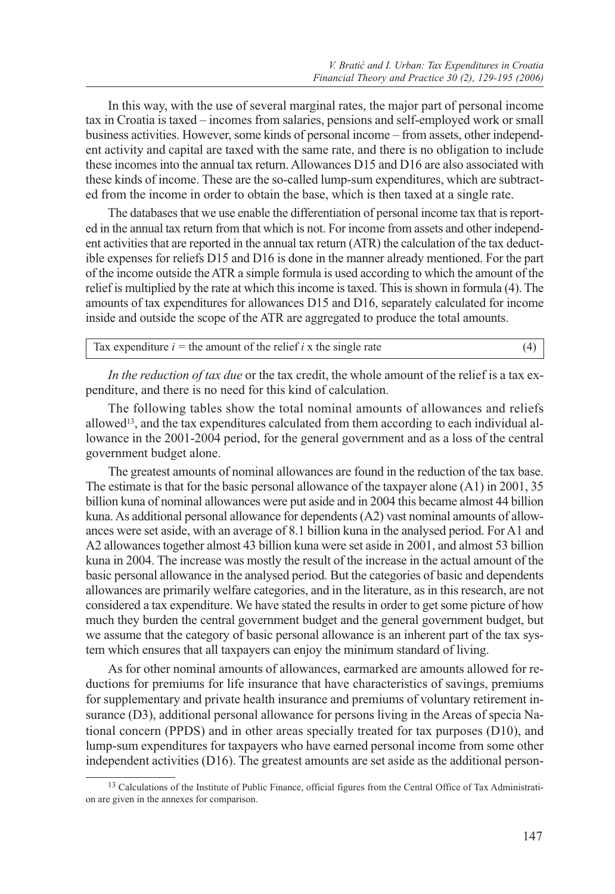In this way, with the use of several marginal rates, the major part of personal income tax in Croatia is taxed – incomes from salaries, pensions and self-employed work or small business activities. However, some kinds of personal income – from assets, other independent activity and capital are taxed with the same rate, and there is no obligation to include these incomes into the annual tax return. Allowances D15 and D16 are also associated with these kinds of income. These are the so-called lump-sum expenditures, which are subtracted from the income in order to obtain the base, which is then taxed at a single rate.

The databases that we use enable the differentiation of personal income tax that is reported in the annual tax return from that which is not. For income from assets and other independent activities that are reported in the annual tax return (ATR) the calculation of the tax deductible expenses for reliefs D15 and D16 is done in the manner already mentioned. For the part of the income outside the ATR a simple formula is used according to which the amount of the relief is multiplied by the rate at which this income is taxed. This is shown in formula (4). The amounts of tax expenditures for allowances D15 and D16, separately calculated for income inside and outside the scope of the ATR are aggregated to produce the total amounts.

$$\text{Tax expenditure } i = \text{the amount of the relief } i \times \text{the single rate} \quad (4)$$

*In the reduction of tax due* or the tax credit, the whole amount of the relief is a tax expenditure, and there is no need for this kind of calculation.

The following tables show the total nominal amounts of allowances and reliefs allowed[13], and the tax expenditures calculated from them according to each individual allowance in the 2001-2004 period, for the general government and as a loss of the central government budget alone.

The greatest amounts of nominal allowances are found in the reduction of the tax base. The estimate is that for the basic personal allowance of the taxpayer alone (A1) in 2001, 35 billion kuna of nominal allowances were put aside and in 2004 this became almost 44 billion kuna. As additional personal allowance for dependents (A2) vast nominal amounts of allowances were set aside, with an average of 8.1 billion kuna in the analysed period. For A1 and A2 allowances together almost 43 billion kuna were set aside in 2001, and almost 53 billion kuna in 2004. The increase was mostly the result of the increase in the actual amount of the basic personal allowance in the analysed period. But the categories of basic and dependents allowances are primarily welfare categories, and in the literature, as in this research, are not considered a tax expenditure. We have stated the results in order to get some picture of how much they burden the central government budget and the general government budget, but we assume that the category of basic personal allowance is an inherent part of the tax system which ensures that all taxpayers can enjoy the minimum standard of living.

As for other nominal amounts of allowances, earmarked are amounts allowed for reductions for premiums for life insurance that have characteristics of savings, premiums for supplementary and private health insurance and premiums of voluntary retirement insurance (D3), additional personal allowance for persons living in the Areas of specia National concern (PPDS) and in other areas specially treated for tax purposes (D10), and lump-sum expenditures for taxpayers who have earned personal income from some other independent activities (D16). The greatest amounts are set aside as the additional person-

[13] Calculations of the Institute of Public Finance, official figures from the Central Office of Tax Administration are given in the annexes for comparison.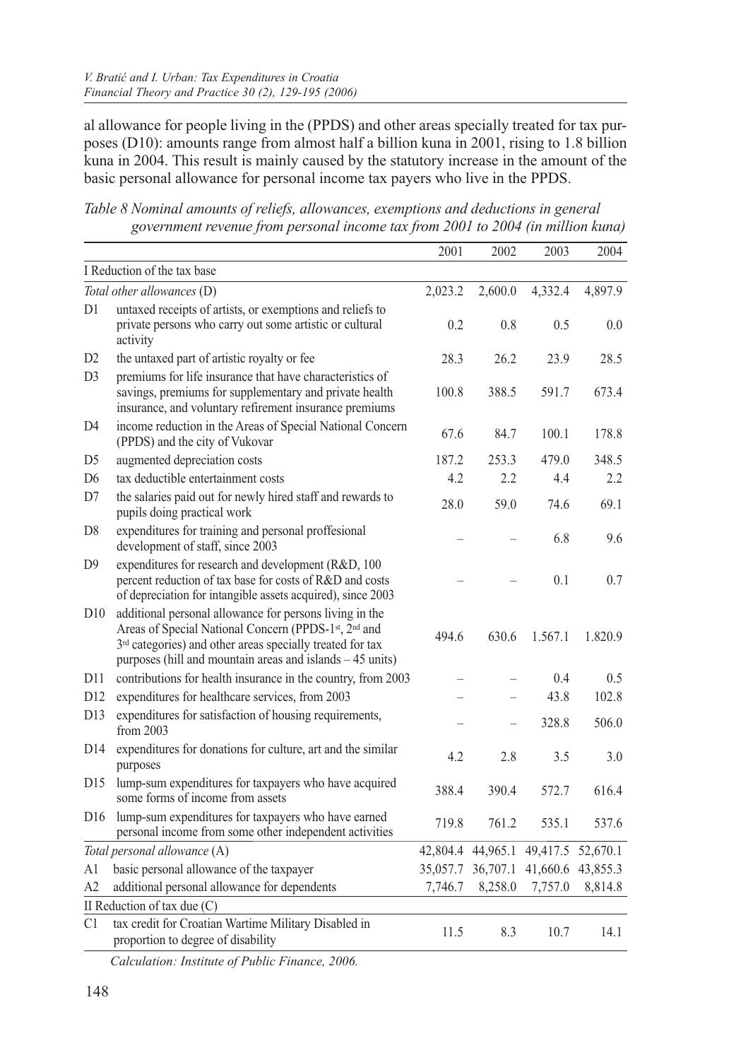al allowance for people living in the (PPDS) and other areas specially treated for tax purposes (D10): amounts range from almost half a billion kuna in 2001, rising to 1.8 billion kuna in 2004. This result is mainly caused by the statutory increase in the amount of the basic personal allowance for personal income tax payers who live in the PPDS.

*Table 8 Nominal amounts of reliefs, allowances, exemptions and deductions in general government revenue from personal income tax from 2001 to 2004 (in million kuna)*

| | | 2001 | 2002 | 2003 | 2004 |
|---|---|---|---|---|---|
| I Reduction of the tax base | | | | | |
| *Total other allowances* (D) | | 2,023.2 | 2,600.0 | 4,332.4 | 4,897.9 |
| D1 | untaxed receipts of artists, or exemptions and reliefs to private persons who carry out some artistic or cultural activity | 0.2 | 0.8 | 0.5 | 0.0 |
| D2 | the untaxed part of artistic royalty or fee | 28.3 | 26.2 | 23.9 | 28.5 |
| D3 | premiums for life insurance that have characteristics of savings, premiums for supplementary and private health insurance, and voluntary refirement insurance premiums | 100.8 | 388.5 | 591.7 | 673.4 |
| D4 | income reduction in the Areas of Special National Concern (PPDS) and the city of Vukovar | 67.6 | 84.7 | 100.1 | 178.8 |
| D5 | augmented depreciation costs | 187.2 | 253.3 | 479.0 | 348.5 |
| D6 | tax deductible entertainment costs | 4.2 | 2.2 | 4.4 | 2.2 |
| D7 | the salaries paid out for newly hired staff and rewards to pupils doing practical work | 28.0 | 59.0 | 74.6 | 69.1 |
| D8 | expenditures for training and personal proffesional development of staff, since 2003 | – | – | 6.8 | 9.6 |
| D9 | expenditures for research and development (R&D, 100 percent reduction of tax base for costs of R&D and costs of depreciation for intangible assets acquired), since 2003 | – | – | 0.1 | 0.7 |
| D10 | additional personal allowance for persons living in the Areas of Special National Concern (PPDS-1st, 2nd and 3rd categories) and other areas specially treated for tax purposes (hill and mountain areas and islands – 45 units) | 494.6 | 630.6 | 1.567.1 | 1.820.9 |
| D11 | contributions for health insurance in the country, from 2003 | – | – | 0.4 | 0.5 |
| D12 | expenditures for healthcare services, from 2003 | – | – | 43.8 | 102.8 |
| D13 | expenditures for satisfaction of housing requirements, from 2003 | – | – | 328.8 | 506.0 |
| D14 | expenditures for donations for culture, art and the similar purposes | 4.2 | 2.8 | 3.5 | 3.0 |
| D15 | lump-sum expenditures for taxpayers who have acquired some forms of income from assets | 388.4 | 390.4 | 572.7 | 616.4 |
| D16 | lump-sum expenditures for taxpayers who have earned personal income from some other independent activities | 719.8 | 761.2 | 535.1 | 537.6 |
| *Total personal allowance* (A) | | 42,804.4 | 44,965.1 | 49,417.5 | 52,670.1 |
| A1 | basic personal allowance of the taxpayer | 35,057.7 | 36,707.1 | 41,660.6 | 43,855.3 |
| A2 | additional personal allowance for dependents | 7,746.7 | 8,258.0 | 7,757.0 | 8,814.8 |
| II Reduction of tax due (C) | | | | | |
| C1 | tax credit for Croatian Wartime Military Disabled in proportion to degree of disability | 11.5 | 8.3 | 10.7 | 14.1 |

*Calculation: Institute of Public Finance, 2006.*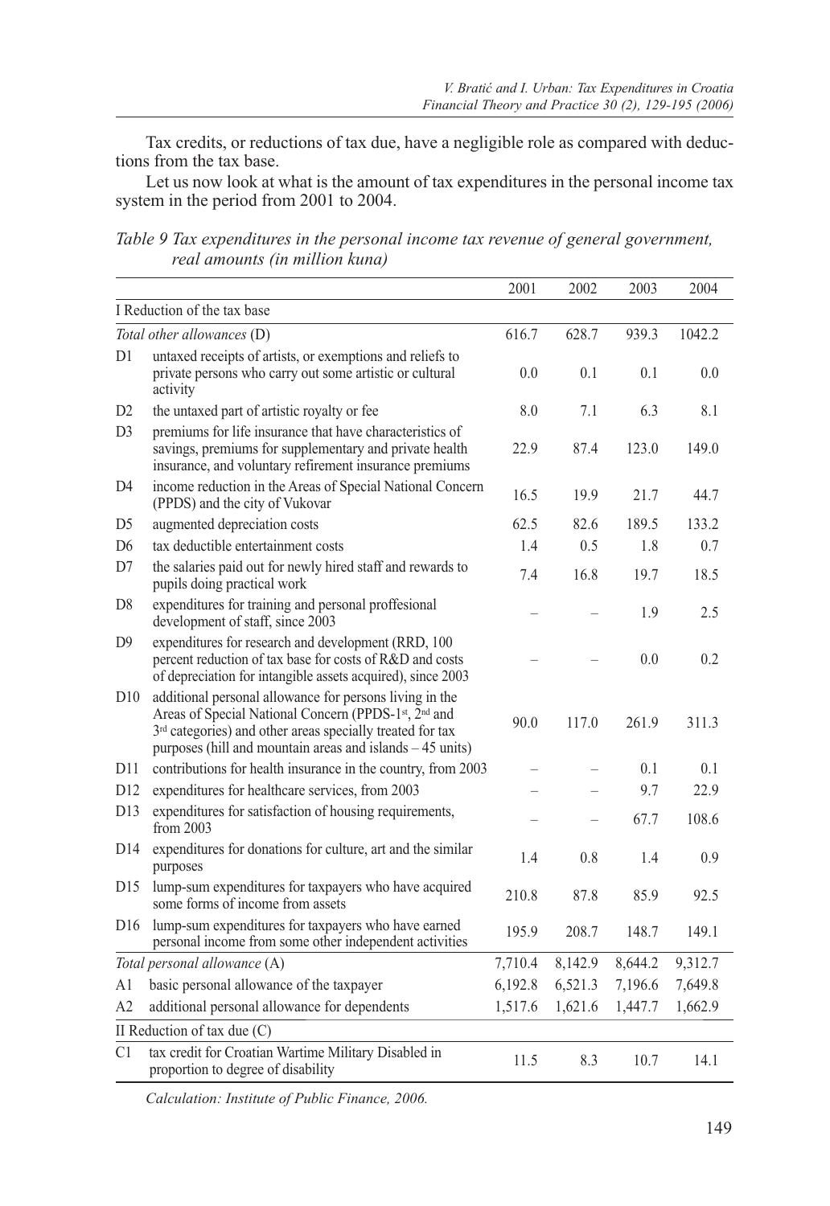Tax credits, or reductions of tax due, have a negligible role as compared with deductions from the tax base.

Let us now look at what is the amount of tax expenditures in the personal income tax system in the period from 2001 to 2004.

*Table 9 Tax expenditures in the personal income tax revenue of general government, real amounts (in million kuna)*

| | | 2001 | 2002 | 2003 | 2004 |
|---|---|---|---|---|---|
| I Reduction of the tax base | | | | | |
| *Total other allowances* (D) | | 616.7 | 628.7 | 939.3 | 1042.2 |
| D1 | untaxed receipts of artists, or exemptions and reliefs to private persons who carry out some artistic or cultural activity | 0.0 | 0.1 | 0.1 | 0.0 |
| D2 | the untaxed part of artistic royalty or fee | 8.0 | 7.1 | 6.3 | 8.1 |
| D3 | premiums for life insurance that have characteristics of savings, premiums for supplementary and private health insurance, and voluntary refirement insurance premiums | 22.9 | 87.4 | 123.0 | 149.0 |
| D4 | income reduction in the Areas of Special National Concern (PPDS) and the city of Vukovar | 16.5 | 19.9 | 21.7 | 44.7 |
| D5 | augmented depreciation costs | 62.5 | 82.6 | 189.5 | 133.2 |
| D6 | tax deductible entertainment costs | 1.4 | 0.5 | 1.8 | 0.7 |
| D7 | the salaries paid out for newly hired staff and rewards to pupils doing practical work | 7.4 | 16.8 | 19.7 | 18.5 |
| D8 | expenditures for training and personal proffesional development of staff, since 2003 | – | – | 1.9 | 2.5 |
| D9 | expenditures for research and development (RRD, 100 percent reduction of tax base for costs of R&D and costs of depreciation for intangible assets acquired), since 2003 | – | – | 0.0 | 0.2 |
| D10 | additional personal allowance for persons living in the Areas of Special National Concern (PPDS-1st, 2nd and 3rd categories) and other areas specially treated for tax purposes (hill and mountain areas and islands – 45 units) | 90.0 | 117.0 | 261.9 | 311.3 |
| D11 | contributions for health insurance in the country, from 2003 | – | – | 0.1 | 0.1 |
| D12 | expenditures for healthcare services, from 2003 | – | – | 9.7 | 22.9 |
| D13 | expenditures for satisfaction of housing requirements, from 2003 | – | – | 67.7 | 108.6 |
| D14 | expenditures for donations for culture, art and the similar purposes | 1.4 | 0.8 | 1.4 | 0.9 |
| D15 | lump-sum expenditures for taxpayers who have acquired some forms of income from assets | 210.8 | 87.8 | 85.9 | 92.5 |
| D16 | lump-sum expenditures for taxpayers who have earned personal income from some other independent activities | 195.9 | 208.7 | 148.7 | 149.1 |
| *Total personal allowance* (A) | | 7,710.4 | 8,142.9 | 8,644.2 | 9,312.7 |
| A1 | basic personal allowance of the taxpayer | 6,192.8 | 6,521.3 | 7,196.6 | 7,649.8 |
| A2 | additional personal allowance for dependents | 1,517.6 | 1,621.6 | 1,447.7 | 1,662.9 |
| II Reduction of tax due (C) | | | | | |
| C1 | tax credit for Croatian Wartime Military Disabled in proportion to degree of disability | 11.5 | 8.3 | 10.7 | 14.1 |

*Calculation: Institute of Public Finance, 2006.*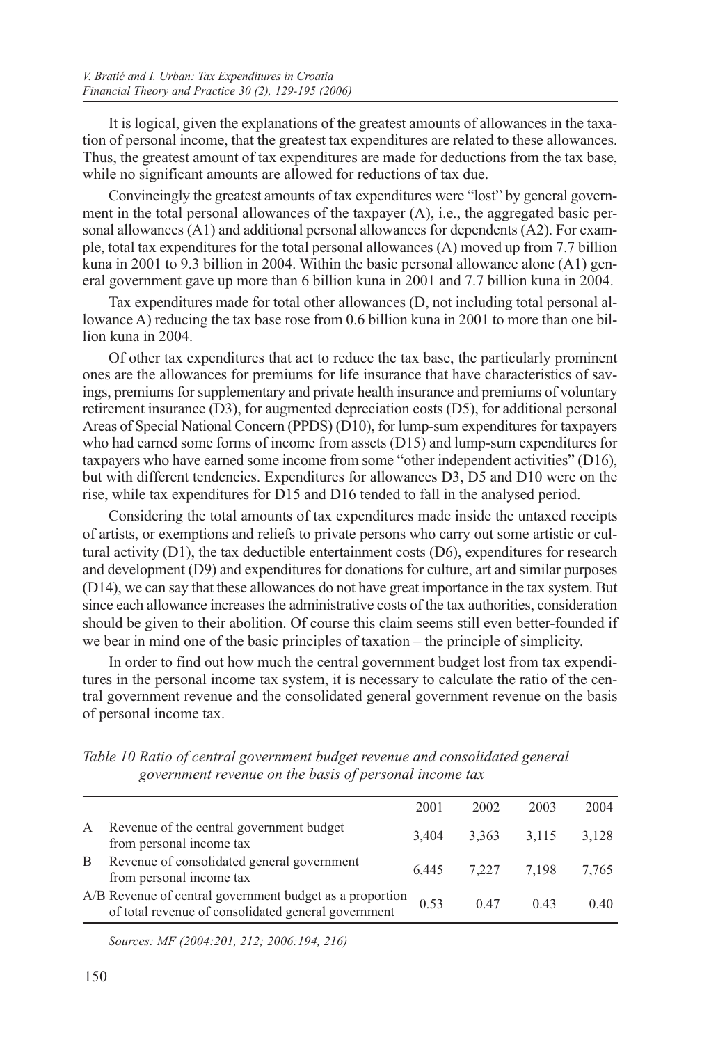It is logical, given the explanations of the greatest amounts of allowances in the taxation of personal income, that the greatest tax expenditures are related to these allowances. Thus, the greatest amount of tax expenditures are made for deductions from the tax base, while no significant amounts are allowed for reductions of tax due.

Convincingly the greatest amounts of tax expenditures were "lost" by general government in the total personal allowances of the taxpayer (A), i.e., the aggregated basic personal allowances (A1) and additional personal allowances for dependents (A2). For example, total tax expenditures for the total personal allowances (A) moved up from 7.7 billion kuna in 2001 to 9.3 billion in 2004. Within the basic personal allowance alone (A1) general government gave up more than 6 billion kuna in 2001 and 7.7 billion kuna in 2004.

Tax expenditures made for total other allowances (D, not including total personal allowance A) reducing the tax base rose from 0.6 billion kuna in 2001 to more than one billion kuna in 2004.

Of other tax expenditures that act to reduce the tax base, the particularly prominent ones are the allowances for premiums for life insurance that have characteristics of savings, premiums for supplementary and private health insurance and premiums of voluntary retirement insurance (D3), for augmented depreciation costs (D5), for additional personal Areas of Special National Concern (PPDS) (D10), for lump-sum expenditures for taxpayers who had earned some forms of income from assets (D15) and lump-sum expenditures for taxpayers who have earned some income from some "other independent activities" (D16), but with different tendencies. Expenditures for allowances D3, D5 and D10 were on the rise, while tax expenditures for D15 and D16 tended to fall in the analysed period.

Considering the total amounts of tax expenditures made inside the untaxed receipts of artists, or exemptions and reliefs to private persons who carry out some artistic or cultural activity (D1), the tax deductible entertainment costs (D6), expenditures for research and development (D9) and expenditures for donations for culture, art and similar purposes (D14), we can say that these allowances do not have great importance in the tax system. But since each allowance increases the administrative costs of the tax authorities, consideration should be given to their abolition. Of course this claim seems still even better-founded if we bear in mind one of the basic principles of taxation – the principle of simplicity.

In order to find out how much the central government budget lost from tax expenditures in the personal income tax system, it is necessary to calculate the ratio of the central government revenue and the consolidated general government revenue on the basis of personal income tax.

*Table 10 Ratio of central government budget revenue and consolidated general government revenue on the basis of personal income tax*

| | | 2001 | 2002 | 2003 | 2004 |
|---|---|---|---|---|---|
| A | Revenue of the central government budget from personal income tax | 3,404 | 3,363 | 3,115 | 3,128 |
| B | Revenue of consolidated general government from personal income tax | 6,445 | 7,227 | 7,198 | 7,765 |
| A/B | Revenue of central government budget as a proportion of total revenue of consolidated general government | 0.53 | 0.47 | 0.43 | 0.40 |

*Sources: MF (2004:201, 212; 2006:194, 216)*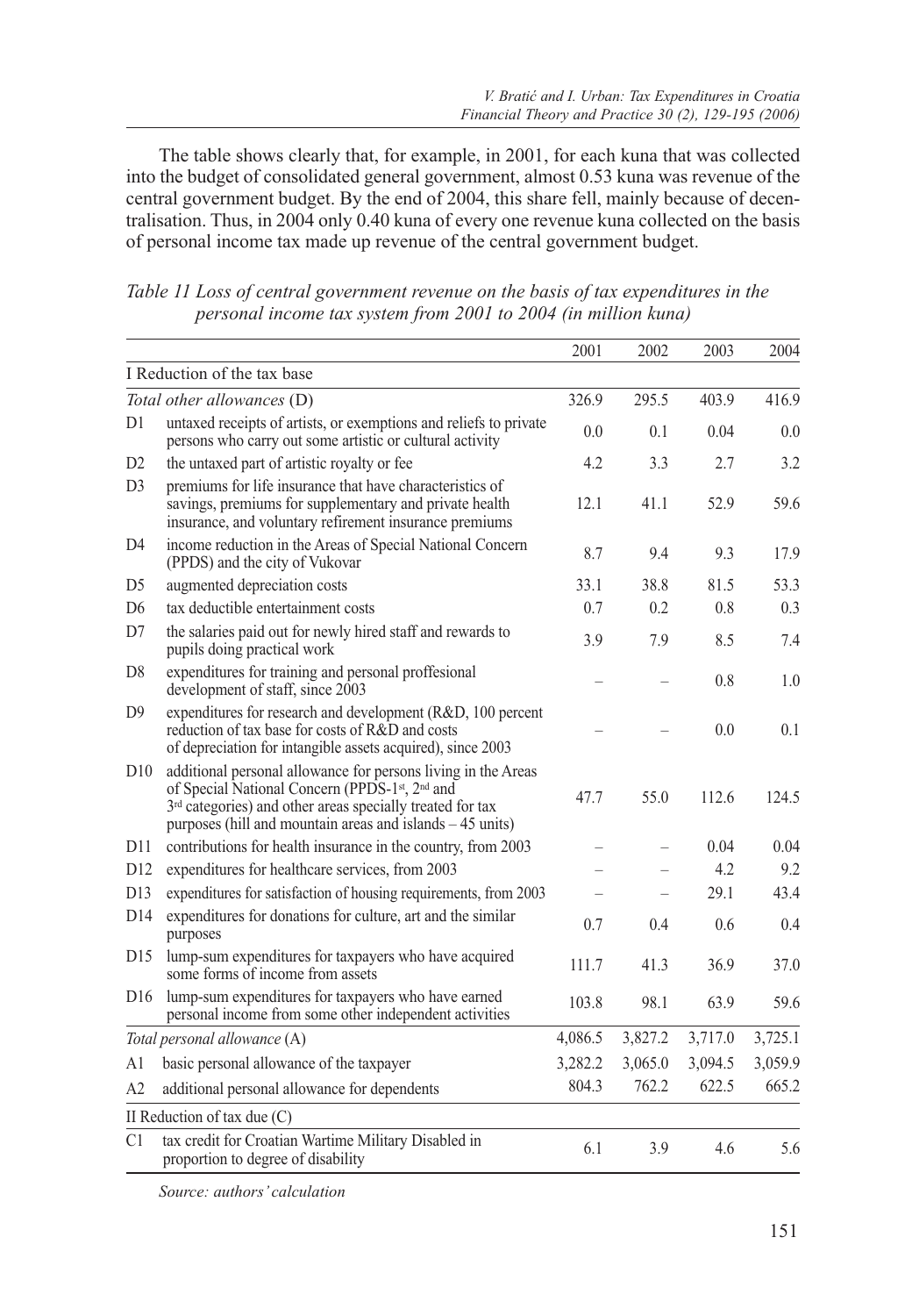The table shows clearly that, for example, in 2001, for each kuna that was collected into the budget of consolidated general government, almost 0.53 kuna was revenue of the central government budget. By the end of 2004, this share fell, mainly because of decentralisation. Thus, in 2004 only 0.40 kuna of every one revenue kuna collected on the basis of personal income tax made up revenue of the central government budget.

*Table 11 Loss of central government revenue on the basis of tax expenditures in the personal income tax system from 2001 to 2004 (in million kuna)*

| | | 2001 | 2002 | 2003 | 2004 |
|---|---|---|---|---|---|
| I Reduction of the tax base | | | | | |
| *Total other allowances* (D) | | 326.9 | 295.5 | 403.9 | 416.9 |
| D1 | untaxed receipts of artists, or exemptions and reliefs to private persons who carry out some artistic or cultural activity | 0.0 | 0.1 | 0.04 | 0.0 |
| D2 | the untaxed part of artistic royalty or fee | 4.2 | 3.3 | 2.7 | 3.2 |
| D3 | premiums for life insurance that have characteristics of savings, premiums for supplementary and private health insurance, and voluntary refirement insurance premiums | 12.1 | 41.1 | 52.9 | 59.6 |
| D4 | income reduction in the Areas of Special National Concern (PPDS) and the city of Vukovar | 8.7 | 9.4 | 9.3 | 17.9 |
| D5 | augmented depreciation costs | 33.1 | 38.8 | 81.5 | 53.3 |
| D6 | tax deductible entertainment costs | 0.7 | 0.2 | 0.8 | 0.3 |
| D7 | the salaries paid out for newly hired staff and rewards to pupils doing practical work | 3.9 | 7.9 | 8.5 | 7.4 |
| D8 | expenditures for training and personal proffesional development of staff, since 2003 | – | – | 0.8 | 1.0 |
| D9 | expenditures for research and development (R&D, 100 percent reduction of tax base for costs of R&D and costs of depreciation for intangible assets acquired), since 2003 | – | – | 0.0 | 0.1 |
| D10 | additional personal allowance for persons living in the Areas of Special National Concern (PPDS-1st, 2nd and 3rd categories) and other areas specially treated for tax purposes (hill and mountain areas and islands – 45 units) | 47.7 | 55.0 | 112.6 | 124.5 |
| D11 | contributions for health insurance in the country, from 2003 | – | – | 0.04 | 0.04 |
| D12 | expenditures for healthcare services, from 2003 | – | – | 4.2 | 9.2 |
| D13 | expenditures for satisfaction of housing requirements, from 2003 | – | – | 29.1 | 43.4 |
| D14 | expenditures for donations for culture, art and the similar purposes | 0.7 | 0.4 | 0.6 | 0.4 |
| D15 | lump-sum expenditures for taxpayers who have acquired some forms of income from assets | 111.7 | 41.3 | 36.9 | 37.0 |
| D16 | lump-sum expenditures for taxpayers who have earned personal income from some other independent activities | 103.8 | 98.1 | 63.9 | 59.6 |
| *Total personal allowance* (A) | | 4,086.5 | 3,827.2 | 3,717.0 | 3,725.1 |
| A1 | basic personal allowance of the taxpayer | 3,282.2 | 3,065.0 | 3,094.5 | 3,059.9 |
| A2 | additional personal allowance for dependents | 804.3 | 762.2 | 622.5 | 665.2 |
| II Reduction of tax due (C) | | | | | |
| C1 | tax credit for Croatian Wartime Military Disabled in proportion to degree of disability | 6.1 | 3.9 | 4.6 | 5.6 |

*Source: authors' calculation*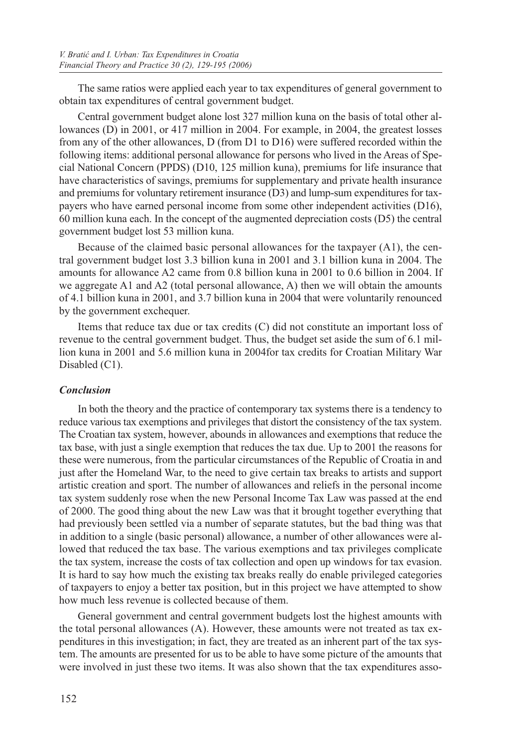The same ratios were applied each year to tax expenditures of general government to obtain tax expenditures of central government budget.

Central government budget alone lost 327 million kuna on the basis of total other allowances (D) in 2001, or 417 million in 2004. For example, in 2004, the greatest losses from any of the other allowances, D (from D1 to D16) were suffered recorded within the following items: additional personal allowance for persons who lived in the Areas of Special National Concern (PPDS) (D10, 125 million kuna), premiums for life insurance that have characteristics of savings, premiums for supplementary and private health insurance and premiums for voluntary retirement insurance (D3) and lump-sum expenditures for taxpayers who have earned personal income from some other independent activities (D16), 60 million kuna each. In the concept of the augmented depreciation costs (D5) the central government budget lost 53 million kuna.

Because of the claimed basic personal allowances for the taxpayer (A1), the central government budget lost 3.3 billion kuna in 2001 and 3.1 billion kuna in 2004. The amounts for allowance A2 came from 0.8 billion kuna in 2001 to 0.6 billion in 2004. If we aggregate A1 and A2 (total personal allowance, A) then we will obtain the amounts of 4.1 billion kuna in 2001, and 3.7 billion kuna in 2004 that were voluntarily renounced by the government exchequer.

Items that reduce tax due or tax credits (C) did not constitute an important loss of revenue to the central government budget. Thus, the budget set aside the sum of 6.1 million kuna in 2001 and 5.6 million kuna in 2004for tax credits for Croatian Military War Disabled (C1).

### *Conclusion*

In both the theory and the practice of contemporary tax systems there is a tendency to reduce various tax exemptions and privileges that distort the consistency of the tax system. The Croatian tax system, however, abounds in allowances and exemptions that reduce the tax base, with just a single exemption that reduces the tax due. Up to 2001 the reasons for these were numerous, from the particular circumstances of the Republic of Croatia in and just after the Homeland War, to the need to give certain tax breaks to artists and support artistic creation and sport. The number of allowances and reliefs in the personal income tax system suddenly rose when the new Personal Income Tax Law was passed at the end of 2000. The good thing about the new Law was that it brought together everything that had previously been settled via a number of separate statutes, but the bad thing was that in addition to a single (basic personal) allowance, a number of other allowances were allowed that reduced the tax base. The various exemptions and tax privileges complicate the tax system, increase the costs of tax collection and open up windows for tax evasion. It is hard to say how much the existing tax breaks really do enable privileged categories of taxpayers to enjoy a better tax position, but in this project we have attempted to show how much less revenue is collected because of them.

General government and central government budgets lost the highest amounts with the total personal allowances (A). However, these amounts were not treated as tax expenditures in this investigation; in fact, they are treated as an inherent part of the tax system. The amounts are presented for us to be able to have some picture of the amounts that were involved in just these two items. It was also shown that the tax expenditures asso-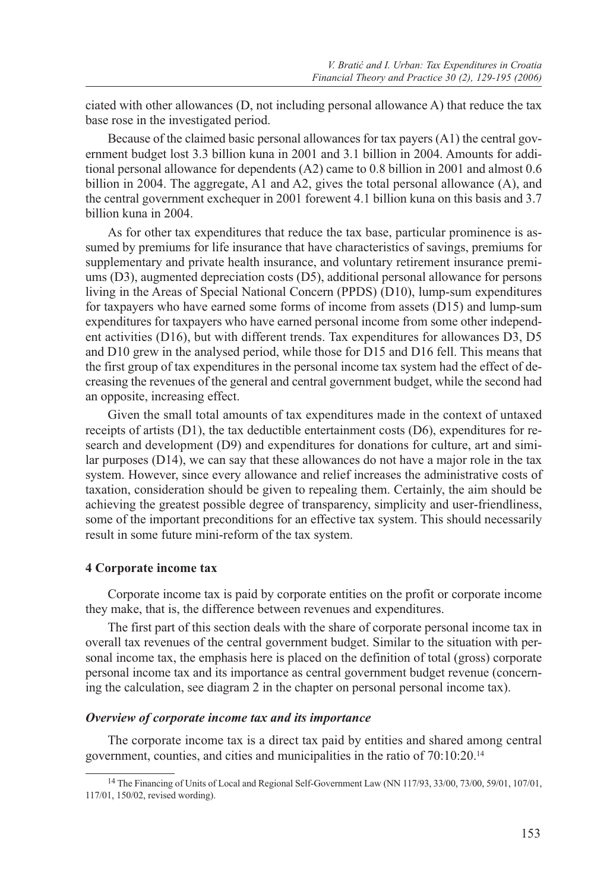ciated with other allowances (D, not including personal allowance A) that reduce the tax base rose in the investigated period.

Because of the claimed basic personal allowances for tax payers (A1) the central government budget lost 3.3 billion kuna in 2001 and 3.1 billion in 2004. Amounts for additional personal allowance for dependents (A2) came to 0.8 billion in 2001 and almost 0.6 billion in 2004. The aggregate, A1 and A2, gives the total personal allowance (A), and the central government exchequer in 2001 forewent 4.1 billion kuna on this basis and 3.7 billion kuna in 2004.

As for other tax expenditures that reduce the tax base, particular prominence is assumed by premiums for life insurance that have characteristics of savings, premiums for supplementary and private health insurance, and voluntary retirement insurance premiums (D3), augmented depreciation costs (D5), additional personal allowance for persons living in the Areas of Special National Concern (PPDS) (D10), lump-sum expenditures for taxpayers who have earned some forms of income from assets (D15) and lump-sum expenditures for taxpayers who have earned personal income from some other independent activities (D16), but with different trends. Tax expenditures for allowances D3, D5 and D10 grew in the analysed period, while those for D15 and D16 fell. This means that the first group of tax expenditures in the personal income tax system had the effect of decreasing the revenues of the general and central government budget, while the second had an opposite, increasing effect.

Given the small total amounts of tax expenditures made in the context of untaxed receipts of artists (D1), the tax deductible entertainment costs (D6), expenditures for research and development (D9) and expenditures for donations for culture, art and similar purposes (D14), we can say that these allowances do not have a major role in the tax system. However, since every allowance and relief increases the administrative costs of taxation, consideration should be given to repealing them. Certainly, the aim should be achieving the greatest possible degree of transparency, simplicity and user-friendliness, some of the important preconditions for an effective tax system. This should necessarily result in some future mini-reform of the tax system.

## 4 Corporate income tax

Corporate income tax is paid by corporate entities on the profit or corporate income they make, that is, the difference between revenues and expenditures.

The first part of this section deals with the share of corporate personal income tax in overall tax revenues of the central government budget. Similar to the situation with personal income tax, the emphasis here is placed on the definition of total (gross) corporate personal income tax and its importance as central government budget revenue (concerning the calculation, see diagram 2 in the chapter on personal personal income tax).

### *Overview of corporate income tax and its importance*

The corporate income tax is a direct tax paid by entities and shared among central government, counties, and cities and municipalities in the ratio of 70:10:20.[14]

[14] The Financing of Units of Local and Regional Self-Government Law (NN 117/93, 33/00, 73/00, 59/01, 107/01, 117/01, 150/02, revised wording).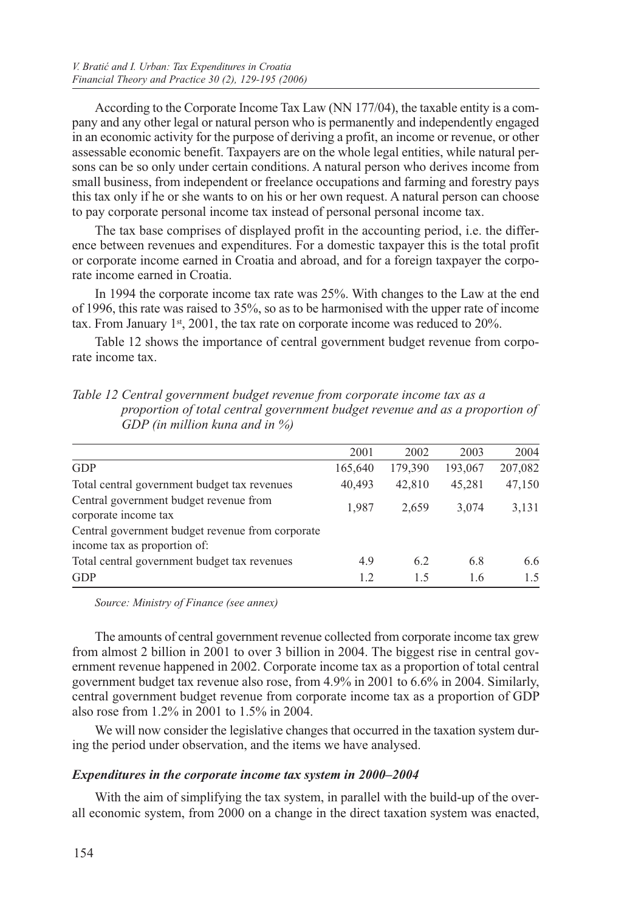According to the Corporate Income Tax Law (NN 177/04), the taxable entity is a company and any other legal or natural person who is permanently and independently engaged in an economic activity for the purpose of deriving a profit, an income or revenue, or other assessable economic benefit. Taxpayers are on the whole legal entities, while natural persons can be so only under certain conditions. A natural person who derives income from small business, from independent or freelance occupations and farming and forestry pays this tax only if he or she wants to on his or her own request. A natural person can choose to pay corporate personal income tax instead of personal personal income tax.

The tax base comprises of displayed profit in the accounting period, i.e. the difference between revenues and expenditures. For a domestic taxpayer this is the total profit or corporate income earned in Croatia and abroad, and for a foreign taxpayer the corporate income earned in Croatia.

In 1994 the corporate income tax rate was 25%. With changes to the Law at the end of 1996, this rate was raised to 35%, so as to be harmonised with the upper rate of income tax. From January 1st, 2001, the tax rate on corporate income was reduced to 20%.

Table 12 shows the importance of central government budget revenue from corporate income tax.

*Table 12 Central government budget revenue from corporate income tax as a proportion of total central government budget revenue and as a proportion of GDP (in million kuna and in %)*

| | 2001 | 2002 | 2003 | 2004 |
|---|---|---|---|---|
| GDP | 165,640 | 179,390 | 193,067 | 207,082 |
| Total central government budget tax revenues | 40,493 | 42,810 | 45,281 | 47,150 |
| Central government budget revenue from corporate income tax | 1,987 | 2,659 | 3,074 | 3,131 |
| Central government budget revenue from corporate income tax as proportion of: | | | | |
| Total central government budget tax revenues | 4.9 | 6.2 | 6.8 | 6.6 |
| GDP | 1.2 | 1.5 | 1.6 | 1.5 |

*Source: Ministry of Finance (see annex)*

The amounts of central government revenue collected from corporate income tax grew from almost 2 billion in 2001 to over 3 billion in 2004. The biggest rise in central government revenue happened in 2002. Corporate income tax as a proportion of total central government budget tax revenue also rose, from 4.9% in 2001 to 6.6% in 2004. Similarly, central government budget revenue from corporate income tax as a proportion of GDP also rose from 1.2% in 2001 to 1.5% in 2004.

We will now consider the legislative changes that occurred in the taxation system during the period under observation, and the items we have analysed.

### *Expenditures in the corporate income tax system in 2000–2004*

With the aim of simplifying the tax system, in parallel with the build-up of the overall economic system, from 2000 on a change in the direct taxation system was enacted,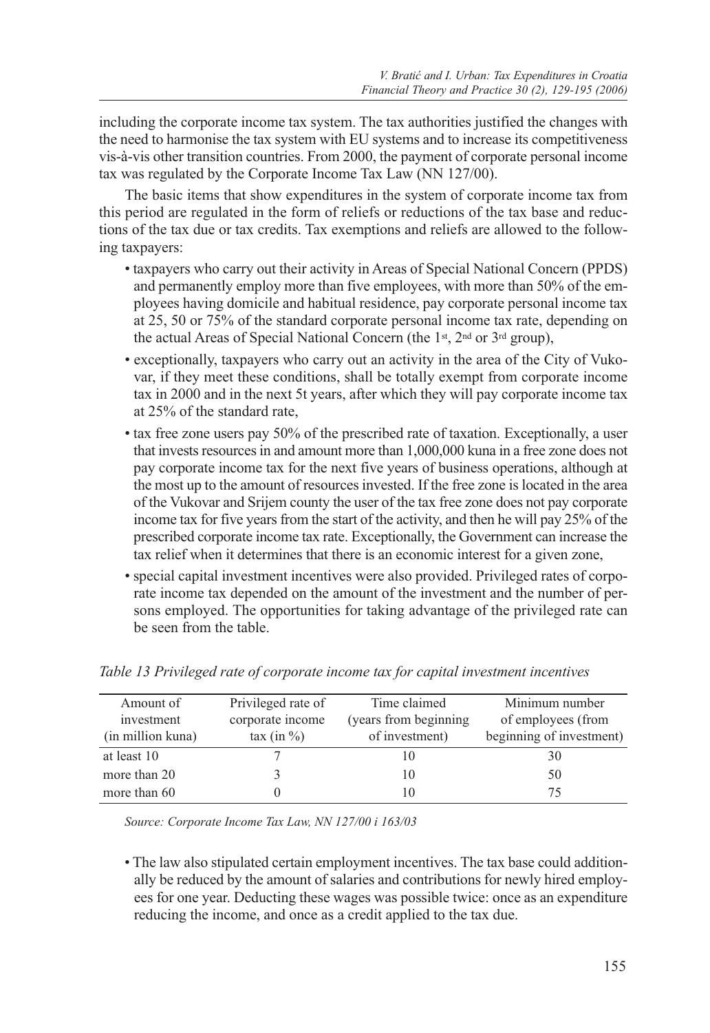including the corporate income tax system. The tax authorities justified the changes with the need to harmonise the tax system with EU systems and to increase its competitiveness vis-à-vis other transition countries. From 2000, the payment of corporate personal income tax was regulated by the Corporate Income Tax Law (NN 127/00).

The basic items that show expenditures in the system of corporate income tax from this period are regulated in the form of reliefs or reductions of the tax base and reductions of the tax due or tax credits. Tax exemptions and reliefs are allowed to the following taxpayers:

- taxpayers who carry out their activity in Areas of Special National Concern (PPDS) and permanently employ more than five employees, with more than 50% of the employees having domicile and habitual residence, pay corporate personal income tax at 25, 50 or 75% of the standard corporate personal income tax rate, depending on the actual Areas of Special National Concern (the 1st, 2nd or 3rd group),
- exceptionally, taxpayers who carry out an activity in the area of the City of Vukovar, if they meet these conditions, shall be totally exempt from corporate income tax in 2000 and in the next 5t years, after which they will pay corporate income tax at 25% of the standard rate,
- tax free zone users pay 50% of the prescribed rate of taxation. Exceptionally, a user that invests resources in and amount more than 1,000,000 kuna in a free zone does not pay corporate income tax for the next five years of business operations, although at the most up to the amount of resources invested. If the free zone is located in the area of the Vukovar and Srijem county the user of the tax free zone does not pay corporate income tax for five years from the start of the activity, and then he will pay 25% of the prescribed corporate income tax rate. Exceptionally, the Government can increase the tax relief when it determines that there is an economic interest for a given zone,
- special capital investment incentives were also provided. Privileged rates of corporate income tax depended on the amount of the investment and the number of persons employed. The opportunities for taking advantage of the privileged rate can be seen from the table.

*Table 13 Privileged rate of corporate income tax for capital investment incentives*

| Amount of investment (in million kuna) | Privileged rate of corporate income tax (in %) | Time claimed (years from beginning of investment) | Minimum number of employees (from beginning of investment) |
|---|---|---|---|
| at least 10 | 7 | 10 | 30 |
| more than 20 | 3 | 10 | 50 |
| more than 60 | 0 | 10 | 75 |

*Source: Corporate Income Tax Law, NN 127/00 i 163/03*

- The law also stipulated certain employment incentives. The tax base could additionally be reduced by the amount of salaries and contributions for newly hired employees for one year. Deducting these wages was possible twice: once as an expenditure reducing the income, and once as a credit applied to the tax due.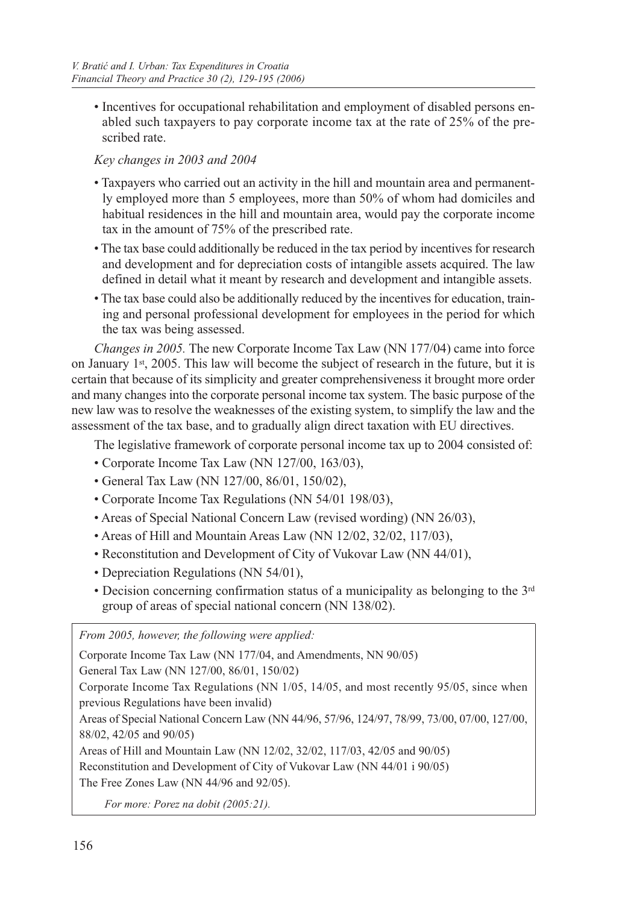- Incentives for occupational rehabilitation and employment of disabled persons enabled such taxpayers to pay corporate income tax at the rate of 25% of the prescribed rate.

*Key changes in 2003 and 2004*

- Taxpayers who carried out an activity in the hill and mountain area and permanently employed more than 5 employees, more than 50% of whom had domiciles and habitual residences in the hill and mountain area, would pay the corporate income tax in the amount of 75% of the prescribed rate.
- The tax base could additionally be reduced in the tax period by incentives for research and development and for depreciation costs of intangible assets acquired. The law defined in detail what it meant by research and development and intangible assets.
- The tax base could also be additionally reduced by the incentives for education, training and personal professional development for employees in the period for which the tax was being assessed.

*Changes in 2005.* The new Corporate Income Tax Law (NN 177/04) came into force on January 1st, 2005. This law will become the subject of research in the future, but it is certain that because of its simplicity and greater comprehensiveness it brought more order and many changes into the corporate personal income tax system. The basic purpose of the new law was to resolve the weaknesses of the existing system, to simplify the law and the assessment of the tax base, and to gradually align direct taxation with EU directives.

The legislative framework of corporate personal income tax up to 2004 consisted of:

- Corporate Income Tax Law (NN 127/00, 163/03),
- General Tax Law (NN 127/00, 86/01, 150/02),
- Corporate Income Tax Regulations (NN 54/01 198/03),
- Areas of Special National Concern Law (revised wording) (NN 26/03),
- Areas of Hill and Mountain Areas Law (NN 12/02, 32/02, 117/03),
- Reconstitution and Development of City of Vukovar Law (NN 44/01),
- Depreciation Regulations (NN 54/01),
- Decision concerning confirmation status of a municipality as belonging to the 3rd group of areas of special national concern (NN 138/02).

*From 2005, however, the following were applied:*

Corporate Income Tax Law (NN 177/04, and Amendments, NN 90/05)

General Tax Law (NN 127/00, 86/01, 150/02)

Corporate Income Tax Regulations (NN 1/05, 14/05, and most recently 95/05, since when previous Regulations have been invalid)

Areas of Special National Concern Law (NN 44/96, 57/96, 124/97, 78/99, 73/00, 07/00, 127/00, 88/02, 42/05 and 90/05)

Areas of Hill and Mountain Law (NN 12/02, 32/02, 117/03, 42/05 and 90/05)

Reconstitution and Development of City of Vukovar Law (NN 44/01 i 90/05)

The Free Zones Law (NN 44/96 and 92/05).

*For more: Porez na dobit (2005:21).*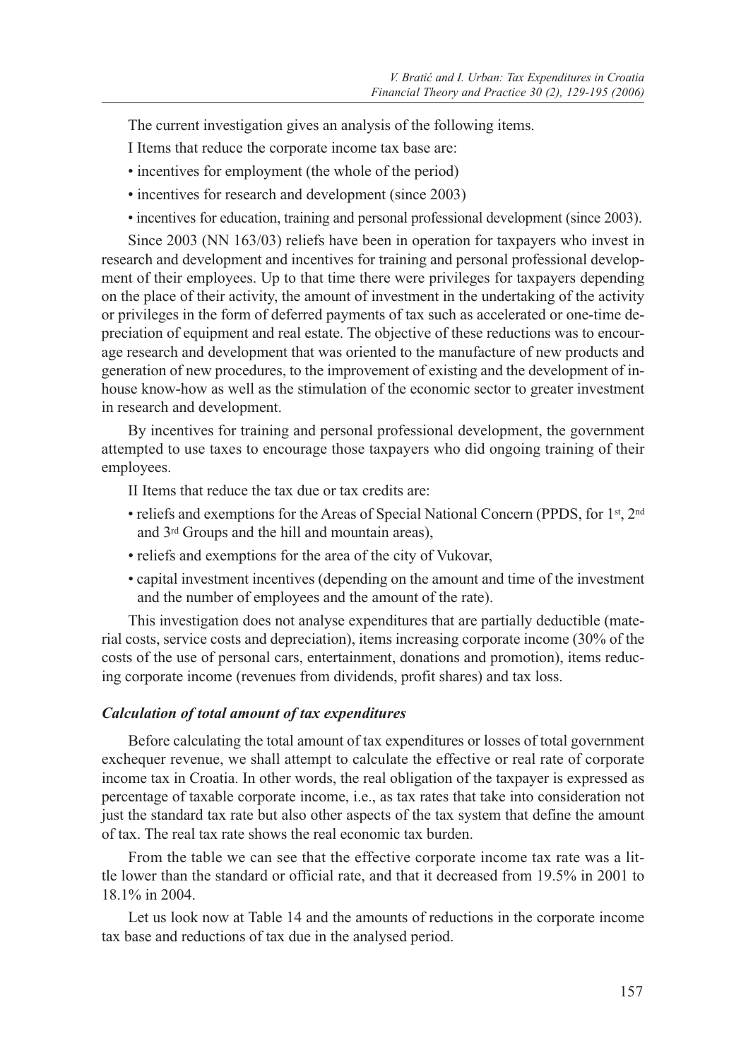The current investigation gives an analysis of the following items.

I Items that reduce the corporate income tax base are:

- incentives for employment (the whole of the period)
- incentives for research and development (since 2003)
- incentives for education, training and personal professional development (since 2003).

Since 2003 (NN 163/03) reliefs have been in operation for taxpayers who invest in research and development and incentives for training and personal professional development of their employees. Up to that time there were privileges for taxpayers depending on the place of their activity, the amount of investment in the undertaking of the activity or privileges in the form of deferred payments of tax such as accelerated or one-time depreciation of equipment and real estate. The objective of these reductions was to encourage research and development that was oriented to the manufacture of new products and generation of new procedures, to the improvement of existing and the development of in-house know-how as well as the stimulation of the economic sector to greater investment in research and development.

By incentives for training and personal professional development, the government attempted to use taxes to encourage those taxpayers who did ongoing training of their employees.

II Items that reduce the tax due or tax credits are:

- reliefs and exemptions for the Areas of Special National Concern (PPDS, for 1st, 2nd and 3rd Groups and the hill and mountain areas),
- reliefs and exemptions for the area of the city of Vukovar,
- capital investment incentives (depending on the amount and time of the investment and the number of employees and the amount of the rate).

This investigation does not analyse expenditures that are partially deductible (material costs, service costs and depreciation), items increasing corporate income (30% of the costs of the use of personal cars, entertainment, donations and promotion), items reducing corporate income (revenues from dividends, profit shares) and tax loss.

### *Calculation of total amount of tax expenditures*

Before calculating the total amount of tax expenditures or losses of total government exchequer revenue, we shall attempt to calculate the effective or real rate of corporate income tax in Croatia. In other words, the real obligation of the taxpayer is expressed as percentage of taxable corporate income, i.e., as tax rates that take into consideration not just the standard tax rate but also other aspects of the tax system that define the amount of tax. The real tax rate shows the real economic tax burden.

From the table we can see that the effective corporate income tax rate was a little lower than the standard or official rate, and that it decreased from 19.5% in 2001 to 18.1% in 2004.

Let us look now at Table 14 and the amounts of reductions in the corporate income tax base and reductions of tax due in the analysed period.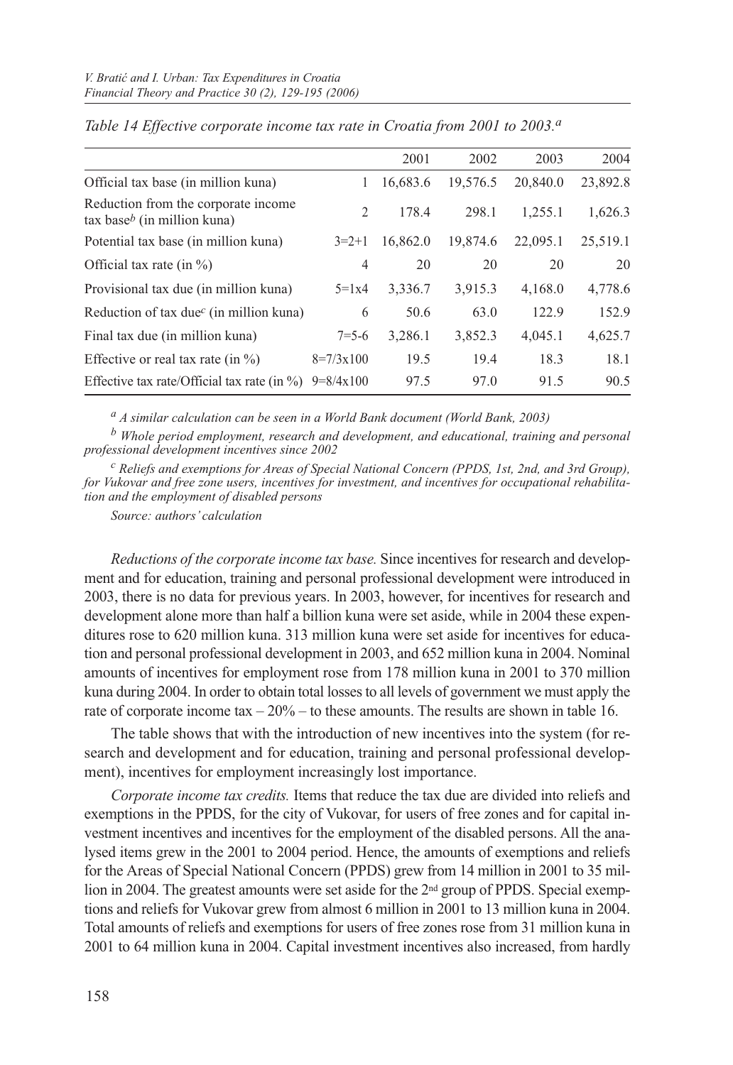*Table 14 Effective corporate income tax rate in Croatia from 2001 to 2003.*[a]

| | | 2001 | 2002 | 2003 | 2004 |
|---|---|---|---|---|---|
| Official tax base (in million kuna) | 1 | 16,683.6 | 19,576.5 | 20,840.0 | 23,892.8 |
| Reduction from the corporate income tax base[b] (in million kuna) | 2 | 178.4 | 298.1 | 1,255.1 | 1,626.3 |
| Potential tax base (in million kuna) | 3=2+1 | 16,862.0 | 19,874.6 | 22,095.1 | 25,519.1 |
| Official tax rate (in %) | 4 | 20 | 20 | 20 | 20 |
| Provisional tax due (in million kuna) | 5=1x4 | 3,336.7 | 3,915.3 | 4,168.0 | 4,778.6 |
| Reduction of tax due[c] (in million kuna) | 6 | 50.6 | 63.0 | 122.9 | 152.9 |
| Final tax due (in million kuna) | 7=5-6 | 3,286.1 | 3,852.3 | 4,045.1 | 4,625.7 |
| Effective or real tax rate (in %) | 8=7/3x100 | 19.5 | 19.4 | 18.3 | 18.1 |
| Effective tax rate/Official tax rate (in %) | 9=8/4x100 | 97.5 | 97.0 | 91.5 | 90.5 |

*[a] A similar calculation can be seen in a World Bank document (World Bank, 2003)*

*[b] Whole period employment, research and development, and educational, training and personal professional development incentives since 2002*

*[c] Reliefs and exemptions for Areas of Special National Concern (PPDS, 1st, 2nd, and 3rd Group), for Vukovar and free zone users, incentives for investment, and incentives for occupational rehabilitation and the employment of disabled persons*

*Source: authors' calculation*

*Reductions of the corporate income tax base.* Since incentives for research and development and for education, training and personal professional development were introduced in 2003, there is no data for previous years. In 2003, however, for incentives for research and development alone more than half a billion kuna were set aside, while in 2004 these expenditures rose to 620 million kuna. 313 million kuna were set aside for incentives for education and personal professional development in 2003, and 652 million kuna in 2004. Nominal amounts of incentives for employment rose from 178 million kuna in 2001 to 370 million kuna during 2004. In order to obtain total losses to all levels of government we must apply the rate of corporate income tax – 20% – to these amounts. The results are shown in table 16.

The table shows that with the introduction of new incentives into the system (for research and development and for education, training and personal professional development), incentives for employment increasingly lost importance.

*Corporate income tax credits.* Items that reduce the tax due are divided into reliefs and exemptions in the PPDS, for the city of Vukovar, for users of free zones and for capital investment incentives and incentives for the employment of the disabled persons. All the analysed items grew in the 2001 to 2004 period. Hence, the amounts of exemptions and reliefs for the Areas of Special National Concern (PPDS) grew from 14 million in 2001 to 35 million in 2004. The greatest amounts were set aside for the 2nd group of PPDS. Special exemptions and reliefs for Vukovar grew from almost 6 million in 2001 to 13 million kuna in 2004. Total amounts of reliefs and exemptions for users of free zones rose from 31 million kuna in 2001 to 64 million kuna in 2004. Capital investment incentives also increased, from hardly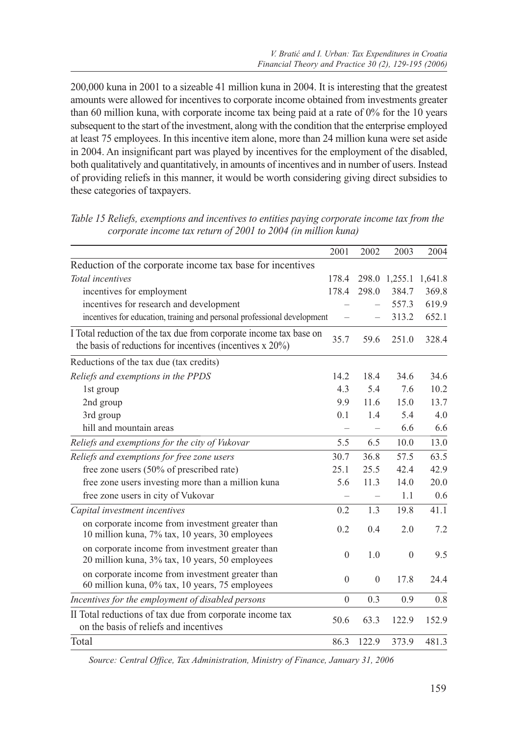200,000 kuna in 2001 to a sizeable 41 million kuna in 2004. It is interesting that the greatest amounts were allowed for incentives to corporate income obtained from investments greater than 60 million kuna, with corporate income tax being paid at a rate of 0% for the 10 years subsequent to the start of the investment, along with the condition that the enterprise employed at least 75 employees. In this incentive item alone, more than 24 million kuna were set aside in 2004. An insignificant part was played by incentives for the employment of the disabled, both qualitatively and quantitatively, in amounts of incentives and in number of users. Instead of providing reliefs in this manner, it would be worth considering giving direct subsidies to these categories of taxpayers.

*Table 15 Reliefs, exemptions and incentives to entities paying corporate income tax from the corporate income tax return of 2001 to 2004 (in million kuna)*

| | 2001 | 2002 | 2003 | 2004 |
|---|---|---|---|---|
| Reduction of the corporate income tax base for incentives | | | | |
| *Total incentives* | 178.4 | 298.0 | 1,255.1 | 1,641.8 |
| incentives for employment | 178.4 | 298.0 | 384.7 | 369.8 |
| incentives for research and development | – | – | 557.3 | 619.9 |
| incentives for education, training and personal professional development | – | – | 313.2 | 652.1 |
| I Total reduction of the tax due from corporate income tax base on the basis of reductions for incentives (incentives x 20%) | 35.7 | 59.6 | 251.0 | 328.4 |
| Reductions of the tax due (tax credits) | | | | |
| *Reliefs and exemptions in the PPDS* | 14.2 | 18.4 | 34.6 | 34.6 |
| 1st group | 4.3 | 5.4 | 7.6 | 10.2 |
| 2nd group | 9.9 | 11.6 | 15.0 | 13.7 |
| 3rd group | 0.1 | 1.4 | 5.4 | 4.0 |
| hill and mountain areas | – | – | 6.6 | 6.6 |
| *Reliefs and exemptions for the city of Vukovar* | 5.5 | 6.5 | 10.0 | 13.0 |
| *Reliefs and exemptions for free zone users* | 30.7 | 36.8 | 57.5 | 63.5 |
| free zone users (50% of prescribed rate) | 25.1 | 25.5 | 42.4 | 42.9 |
| free zone users investing more than a million kuna | 5.6 | 11.3 | 14.0 | 20.0 |
| free zone users in city of Vukovar | – | – | 1.1 | 0.6 |
| *Capital investment incentives* | 0.2 | 1.3 | 19.8 | 41.1 |
| on corporate income from investment greater than 10 million kuna, 7% tax, 10 years, 30 employees | 0.2 | 0.4 | 2.0 | 7.2 |
| on corporate income from investment greater than 20 million kuna, 3% tax, 10 years, 50 employees | 0 | 1.0 | 0 | 9.5 |
| on corporate income from investment greater than 60 million kuna, 0% tax, 10 years, 75 employees | 0 | 0 | 17.8 | 24.4 |
| *Incentives for the employment of disabled persons* | 0 | 0.3 | 0.9 | 0.8 |
| II Total reductions of tax due from corporate income tax on the basis of reliefs and incentives | 50.6 | 63.3 | 122.9 | 152.9 |
| Total | 86.3 | 122.9 | 373.9 | 481.3 |

*Source: Central Office, Tax Administration, Ministry of Finance, January 31, 2006*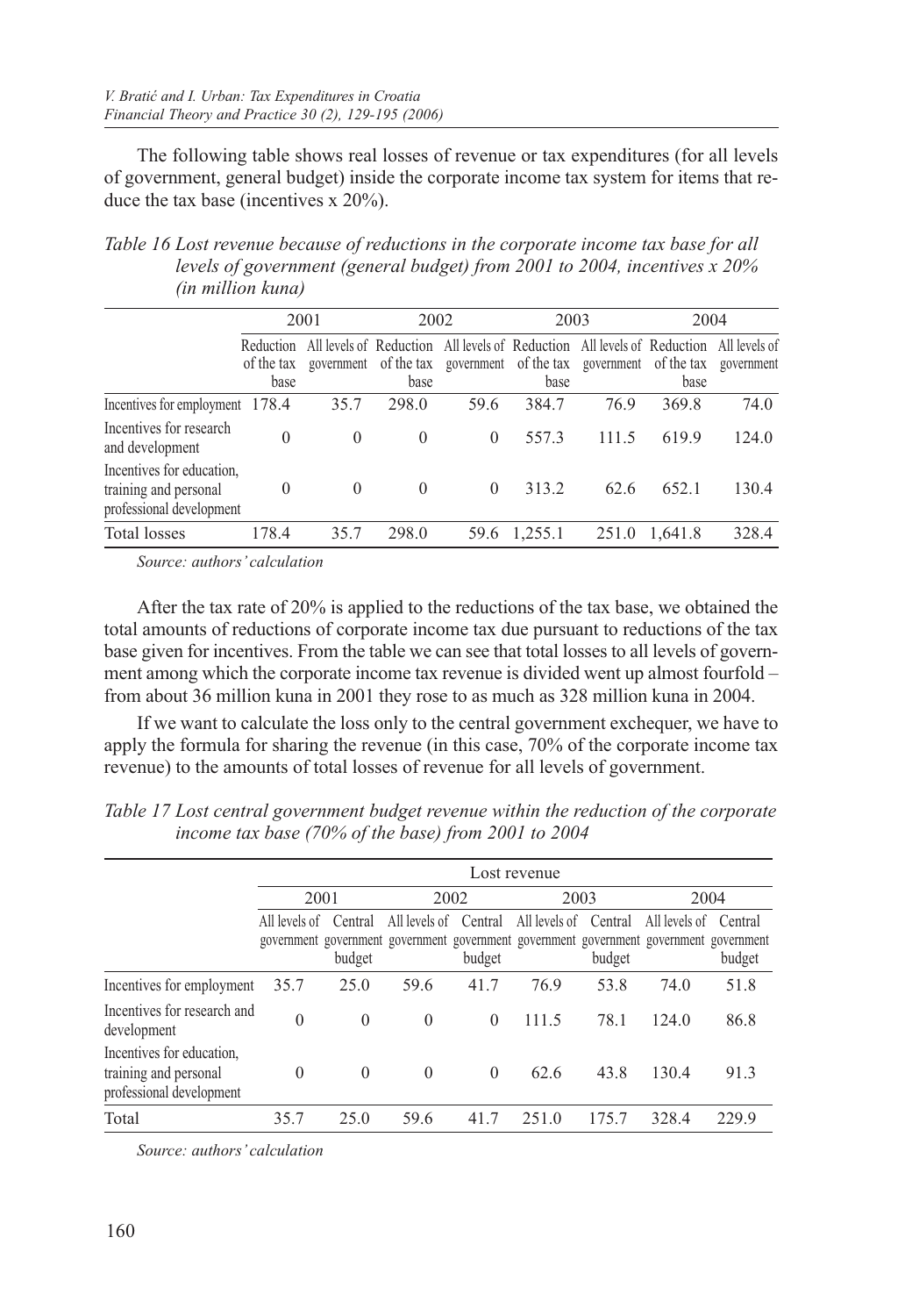The following table shows real losses of revenue or tax expenditures (for all levels of government, general budget) inside the corporate income tax system for items that reduce the tax base (incentives x 20%).

*Table 16 Lost revenue because of reductions in the corporate income tax base for all levels of government (general budget) from 2001 to 2004, incentives x 20% (in million kuna)*

| | 2001 | | 2002 | | 2003 | | 2004 | |
|---|---|---|---|---|---|---|---|---|
| | Reduction of the tax base | All levels of government | Reduction of the tax base | All levels of government | Reduction of the tax base | All levels of government | Reduction of the tax base | All levels of government |
| Incentives for employment | 178.4 | 35.7 | 298.0 | 59.6 | 384.7 | 76.9 | 369.8 | 74.0 |
| Incentives for research and development | 0 | 0 | 0 | 0 | 557.3 | 111.5 | 619.9 | 124.0 |
| Incentives for education, training and personal professional development | 0 | 0 | 0 | 0 | 313.2 | 62.6 | 652.1 | 130.4 |
| Total losses | 178.4 | 35.7 | 298.0 | 59.6 | 1,255.1 | 251.0 | 1,641.8 | 328.4 |

*Source: authors' calculation*

After the tax rate of 20% is applied to the reductions of the tax base, we obtained the total amounts of reductions of corporate income tax due pursuant to reductions of the tax base given for incentives. From the table we can see that total losses to all levels of government among which the corporate income tax revenue is divided went up almost fourfold – from about 36 million kuna in 2001 they rose to as much as 328 million kuna in 2004.

If we want to calculate the loss only to the central government exchequer, we have to apply the formula for sharing the revenue (in this case, 70% of the corporate income tax revenue) to the amounts of total losses of revenue for all levels of government.

*Table 17 Lost central government budget revenue within the reduction of the corporate income tax base (70% of the base) from 2001 to 2004*

| | Lost revenue | | | | | | | |
|---|---|---|---|---|---|---|---|---|
| | 2001 | | 2002 | | 2003 | | 2004 | |
| | All levels of government | Central government budget | All levels of government | Central government budget | All levels of government | Central government budget | All levels of government | Central government budget |
| Incentives for employment | 35.7 | 25.0 | 59.6 | 41.7 | 76.9 | 53.8 | 74.0 | 51.8 |
| Incentives for research and development | 0 | 0 | 0 | 0 | 111.5 | 78.1 | 124.0 | 86.8 |
| Incentives for education, training and personal professional development | 0 | 0 | 0 | 0 | 62.6 | 43.8 | 130.4 | 91.3 |
| Total | 35.7 | 25.0 | 59.6 | 41.7 | 251.0 | 175.7 | 328.4 | 229.9 |

*Source: authors' calculation*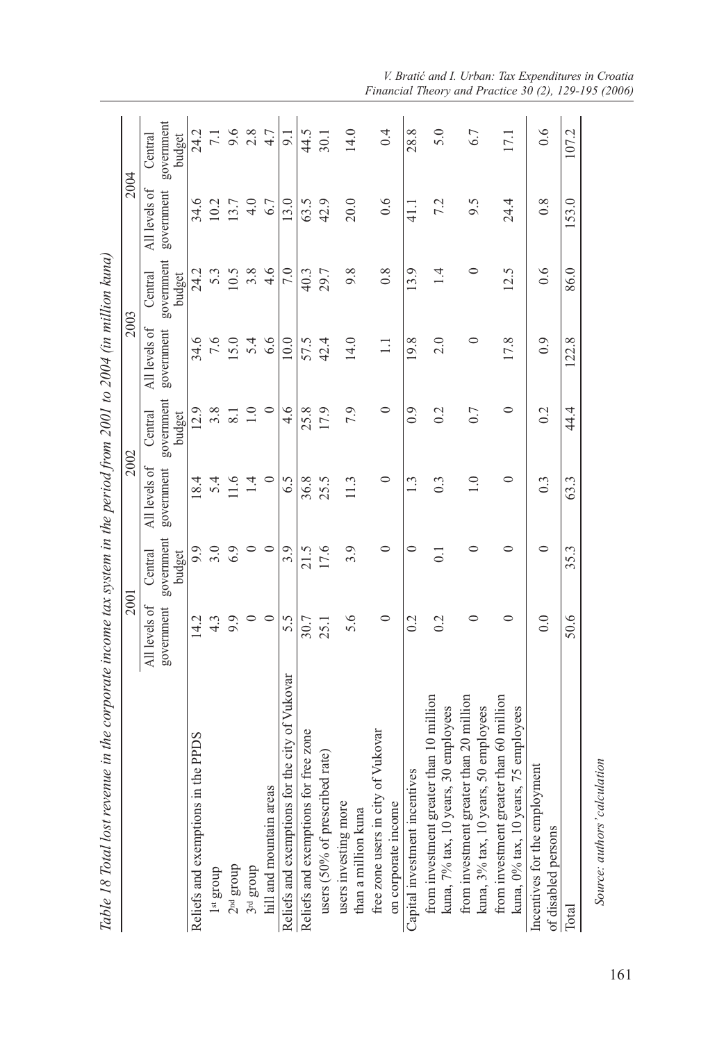Table 18 *Total lost revenue in the corporate income tax system in the period from 2001 to 2004 (in million kuna)*

| | 2001 | | 2002 | | 2003 | | 2004 | |
|---|---|---|---|---|---|---|---|---|
| | All levels of government | Central government budget | All levels of government | Central government budget | All levels of government | Central government budget | All levels of government | Central government budget |
| Reliefs and exemptions in the PPDS | 14.2 | 9.9 | 18.4 | 12.9 | 34.6 | 24.2 | 34.6 | 24.2 |
| 1st group | 4.3 | 3.0 | 5.4 | 3.8 | 7.6 | 5.3 | 10.2 | 7.1 |
| 2nd group | 9.9 | 6.9 | 11.6 | 8.1 | 15.0 | 10.5 | 13.7 | 9.6 |
| 3rd group | 0 | 0 | 1.4 | 1.0 | 5.4 | 3.8 | 4.0 | 2.8 |
| hill and mountain areas | 0 | 0 | 0 | 0 | 6.6 | 4.6 | 6.7 | 4.7 |
| Reliefs and exemptions for the city of Vukovar | 5.5 | 3.9 | 6.5 | 4.6 | 10.0 | 7.0 | 13.0 | 9.1 |
| Reliefs and exemptions for free zone | 30.7 | 21.5 | 36.8 | 25.8 | 57.5 | 40.3 | 63.5 | 44.5 |
| users (50% of prescribed rate) | 25.1 | 17.6 | 25.5 | 17.9 | 42.4 | 29.7 | 42.9 | 30.1 |
| users investing more than a million kuna | 5.6 | 3.9 | 11.3 | 7.9 | 14.0 | 9.8 | 20.0 | 14.0 |
| free zone users in city of Vukovar on corporate income | 0 | 0 | 0 | 0 | 1.1 | 0.8 | 0.6 | 0.4 |
| Capital investment incentives | 0.2 | 0 | 1.3 | 0.9 | 19.8 | 13.9 | 41.1 | 28.8 |
| from investment greater than 10 million kuna, 7% tax, 10 years, 30 employees | 0.2 | 0.1 | 0.3 | 0.2 | 2.0 | 1.4 | 7.2 | 5.0 |
| from investment greater than 20 million kuna, 3% tax, 10 years, 50 employees | 0 | 0 | 1.0 | 0.7 | 0 | 0 | 9.5 | 6.7 |
| from investment greater than 60 million kuna, 0% tax, 10 years, 75 employees | 0 | 0 | 0 | 0 | 17.8 | 12.5 | 24.4 | 17.1 |
| Incentives for the employment of disabled persons | 0.0 | 0 | 0.3 | 0.2 | 0.9 | 0.6 | 0.8 | 0.6 |
| Total | 50.6 | 35.3 | 63.3 | 44.4 | 122.8 | 86.0 | 153.0 | 107.2 |

*Source: authors' calculation*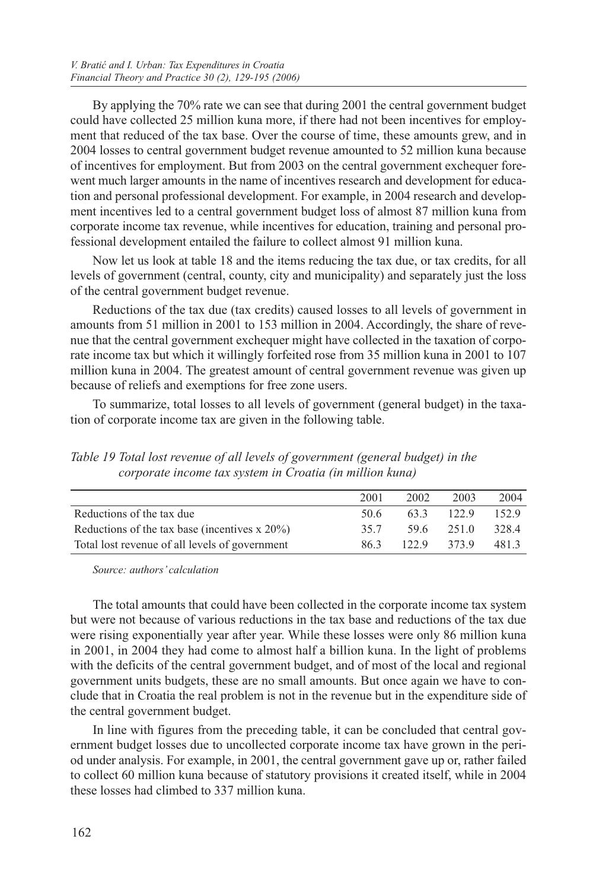By applying the 70% rate we can see that during 2001 the central government budget could have collected 25 million kuna more, if there had not been incentives for employment that reduced of the tax base. Over the course of time, these amounts grew, and in 2004 losses to central government budget revenue amounted to 52 million kuna because of incentives for employment. But from 2003 on the central government exchequer forewent much larger amounts in the name of incentives research and development for education and personal professional development. For example, in 2004 research and development incentives led to a central government budget loss of almost 87 million kuna from corporate income tax revenue, while incentives for education, training and personal professional development entailed the failure to collect almost 91 million kuna.

Now let us look at table 18 and the items reducing the tax due, or tax credits, for all levels of government (central, county, city and municipality) and separately just the loss of the central government budget revenue.

Reductions of the tax due (tax credits) caused losses to all levels of government in amounts from 51 million in 2001 to 153 million in 2004. Accordingly, the share of revenue that the central government exchequer might have collected in the taxation of corporate income tax but which it willingly forfeited rose from 35 million kuna in 2001 to 107 million kuna in 2004. The greatest amount of central government revenue was given up because of reliefs and exemptions for free zone users.

To summarize, total losses to all levels of government (general budget) in the taxation of corporate income tax are given in the following table.

*Table 19 Total lost revenue of all levels of government (general budget) in the corporate income tax system in Croatia (in million kuna)*

| | 2001 | 2002 | 2003 | 2004 |
|---|---|---|---|---|
| Reductions of the tax due | 50.6 | 63.3 | 122.9 | 152.9 |
| Reductions of the tax base (incentives x 20%) | 35.7 | 59.6 | 251.0 | 328.4 |
| Total lost revenue of all levels of government | 86.3 | 122.9 | 373.9 | 481.3 |

*Source: authors' calculation*

The total amounts that could have been collected in the corporate income tax system but were not because of various reductions in the tax base and reductions of the tax due were rising exponentially year after year. While these losses were only 86 million kuna in 2001, in 2004 they had come to almost half a billion kuna. In the light of problems with the deficits of the central government budget, and of most of the local and regional government units budgets, these are no small amounts. But once again we have to conclude that in Croatia the real problem is not in the revenue but in the expenditure side of the central government budget.

In line with figures from the preceding table, it can be concluded that central government budget losses due to uncollected corporate income tax have grown in the period under analysis. For example, in 2001, the central government gave up or, rather failed to collect 60 million kuna because of statutory provisions it created itself, while in 2004 these losses had climbed to 337 million kuna.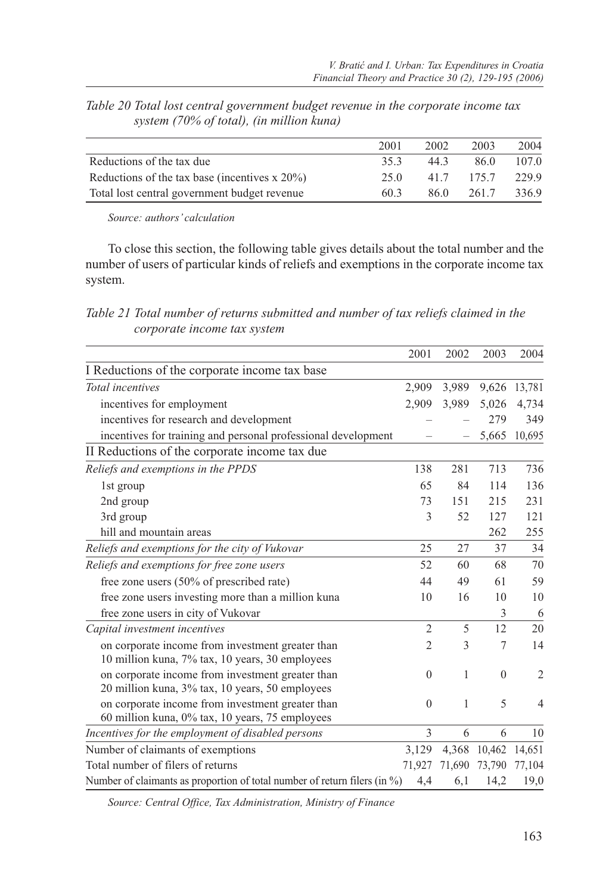*Table 20 Total lost central government budget revenue in the corporate income tax system (70% of total), (in million kuna)*

| | 2001 | 2002 | 2003 | 2004 |
|---|---|---|---|---|
| Reductions of the tax due | 35.3 | 44.3 | 86.0 | 107.0 |
| Reductions of the tax base (incentives x 20%) | 25.0 | 41.7 | 175.7 | 229.9 |
| Total lost central government budget revenue | 60.3 | 86.0 | 261.7 | 336.9 |

*Source: authors' calculation*

To close this section, the following table gives details about the total number and the number of users of particular kinds of reliefs and exemptions in the corporate income tax system.

*Table 21 Total number of returns submitted and number of tax reliefs claimed in the corporate income tax system*

| | 2001 | 2002 | 2003 | 2004 |
|---|---|---|---|---|
| I Reductions of the corporate income tax base | | | | |
| *Total incentives* | 2,909 | 3,989 | 9,626 | 13,781 |
| incentives for employment | 2,909 | 3,989 | 5,026 | 4,734 |
| incentives for research and development | – | – | 279 | 349 |
| incentives for training and personal professional development | – | – | 5,665 | 10,695 |
| II Reductions of the corporate income tax due | | | | |
| *Reliefs and exemptions in the PPDS* | 138 | 281 | 713 | 736 |
| 1st group | 65 | 84 | 114 | 136 |
| 2nd group | 73 | 151 | 215 | 231 |
| 3rd group | 3 | 52 | 127 | 121 |
| hill and mountain areas | | | 262 | 255 |
| *Reliefs and exemptions for the city of Vukovar* | 25 | 27 | 37 | 34 |
| *Reliefs and exemptions for free zone users* | 52 | 60 | 68 | 70 |
| free zone users (50% of prescribed rate) | 44 | 49 | 61 | 59 |
| free zone users investing more than a million kuna | 10 | 16 | 10 | 10 |
| free zone users in city of Vukovar | | | 3 | 6 |
| *Capital investment incentives* | 2 | 5 | 12 | 20 |
| on corporate income from investment greater than 10 million kuna, 7% tax, 10 years, 30 employees | 2 | 3 | 7 | 14 |
| on corporate income from investment greater than 20 million kuna, 3% tax, 10 years, 50 employees | 0 | 1 | 0 | 2 |
| on corporate income from investment greater than 60 million kuna, 0% tax, 10 years, 75 employees | 0 | 1 | 5 | 4 |
| *Incentives for the employment of disabled persons* | 3 | 6 | 6 | 10 |
| Number of claimants of exemptions | 3,129 | 4,368 | 10,462 | 14,651 |
| Total number of filers of returns | 71,927 | 71,690 | 73,790 | 77,104 |
| Number of claimants as proportion of total number of return filers (in %) | 4,4 | 6,1 | 14,2 | 19,0 |

*Source: Central Office, Tax Administration, Ministry of Finance*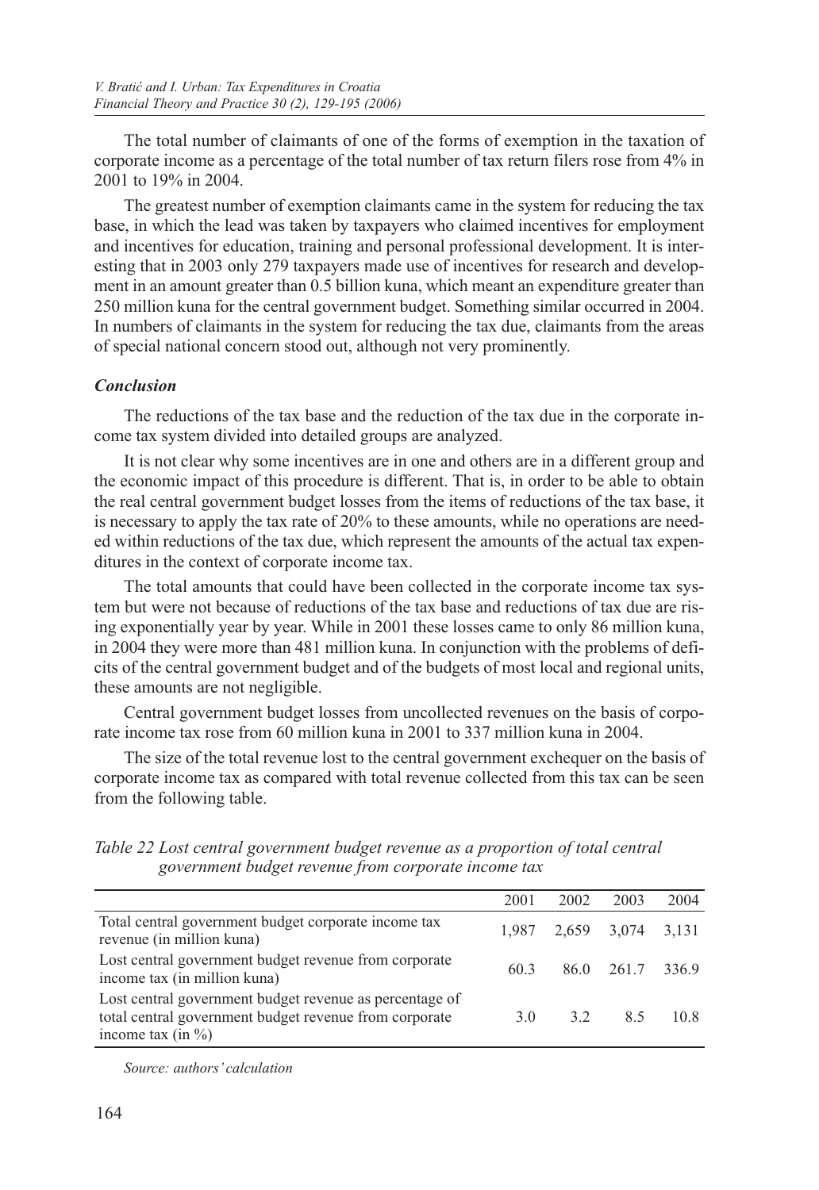The total number of claimants of one of the forms of exemption in the taxation of corporate income as a percentage of the total number of tax return filers rose from 4% in 2001 to 19% in 2004.

The greatest number of exemption claimants came in the system for reducing the tax base, in which the lead was taken by taxpayers who claimed incentives for employment and incentives for education, training and personal professional development. It is interesting that in 2003 only 279 taxpayers made use of incentives for research and development in an amount greater than 0.5 billion kuna, which meant an expenditure greater than 250 million kuna for the central government budget. Something similar occurred in 2004. In numbers of claimants in the system for reducing the tax due, claimants from the areas of special national concern stood out, although not very prominently.

### *Conclusion*

The reductions of the tax base and the reduction of the tax due in the corporate income tax system divided into detailed groups are analyzed.

It is not clear why some incentives are in one and others are in a different group and the economic impact of this procedure is different. That is, in order to be able to obtain the real central government budget losses from the items of reductions of the tax base, it is necessary to apply the tax rate of 20% to these amounts, while no operations are needed within reductions of the tax due, which represent the amounts of the actual tax expenditures in the context of corporate income tax.

The total amounts that could have been collected in the corporate income tax system but were not because of reductions of the tax base and reductions of tax due are rising exponentially year by year. While in 2001 these losses came to only 86 million kuna, in 2004 they were more than 481 million kuna. In conjunction with the problems of deficits of the central government budget and of the budgets of most local and regional units, these amounts are not negligible.

Central government budget losses from uncollected revenues on the basis of corporate income tax rose from 60 million kuna in 2001 to 337 million kuna in 2004.

The size of the total revenue lost to the central government exchequer on the basis of corporate income tax as compared with total revenue collected from this tax can be seen from the following table.

*Table 22 Lost central government budget revenue as a proportion of total central government budget revenue from corporate income tax*

| | 2001 | 2002 | 2003 | 2004 |
|---|---|---|---|---|
| Total central government budget corporate income tax revenue (in million kuna) | 1,987 | 2,659 | 3,074 | 3,131 |
| Lost central government budget revenue from corporate income tax (in million kuna) | 60.3 | 86.0 | 261.7 | 336.9 |
| Lost central government budget revenue as percentage of total central government budget revenue from corporate income tax (in %) | 3.0 | 3.2 | 8.5 | 10.8 |

*Source: authors' calculation*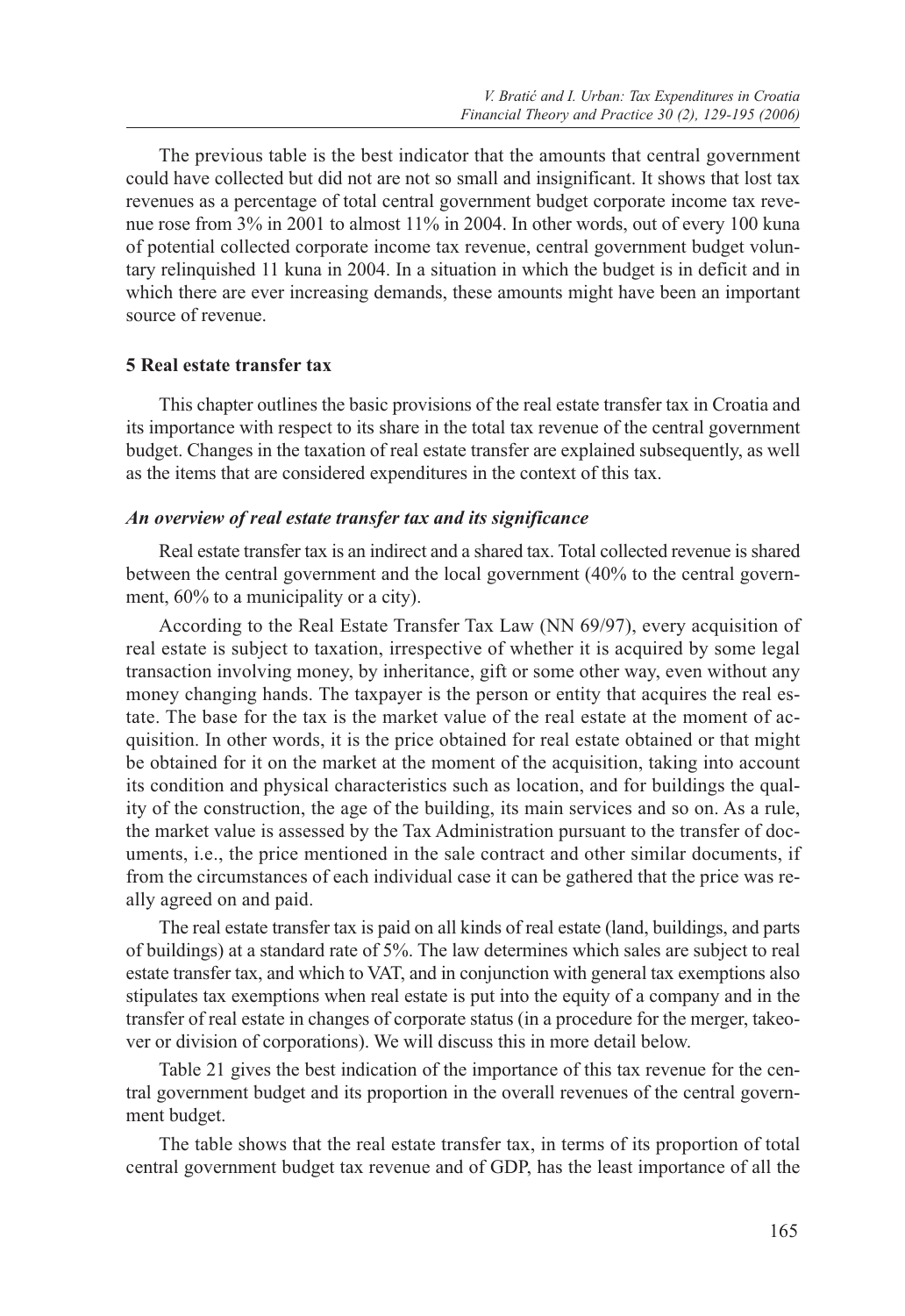The previous table is the best indicator that the amounts that central government could have collected but did not are not so small and insignificant. It shows that lost tax revenues as a percentage of total central government budget corporate income tax revenue rose from 3% in 2001 to almost 11% in 2004. In other words, out of every 100 kuna of potential collected corporate income tax revenue, central government budget voluntary relinquished 11 kuna in 2004. In a situation in which the budget is in deficit and in which there are ever increasing demands, these amounts might have been an important source of revenue.

## 5 Real estate transfer tax

This chapter outlines the basic provisions of the real estate transfer tax in Croatia and its importance with respect to its share in the total tax revenue of the central government budget. Changes in the taxation of real estate transfer are explained subsequently, as well as the items that are considered expenditures in the context of this tax.

### *An overview of real estate transfer tax and its significance*

Real estate transfer tax is an indirect and a shared tax. Total collected revenue is shared between the central government and the local government (40% to the central government, 60% to a municipality or a city).

According to the Real Estate Transfer Tax Law (NN 69/97), every acquisition of real estate is subject to taxation, irrespective of whether it is acquired by some legal transaction involving money, by inheritance, gift or some other way, even without any money changing hands. The taxpayer is the person or entity that acquires the real estate. The base for the tax is the market value of the real estate at the moment of acquisition. In other words, it is the price obtained for real estate obtained or that might be obtained for it on the market at the moment of the acquisition, taking into account its condition and physical characteristics such as location, and for buildings the quality of the construction, the age of the building, its main services and so on. As a rule, the market value is assessed by the Tax Administration pursuant to the transfer of documents, i.e., the price mentioned in the sale contract and other similar documents, if from the circumstances of each individual case it can be gathered that the price was really agreed on and paid.

The real estate transfer tax is paid on all kinds of real estate (land, buildings, and parts of buildings) at a standard rate of 5%. The law determines which sales are subject to real estate transfer tax, and which to VAT, and in conjunction with general tax exemptions also stipulates tax exemptions when real estate is put into the equity of a company and in the transfer of real estate in changes of corporate status (in a procedure for the merger, takeover or division of corporations). We will discuss this in more detail below.

Table 21 gives the best indication of the importance of this tax revenue for the central government budget and its proportion in the overall revenues of the central government budget.

The table shows that the real estate transfer tax, in terms of its proportion of total central government budget tax revenue and of GDP, has the least importance of all the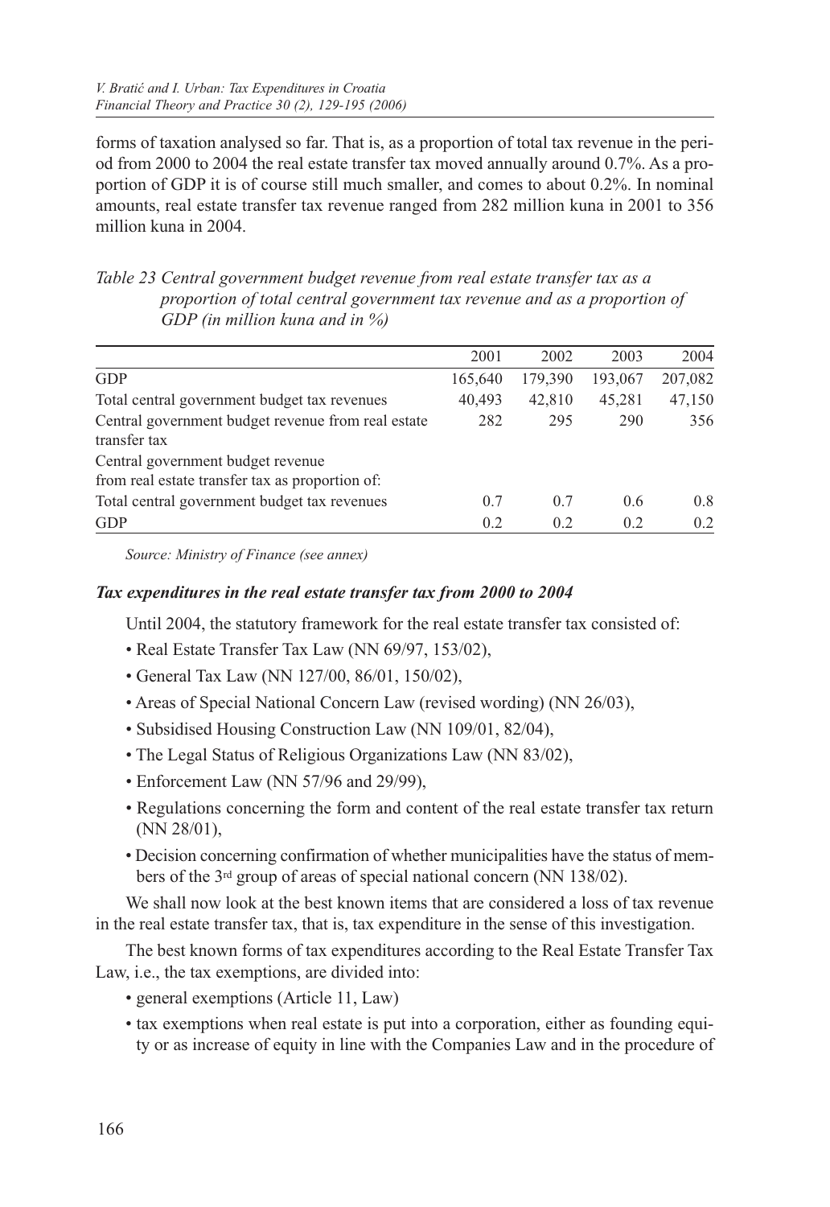forms of taxation analysed so far. That is, as a proportion of total tax revenue in the period from 2000 to 2004 the real estate transfer tax moved annually around 0.7%. As a proportion of GDP it is of course still much smaller, and comes to about 0.2%. In nominal amounts, real estate transfer tax revenue ranged from 282 million kuna in 2001 to 356 million kuna in 2004.

*Table 23 Central government budget revenue from real estate transfer tax as a proportion of total central government tax revenue and as a proportion of GDP (in million kuna and in %)*

| | 2001 | 2002 | 2003 | 2004 |
|---|---|---|---|---|
| GDP | 165,640 | 179,390 | 193,067 | 207,082 |
| Total central government budget tax revenues | 40,493 | 42,810 | 45,281 | 47,150 |
| Central government budget revenue from real estate transfer tax | 282 | 295 | 290 | 356 |
| Central government budget revenue from real estate transfer tax as proportion of: | | | | |
| Total central government budget tax revenues | 0.7 | 0.7 | 0.6 | 0.8 |
| GDP | 0.2 | 0.2 | 0.2 | 0.2 |

*Source: Ministry of Finance (see annex)*

***Tax expenditures in the real estate transfer tax from 2000 to 2004***

Until 2004, the statutory framework for the real estate transfer tax consisted of:

- Real Estate Transfer Tax Law (NN 69/97, 153/02),
- General Tax Law (NN 127/00, 86/01, 150/02),
- Areas of Special National Concern Law (revised wording) (NN 26/03),
- Subsidised Housing Construction Law (NN 109/01, 82/04),
- The Legal Status of Religious Organizations Law (NN 83/02),
- Enforcement Law (NN 57/96 and 29/99),
- Regulations concerning the form and content of the real estate transfer tax return (NN 28/01),
- Decision concerning confirmation of whether municipalities have the status of members of the 3rd group of areas of special national concern (NN 138/02).

We shall now look at the best known items that are considered a loss of tax revenue in the real estate transfer tax, that is, tax expenditure in the sense of this investigation.

The best known forms of tax expenditures according to the Real Estate Transfer Tax Law, i.e., the tax exemptions, are divided into:

- general exemptions (Article 11, Law)
- tax exemptions when real estate is put into a corporation, either as founding equity or as increase of equity in line with the Companies Law and in the procedure of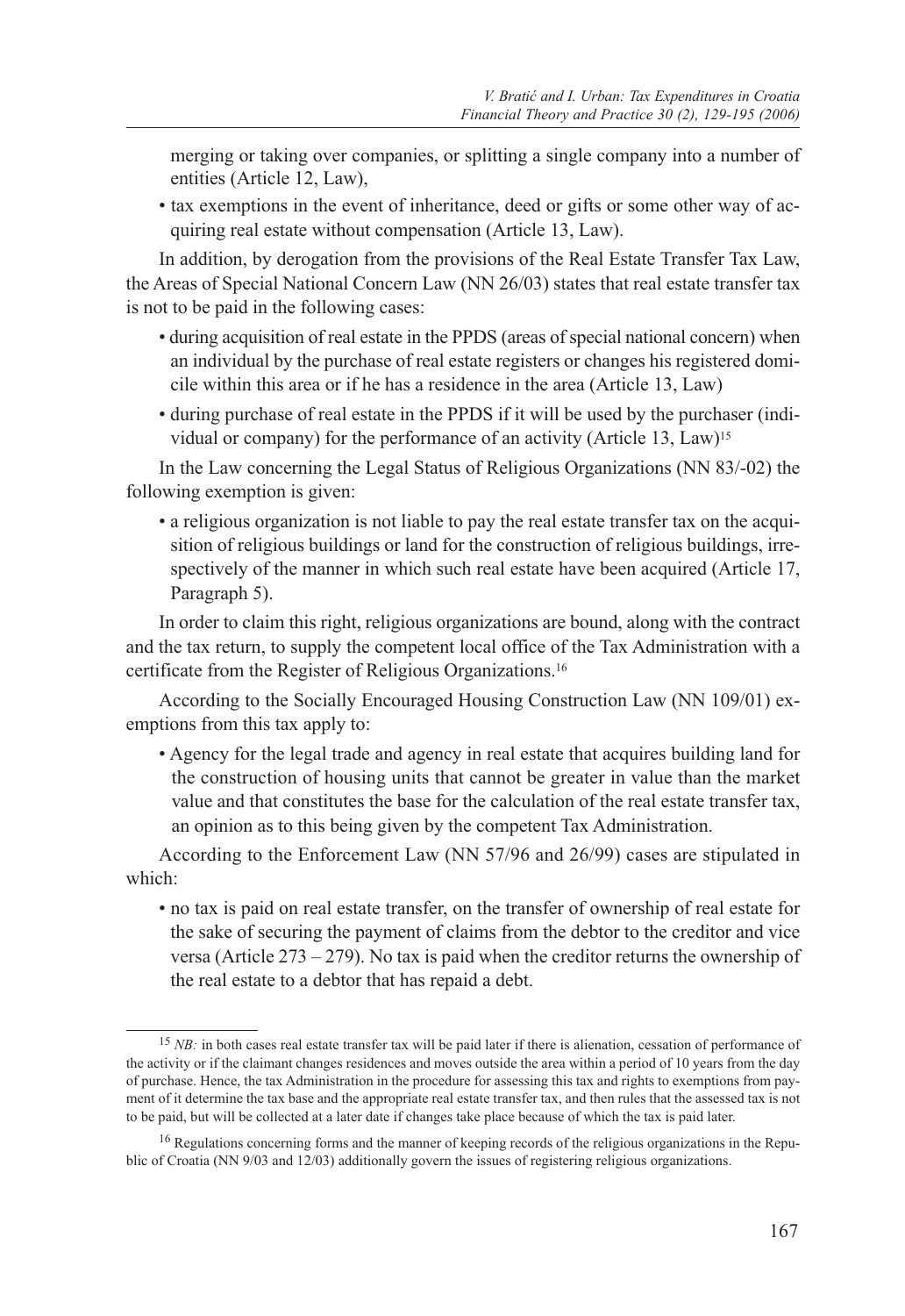merging or taking over companies, or splitting a single company into a number of entities (Article 12, Law),

- tax exemptions in the event of inheritance, deed or gifts or some other way of acquiring real estate without compensation (Article 13, Law).

In addition, by derogation from the provisions of the Real Estate Transfer Tax Law, the Areas of Special National Concern Law (NN 26/03) states that real estate transfer tax is not to be paid in the following cases:

- during acquisition of real estate in the PPDS (areas of special national concern) when an individual by the purchase of real estate registers or changes his registered domicile within this area or if he has a residence in the area (Article 13, Law)
- during purchase of real estate in the PPDS if it will be used by the purchaser (individual or company) for the performance of an activity (Article 13, Law)[15]

In the Law concerning the Legal Status of Religious Organizations (NN 83/-02) the following exemption is given:

- a religious organization is not liable to pay the real estate transfer tax on the acquisition of religious buildings or land for the construction of religious buildings, irrespectively of the manner in which such real estate have been acquired (Article 17, Paragraph 5).

In order to claim this right, religious organizations are bound, along with the contract and the tax return, to supply the competent local office of the Tax Administration with a certificate from the Register of Religious Organizations.[16]

According to the Socially Encouraged Housing Construction Law (NN 109/01) exemptions from this tax apply to:

- Agency for the legal trade and agency in real estate that acquires building land for the construction of housing units that cannot be greater in value than the market value and that constitutes the base for the calculation of the real estate transfer tax, an opinion as to this being given by the competent Tax Administration.

According to the Enforcement Law (NN 57/96 and 26/99) cases are stipulated in which:

- no tax is paid on real estate transfer, on the transfer of ownership of real estate for the sake of securing the payment of claims from the debtor to the creditor and vice versa (Article 273 – 279). No tax is paid when the creditor returns the ownership of the real estate to a debtor that has repaid a debt.

---

[15] *NB:* in both cases real estate transfer tax will be paid later if there is alienation, cessation of performance of the activity or if the claimant changes residences and moves outside the area within a period of 10 years from the day of purchase. Hence, the tax Administration in the procedure for assessing this tax and rights to exemptions from payment of it determine the tax base and the appropriate real estate transfer tax, and then rules that the assessed tax is not to be paid, but will be collected at a later date if changes take place because of which the tax is paid later.

[16] Regulations concerning forms and the manner of keeping records of the religious organizations in the Republic of Croatia (NN 9/03 and 12/03) additionally govern the issues of registering religious organizations.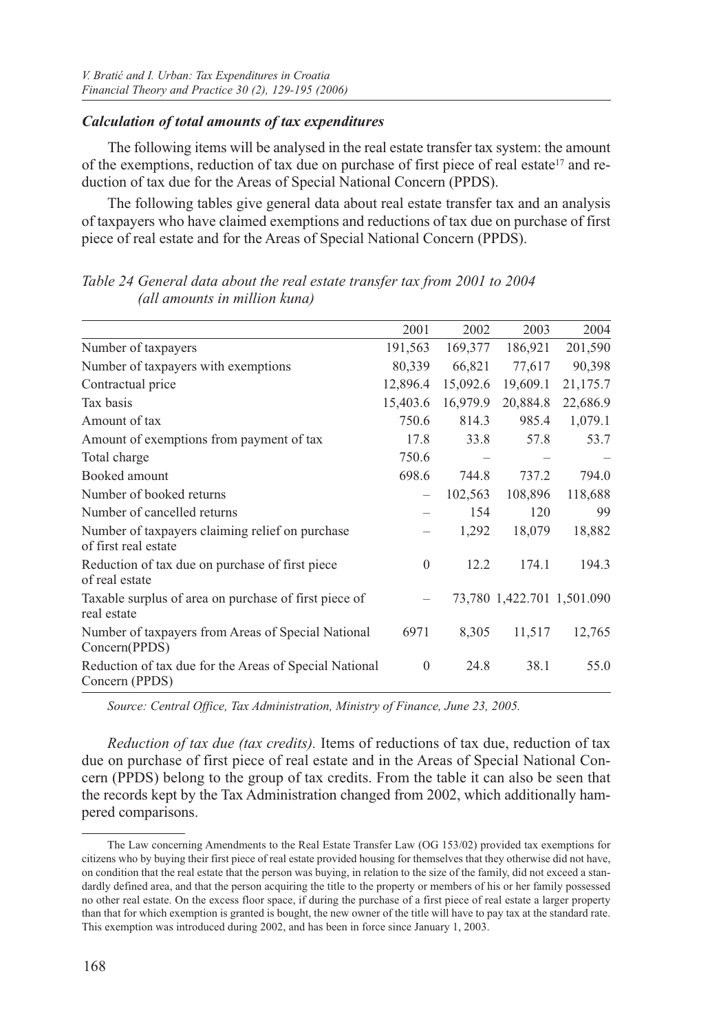### *Calculation of total amounts of tax expenditures*

The following items will be analysed in the real estate transfer tax system: the amount of the exemptions, reduction of tax due on purchase of first piece of real estate[17] and reduction of tax due for the Areas of Special National Concern (PPDS).

The following tables give general data about real estate transfer tax and an analysis of taxpayers who have claimed exemptions and reductions of tax due on purchase of first piece of real estate and for the Areas of Special National Concern (PPDS).

*Table 24 General data about the real estate transfer tax from 2001 to 2004 (all amounts in million kuna)*

| | 2001 | 2002 | 2003 | 2004 |
|---|---|---|---|---|
| Number of taxpayers | 191,563 | 169,377 | 186,921 | 201,590 |
| Number of taxpayers with exemptions | 80,339 | 66,821 | 77,617 | 90,398 |
| Contractual price | 12,896.4 | 15,092.6 | 19,609.1 | 21,175.7 |
| Tax basis | 15,403.6 | 16,979.9 | 20,884.8 | 22,686.9 |
| Amount of tax | 750.6 | 814.3 | 985.4 | 1,079.1 |
| Amount of exemptions from payment of tax | 17.8 | 33.8 | 57.8 | 53.7 |
| Total charge | 750.6 | – | – | – |
| Booked amount | 698.6 | 744.8 | 737.2 | 794.0 |
| Number of booked returns | – | 102,563 | 108,896 | 118,688 |
| Number of cancelled returns | – | 154 | 120 | 99 |
| Number of taxpayers claiming relief on purchase of first real estate | – | 1,292 | 18,079 | 18,882 |
| Reduction of tax due on purchase of first piece of real estate | 0 | 12.2 | 174.1 | 194.3 |
| Taxable surplus of area on purchase of first piece of real estate | – | 73,780 | 1,422.701 | 1,501.090 |
| Number of taxpayers from Areas of Special National Concern(PPDS) | 6971 | 8,305 | 11,517 | 12,765 |
| Reduction of tax due for the Areas of Special National Concern (PPDS) | 0 | 24.8 | 38.1 | 55.0 |

*Source: Central Office, Tax Administration, Ministry of Finance, June 23, 2005.*

*Reduction of tax due (tax credits).* Items of reductions of tax due, reduction of tax due on purchase of first piece of real estate and in the Areas of Special National Concern (PPDS) belong to the group of tax credits. From the table it can also be seen that the records kept by the Tax Administration changed from 2002, which additionally hampered comparisons.

---

The Law concerning Amendments to the Real Estate Transfer Law (OG 153/02) provided tax exemptions for citizens who by buying their first piece of real estate provided housing for themselves that they otherwise did not have, on condition that the real estate that the person was buying, in relation to the size of the family, did not exceed a standardly defined area, and that the person acquiring the title to the property or members of his or her family possessed no other real estate. On the excess floor space, if during the purchase of a first piece of real estate a larger property than that for which exemption is granted is bought, the new owner of the title will have to pay tax at the standard rate. This exemption was introduced during 2002, and has been in force since January 1, 2003.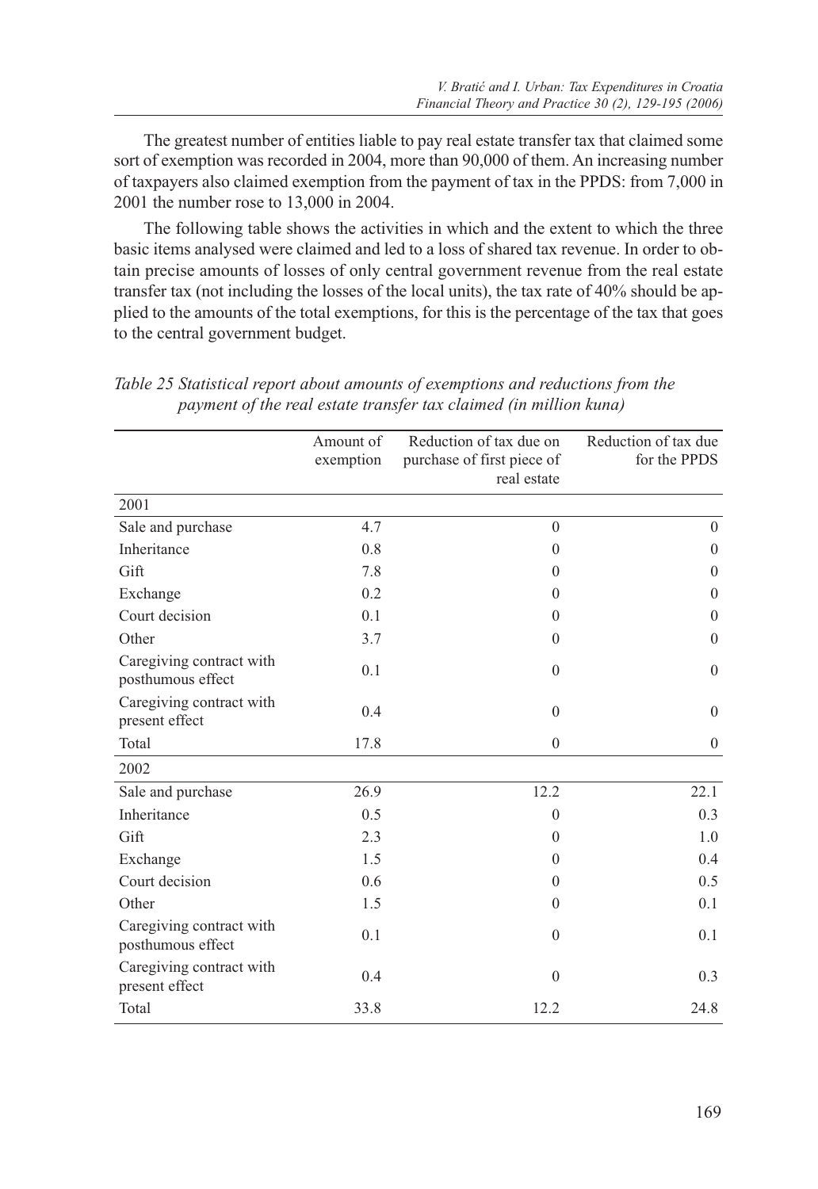The greatest number of entities liable to pay real estate transfer tax that claimed some sort of exemption was recorded in 2004, more than 90,000 of them. An increasing number of taxpayers also claimed exemption from the payment of tax in the PPDS: from 7,000 in 2001 the number rose to 13,000 in 2004.

The following table shows the activities in which and the extent to which the three basic items analysed were claimed and led to a loss of shared tax revenue. In order to obtain precise amounts of losses of only central government revenue from the real estate transfer tax (not including the losses of the local units), the tax rate of 40% should be applied to the amounts of the total exemptions, for this is the percentage of the tax that goes to the central government budget.

*Table 25 Statistical report about amounts of exemptions and reductions from the payment of the real estate transfer tax claimed (in million kuna)*

| | Amount of exemption | Reduction of tax due on purchase of first piece of real estate | Reduction of tax due for the PPDS |
|---|---|---|---|
| 2001 | | | |
| Sale and purchase | 4.7 | 0 | 0 |
| Inheritance | 0.8 | 0 | 0 |
| Gift | 7.8 | 0 | 0 |
| Exchange | 0.2 | 0 | 0 |
| Court decision | 0.1 | 0 | 0 |
| Other | 3.7 | 0 | 0 |
| Caregiving contract with posthumous effect | 0.1 | 0 | 0 |
| Caregiving contract with present effect | 0.4 | 0 | 0 |
| Total | 17.8 | 0 | 0 |
| 2002 | | | |
| Sale and purchase | 26.9 | 12.2 | 22.1 |
| Inheritance | 0.5 | 0 | 0.3 |
| Gift | 2.3 | 0 | 1.0 |
| Exchange | 1.5 | 0 | 0.4 |
| Court decision | 0.6 | 0 | 0.5 |
| Other | 1.5 | 0 | 0.1 |
| Caregiving contract with posthumous effect | 0.1 | 0 | 0.1 |
| Caregiving contract with present effect | 0.4 | 0 | 0.3 |
| Total | 33.8 | 12.2 | 24.8 |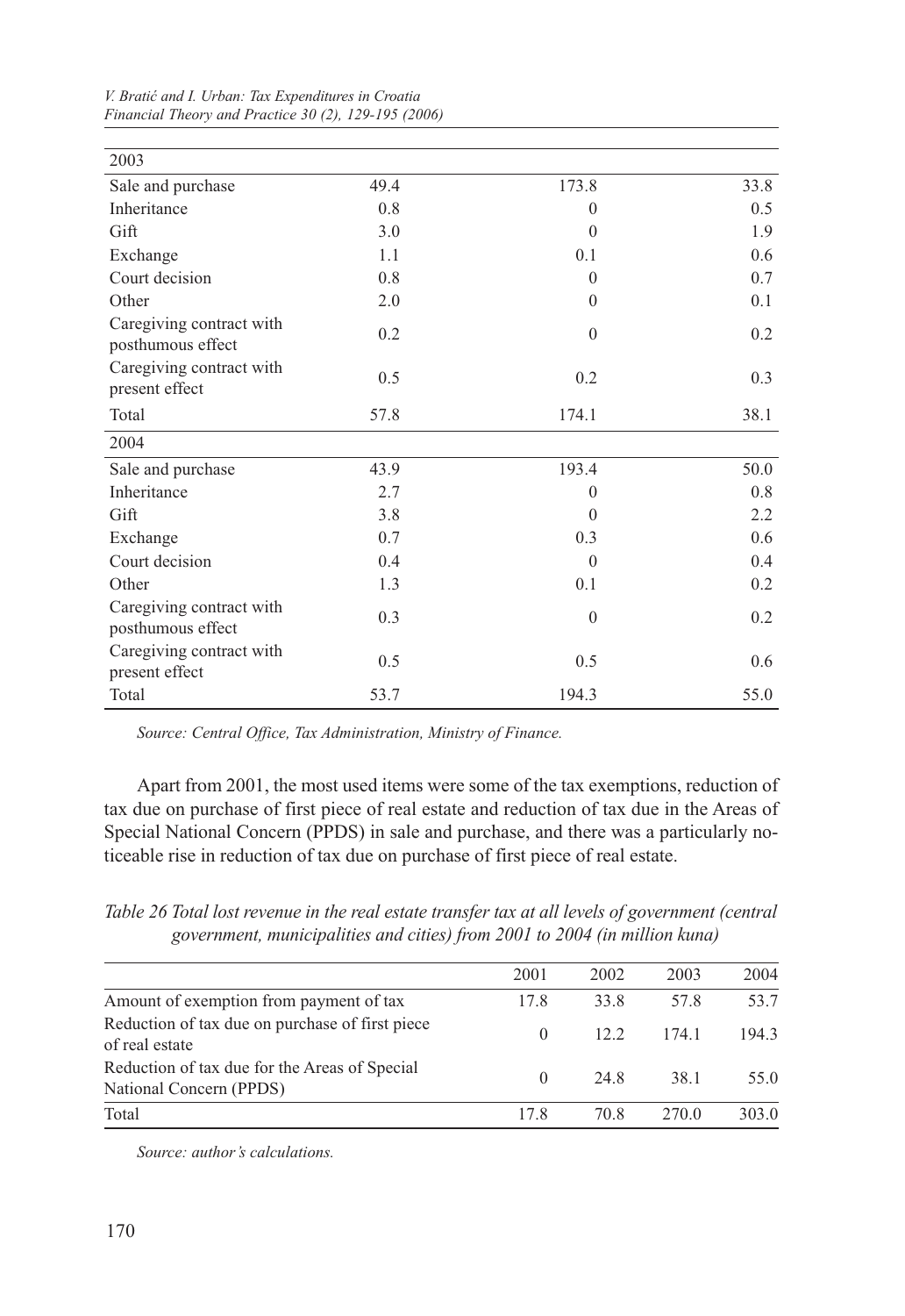| | | | |
|---|---|---|---|
| 2003 | | | |
| Sale and purchase | 49.4 | 173.8 | 33.8 |
| Inheritance | 0.8 | 0 | 0.5 |
| Gift | 3.0 | 0 | 1.9 |
| Exchange | 1.1 | 0.1 | 0.6 |
| Court decision | 0.8 | 0 | 0.7 |
| Other | 2.0 | 0 | 0.1 |
| Caregiving contract with posthumous effect | 0.2 | 0 | 0.2 |
| Caregiving contract with present effect | 0.5 | 0.2 | 0.3 |
| Total | 57.8 | 174.1 | 38.1 |
| 2004 | | | |
| Sale and purchase | 43.9 | 193.4 | 50.0 |
| Inheritance | 2.7 | 0 | 0.8 |
| Gift | 3.8 | 0 | 2.2 |
| Exchange | 0.7 | 0.3 | 0.6 |
| Court decision | 0.4 | 0 | 0.4 |
| Other | 1.3 | 0.1 | 0.2 |
| Caregiving contract with posthumous effect | 0.3 | 0 | 0.2 |
| Caregiving contract with present effect | 0.5 | 0.5 | 0.6 |
| Total | 53.7 | 194.3 | 55.0 |

*Source: Central Office, Tax Administration, Ministry of Finance.*

Apart from 2001, the most used items were some of the tax exemptions, reduction of tax due on purchase of first piece of real estate and reduction of tax due in the Areas of Special National Concern (PPDS) in sale and purchase, and there was a particularly noticeable rise in reduction of tax due on purchase of first piece of real estate.

*Table 26 Total lost revenue in the real estate transfer tax at all levels of government (central government, municipalities and cities) from 2001 to 2004 (in million kuna)*

| | 2001 | 2002 | 2003 | 2004 |
|---|---|---|---|---|
| Amount of exemption from payment of tax | 17.8 | 33.8 | 57.8 | 53.7 |
| Reduction of tax due on purchase of first piece of real estate | 0 | 12.2 | 174.1 | 194.3 |
| Reduction of tax due for the Areas of Special National Concern (PPDS) | 0 | 24.8 | 38.1 | 55.0 |
| Total | 17.8 | 70.8 | 270.0 | 303.0 |

*Source: author's calculations.*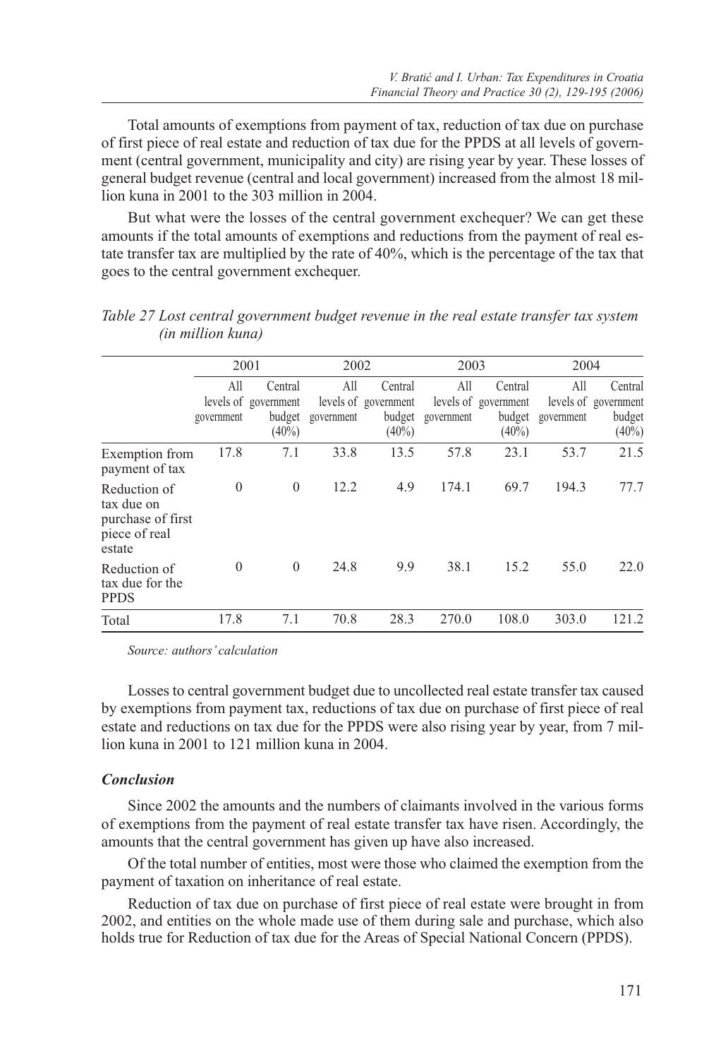Total amounts of exemptions from payment of tax, reduction of tax due on purchase of first piece of real estate and reduction of tax due for the PPDS at all levels of government (central government, municipality and city) are rising year by year. These losses of general budget revenue (central and local government) increased from the almost 18 million kuna in 2001 to the 303 million in 2004.

But what were the losses of the central government exchequer? We can get these amounts if the total amounts of exemptions and reductions from the payment of real estate transfer tax are multiplied by the rate of 40%, which is the percentage of the tax that goes to the central government exchequer.

*Table 27 Lost central government budget revenue in the real estate transfer tax system (in million kuna)*

| | 2001 | | 2002 | | 2003 | | 2004 | |
|---|---|---|---|---|---|---|---|---|
| | All levels of government | Central government budget (40%) | All levels of government | Central government budget (40%) | All levels of government | Central government budget (40%) | All levels of government | Central government budget (40%) |
| Exemption from payment of tax | 17.8 | 7.1 | 33.8 | 13.5 | 57.8 | 23.1 | 53.7 | 21.5 |
| Reduction of tax due on purchase of first piece of real estate | 0 | 0 | 12.2 | 4.9 | 174.1 | 69.7 | 194.3 | 77.7 |
| Reduction of tax due for the PPDS | 0 | 0 | 24.8 | 9.9 | 38.1 | 15.2 | 55.0 | 22.0 |
| Total | 17.8 | 7.1 | 70.8 | 28.3 | 270.0 | 108.0 | 303.0 | 121.2 |

*Source: authors' calculation*

Losses to central government budget due to uncollected real estate transfer tax caused by exemptions from payment tax, reductions of tax due on purchase of first piece of real estate and reductions on tax due for the PPDS were also rising year by year, from 7 million kuna in 2001 to 121 million kuna in 2004.

### *Conclusion*

Since 2002 the amounts and the numbers of claimants involved in the various forms of exemptions from the payment of real estate transfer tax have risen. Accordingly, the amounts that the central government has given up have also increased.

Of the total number of entities, most were those who claimed the exemption from the payment of taxation on inheritance of real estate.

Reduction of tax due on purchase of first piece of real estate were brought in from 2002, and entities on the whole made use of them during sale and purchase, which also holds true for Reduction of tax due for the Areas of Special National Concern (PPDS).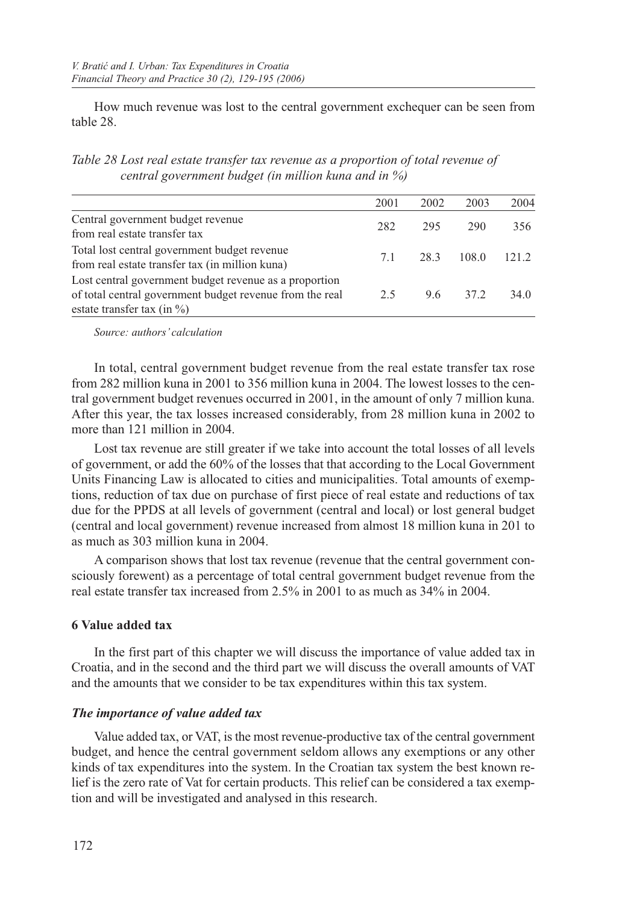How much revenue was lost to the central government exchequer can be seen from table 28.

*Table 28 Lost real estate transfer tax revenue as a proportion of total revenue of central government budget (in million kuna and in %)*

| | 2001 | 2002 | 2003 | 2004 |
|---|---|---|---|---|
| Central government budget revenue from real estate transfer tax | 282 | 295 | 290 | 356 |
| Total lost central government budget revenue from real estate transfer tax (in million kuna) | 7.1 | 28.3 | 108.0 | 121.2 |
| Lost central government budget revenue as a proportion of total central government budget revenue from the real estate transfer tax (in %) | 2.5 | 9.6 | 37.2 | 34.0 |

*Source: authors' calculation*

In total, central government budget revenue from the real estate transfer tax rose from 282 million kuna in 2001 to 356 million kuna in 2004. The lowest losses to the central government budget revenues occurred in 2001, in the amount of only 7 million kuna. After this year, the tax losses increased considerably, from 28 million kuna in 2002 to more than 121 million in 2004.

Lost tax revenue are still greater if we take into account the total losses of all levels of government, or add the 60% of the losses that that according to the Local Government Units Financing Law is allocated to cities and municipalities. Total amounts of exemptions, reduction of tax due on purchase of first piece of real estate and reductions of tax due for the PPDS at all levels of government (central and local) or lost general budget (central and local government) revenue increased from almost 18 million kuna in 201 to as much as 303 million kuna in 2004.

A comparison shows that lost tax revenue (revenue that the central government consciously forewent) as a percentage of total central government budget revenue from the real estate transfer tax increased from 2.5% in 2001 to as much as 34% in 2004.

## 6 Value added tax

In the first part of this chapter we will discuss the importance of value added tax in Croatia, and in the second and the third part we will discuss the overall amounts of VAT and the amounts that we consider to be tax expenditures within this tax system.

### *The importance of value added tax*

Value added tax, or VAT, is the most revenue-productive tax of the central government budget, and hence the central government seldom allows any exemptions or any other kinds of tax expenditures into the system. In the Croatian tax system the best known relief is the zero rate of Vat for certain products. This relief can be considered a tax exemption and will be investigated and analysed in this research.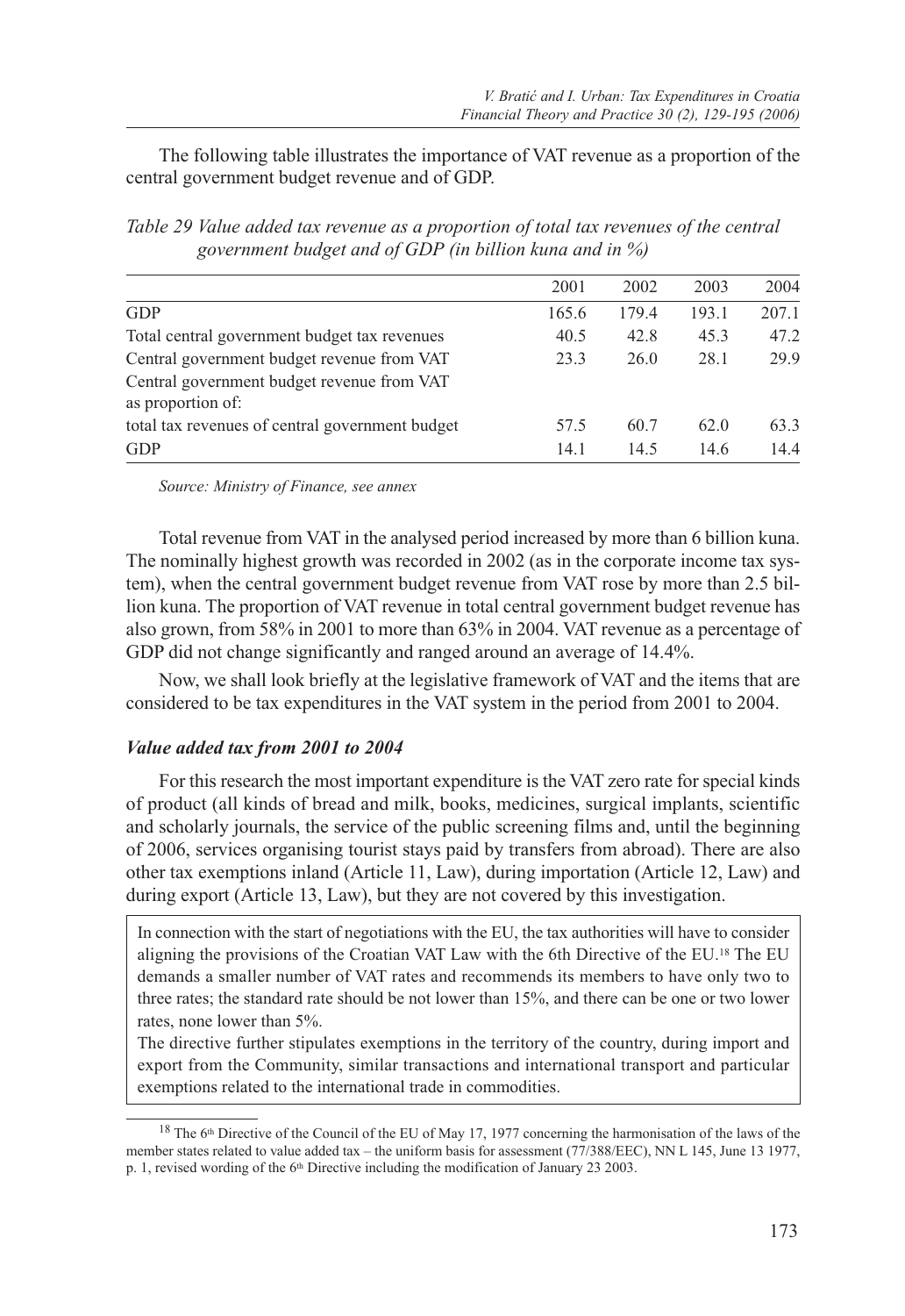The following table illustrates the importance of VAT revenue as a proportion of the central government budget revenue and of GDP.

*Table 29 Value added tax revenue as a proportion of total tax revenues of the central government budget and of GDP (in billion kuna and in %)*

| | 2001 | 2002 | 2003 | 2004 |
|---|---|---|---|---|
| GDP | 165.6 | 179.4 | 193.1 | 207.1 |
| Total central government budget tax revenues | 40.5 | 42.8 | 45.3 | 47.2 |
| Central government budget revenue from VAT | 23.3 | 26.0 | 28.1 | 29.9 |
| Central government budget revenue from VAT as proportion of: | | | | |
| total tax revenues of central government budget | 57.5 | 60.7 | 62.0 | 63.3 |
| GDP | 14.1 | 14.5 | 14.6 | 14.4 |

*Source: Ministry of Finance, see annex*

Total revenue from VAT in the analysed period increased by more than 6 billion kuna. The nominally highest growth was recorded in 2002 (as in the corporate income tax system), when the central government budget revenue from VAT rose by more than 2.5 billion kuna. The proportion of VAT revenue in total central government budget revenue has also grown, from 58% in 2001 to more than 63% in 2004. VAT revenue as a percentage of GDP did not change significantly and ranged around an average of 14.4%.

Now, we shall look briefly at the legislative framework of VAT and the items that are considered to be tax expenditures in the VAT system in the period from 2001 to 2004.

### *Value added tax from 2001 to 2004*

For this research the most important expenditure is the VAT zero rate for special kinds of product (all kinds of bread and milk, books, medicines, surgical implants, scientific and scholarly journals, the service of the public screening films and, until the beginning of 2006, services organising tourist stays paid by transfers from abroad). There are also other tax exemptions inland (Article 11, Law), during importation (Article 12, Law) and during export (Article 13, Law), but they are not covered by this investigation.

In connection with the start of negotiations with the EU, the tax authorities will have to consider aligning the provisions of the Croatian VAT Law with the 6th Directive of the EU.[18] The EU demands a smaller number of VAT rates and recommends its members to have only two to three rates; the standard rate should be not lower than 15%, and there can be one or two lower rates, none lower than 5%.

The directive further stipulates exemptions in the territory of the country, during import and export from the Community, similar transactions and international transport and particular exemptions related to the international trade in commodities.

[18] The 6th Directive of the Council of the EU of May 17, 1977 concerning the harmonisation of the laws of the member states related to value added tax – the uniform basis for assessment (77/388/EEC), NN L 145, June 13 1977, p. 1, revised wording of the 6th Directive including the modification of January 23 2003.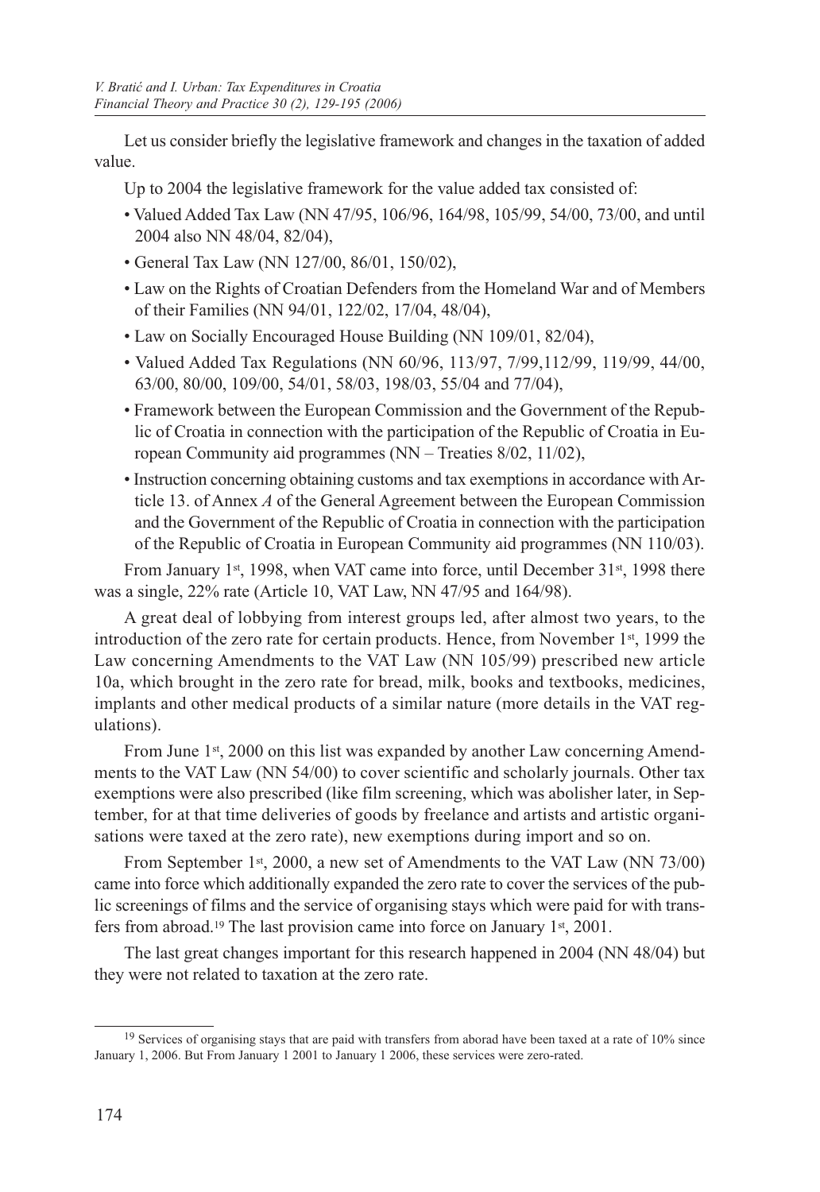Let us consider briefly the legislative framework and changes in the taxation of added value.

Up to 2004 the legislative framework for the value added tax consisted of:

- Valued Added Tax Law (NN 47/95, 106/96, 164/98, 105/99, 54/00, 73/00, and until 2004 also NN 48/04, 82/04),
- General Tax Law (NN 127/00, 86/01, 150/02),
- Law on the Rights of Croatian Defenders from the Homeland War and of Members of their Families (NN 94/01, 122/02, 17/04, 48/04),
- Law on Socially Encouraged House Building (NN 109/01, 82/04),
- Valued Added Tax Regulations (NN 60/96, 113/97, 7/99,112/99, 119/99, 44/00, 63/00, 80/00, 109/00, 54/01, 58/03, 198/03, 55/04 and 77/04),
- Framework between the European Commission and the Government of the Republic of Croatia in connection with the participation of the Republic of Croatia in European Community aid programmes (NN – Treaties 8/02, 11/02),
- Instruction concerning obtaining customs and tax exemptions in accordance with Article 13. of Annex *A* of the General Agreement between the European Commission and the Government of the Republic of Croatia in connection with the participation of the Republic of Croatia in European Community aid programmes (NN 110/03).

From January 1st, 1998, when VAT came into force, until December 31st, 1998 there was a single, 22% rate (Article 10, VAT Law, NN 47/95 and 164/98).

A great deal of lobbying from interest groups led, after almost two years, to the introduction of the zero rate for certain products. Hence, from November 1st, 1999 the Law concerning Amendments to the VAT Law (NN 105/99) prescribed new article 10a, which brought in the zero rate for bread, milk, books and textbooks, medicines, implants and other medical products of a similar nature (more details in the VAT regulations).

From June 1st, 2000 on this list was expanded by another Law concerning Amendments to the VAT Law (NN 54/00) to cover scientific and scholarly journals. Other tax exemptions were also prescribed (like film screening, which was abolisher later, in September, for at that time deliveries of goods by freelance and artists and artistic organisations were taxed at the zero rate), new exemptions during import and so on.

From September 1st, 2000, a new set of Amendments to the VAT Law (NN 73/00) came into force which additionally expanded the zero rate to cover the services of the public screenings of films and the service of organising stays which were paid for with transfers from abroad.[19] The last provision came into force on January 1st, 2001.

The last great changes important for this research happened in 2004 (NN 48/04) but they were not related to taxation at the zero rate.

---

[19] Services of organising stays that are paid with transfers from aborad have been taxed at a rate of 10% since January 1, 2006. But From January 1 2001 to January 1 2006, these services were zero-rated.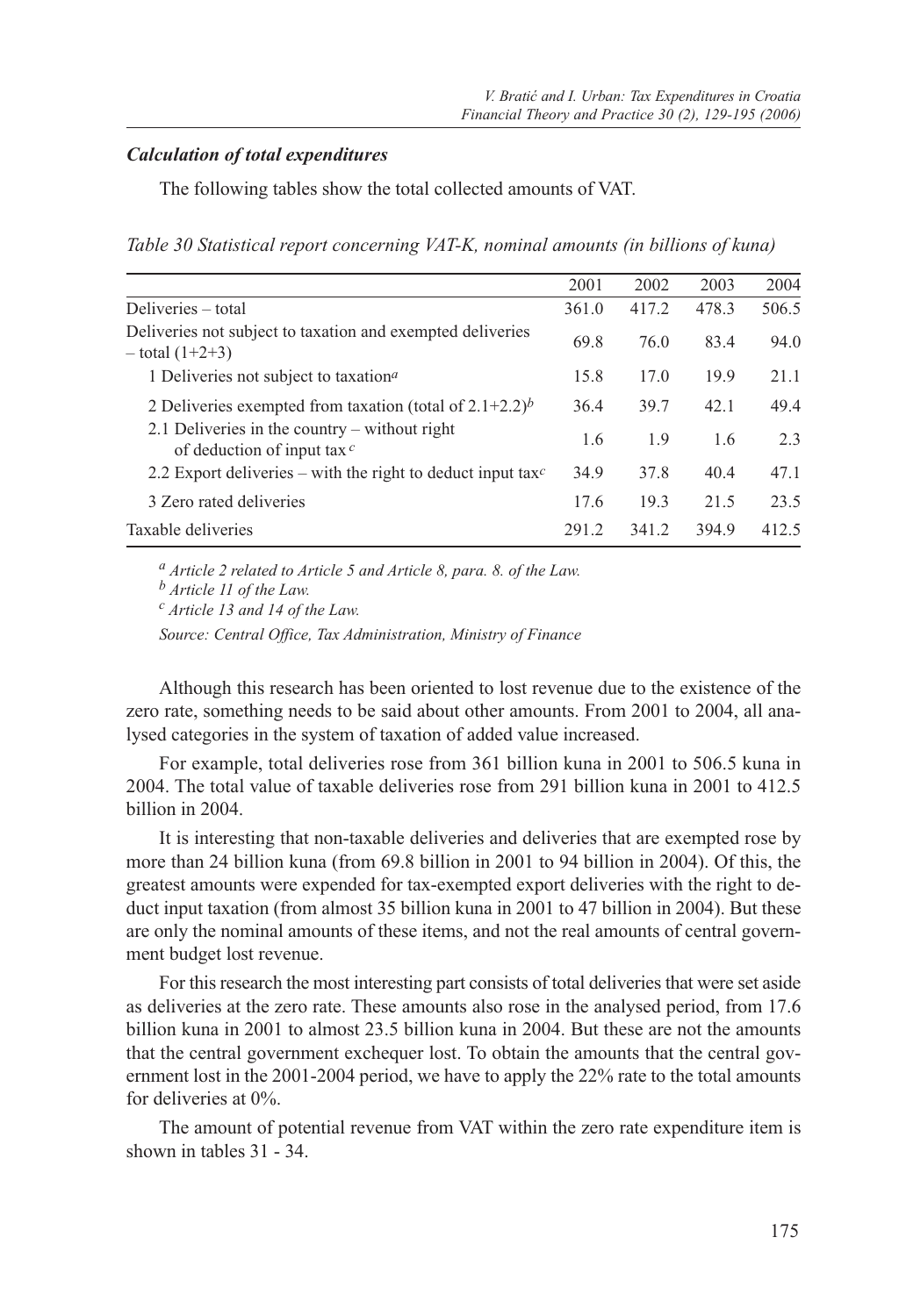### *Calculation of total expenditures*

The following tables show the total collected amounts of VAT.

*Table 30 Statistical report concerning VAT-K, nominal amounts (in billions of kuna)*

| | 2001 | 2002 | 2003 | 2004 |
|---|---|---|---|---|
| Deliveries – total | 361.0 | 417.2 | 478.3 | 506.5 |
| Deliveries not subject to taxation and exempted deliveries – total (1+2+3) | 69.8 | 76.0 | 83.4 | 94.0 |
| 1 Deliveries not subject to taxation[a] | 15.8 | 17.0 | 19.9 | 21.1 |
| 2 Deliveries exempted from taxation (total of 2.1+2.2)[b] | 36.4 | 39.7 | 42.1 | 49.4 |
| 2.1 Deliveries in the country – without right of deduction of input tax[c] | 1.6 | 1.9 | 1.6 | 2.3 |
| 2.2 Export deliveries – with the right to deduct input tax[c] | 34.9 | 37.8 | 40.4 | 47.1 |
| 3 Zero rated deliveries | 17.6 | 19.3 | 21.5 | 23.5 |
| Taxable deliveries | 291.2 | 341.2 | 394.9 | 412.5 |

[a] *Article 2 related to Article 5 and Article 8, para. 8. of the Law.*

[b] *Article 11 of the Law.*

[c] *Article 13 and 14 of the Law.*

*Source: Central Office, Tax Administration, Ministry of Finance*

Although this research has been oriented to lost revenue due to the existence of the zero rate, something needs to be said about other amounts. From 2001 to 2004, all analysed categories in the system of taxation of added value increased.

For example, total deliveries rose from 361 billion kuna in 2001 to 506.5 kuna in 2004. The total value of taxable deliveries rose from 291 billion kuna in 2001 to 412.5 billion in 2004.

It is interesting that non-taxable deliveries and deliveries that are exempted rose by more than 24 billion kuna (from 69.8 billion in 2001 to 94 billion in 2004). Of this, the greatest amounts were expended for tax-exempted export deliveries with the right to deduct input taxation (from almost 35 billion kuna in 2001 to 47 billion in 2004). But these are only the nominal amounts of these items, and not the real amounts of central government budget lost revenue.

For this research the most interesting part consists of total deliveries that were set aside as deliveries at the zero rate. These amounts also rose in the analysed period, from 17.6 billion kuna in 2001 to almost 23.5 billion kuna in 2004. But these are not the amounts that the central government exchequer lost. To obtain the amounts that the central government lost in the 2001-2004 period, we have to apply the 22% rate to the total amounts for deliveries at 0%.

The amount of potential revenue from VAT within the zero rate expenditure item is shown in tables 31 - 34.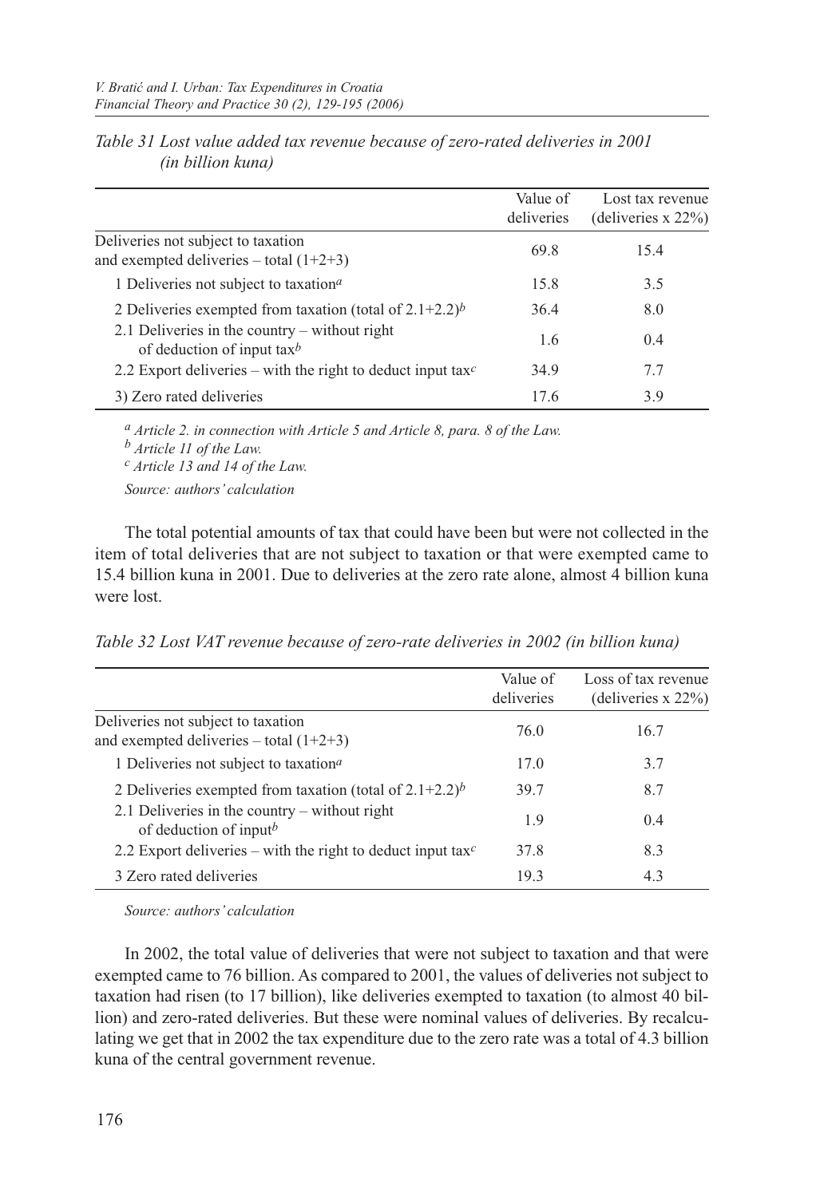*Table 31 Lost value added tax revenue because of zero-rated deliveries in 2001 (in billion kuna)*

| | Value of deliveries | Lost tax revenue (deliveries x 22%) |
|---|---|---|
| Deliveries not subject to taxation and exempted deliveries – total (1+2+3) | 69.8 | 15.4 |
| 1 Deliveries not subject to taxation[a] | 15.8 | 3.5 |
| 2 Deliveries exempted from taxation (total of 2.1+2.2)[b] | 36.4 | 8.0 |
| 2.1 Deliveries in the country – without right of deduction of input tax[b] | 1.6 | 0.4 |
| 2.2 Export deliveries – with the right to deduct input tax[c] | 34.9 | 7.7 |
| 3) Zero rated deliveries | 17.6 | 3.9 |

[a] *Article 2. in connection with Article 5 and Article 8, para. 8 of the Law.*

[b] *Article 11 of the Law.*

[c] *Article 13 and 14 of the Law.*

*Source: authors' calculation*

The total potential amounts of tax that could have been but were not collected in the item of total deliveries that are not subject to taxation or that were exempted came to 15.4 billion kuna in 2001. Due to deliveries at the zero rate alone, almost 4 billion kuna were lost.

*Table 32 Lost VAT revenue because of zero-rate deliveries in 2002 (in billion kuna)*

| | Value of deliveries | Loss of tax revenue (deliveries x 22%) |
|---|---|---|
| Deliveries not subject to taxation and exempted deliveries – total (1+2+3) | 76.0 | 16.7 |
| 1 Deliveries not subject to taxation[a] | 17.0 | 3.7 |
| 2 Deliveries exempted from taxation (total of 2.1+2.2)[b] | 39.7 | 8.7 |
| 2.1 Deliveries in the country – without right of deduction of input[b] | 1.9 | 0.4 |
| 2.2 Export deliveries – with the right to deduct input tax[c] | 37.8 | 8.3 |
| 3 Zero rated deliveries | 19.3 | 4.3 |

*Source: authors' calculation*

In 2002, the total value of deliveries that were not subject to taxation and that were exempted came to 76 billion. As compared to 2001, the values of deliveries not subject to taxation had risen (to 17 billion), like deliveries exempted to taxation (to almost 40 billion) and zero-rated deliveries. But these were nominal values of deliveries. By recalculating we get that in 2002 the tax expenditure due to the zero rate was a total of 4.3 billion kuna of the central government revenue.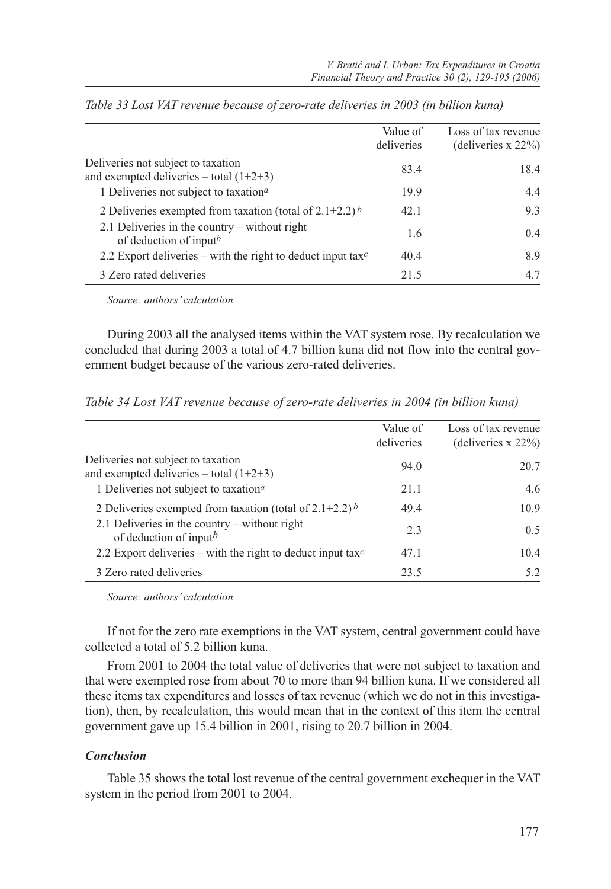*Table 33 Lost VAT revenue because of zero-rate deliveries in 2003 (in billion kuna)*

| | Value of deliveries | Loss of tax revenue (deliveries x 22%) |
|---|---|---|
| Deliveries not subject to taxation and exempted deliveries – total (1+2+3) | 83.4 | 18.4 |
| 1 Deliveries not subject to taxation[a] | 19.9 | 4.4 |
| 2 Deliveries exempted from taxation (total of 2.1+2.2)[b] | 42.1 | 9.3 |
| 2.1 Deliveries in the country – without right of deduction of input[b] | 1.6 | 0.4 |
| 2.2 Export deliveries – with the right to deduct input tax[c] | 40.4 | 8.9 |
| 3 Zero rated deliveries | 21.5 | 4.7 |

*Source: authors' calculation*

During 2003 all the analysed items within the VAT system rose. By recalculation we concluded that during 2003 a total of 4.7 billion kuna did not flow into the central government budget because of the various zero-rated deliveries.

*Table 34 Lost VAT revenue because of zero-rate deliveries in 2004 (in billion kuna)*

| | Value of deliveries | Loss of tax revenue (deliveries x 22%) |
|---|---|---|
| Deliveries not subject to taxation and exempted deliveries – total (1+2+3) | 94.0 | 20.7 |
| 1 Deliveries not subject to taxation[a] | 21.1 | 4.6 |
| 2 Deliveries exempted from taxation (total of 2.1+2.2)[b] | 49.4 | 10.9 |
| 2.1 Deliveries in the country – without right of deduction of input[b] | 2.3 | 0.5 |
| 2.2 Export deliveries – with the right to deduct input tax[c] | 47.1 | 10.4 |
| 3 Zero rated deliveries | 23.5 | 5.2 |

*Source: authors' calculation*

If not for the zero rate exemptions in the VAT system, central government could have collected a total of 5.2 billion kuna.

From 2001 to 2004 the total value of deliveries that were not subject to taxation and that were exempted rose from about 70 to more than 94 billion kuna. If we considered all these items tax expenditures and losses of tax revenue (which we do not in this investigation), then, by recalculation, this would mean that in the context of this item the central government gave up 15.4 billion in 2001, rising to 20.7 billion in 2004.

### *Conclusion*

Table 35 shows the total lost revenue of the central government exchequer in the VAT system in the period from 2001 to 2004.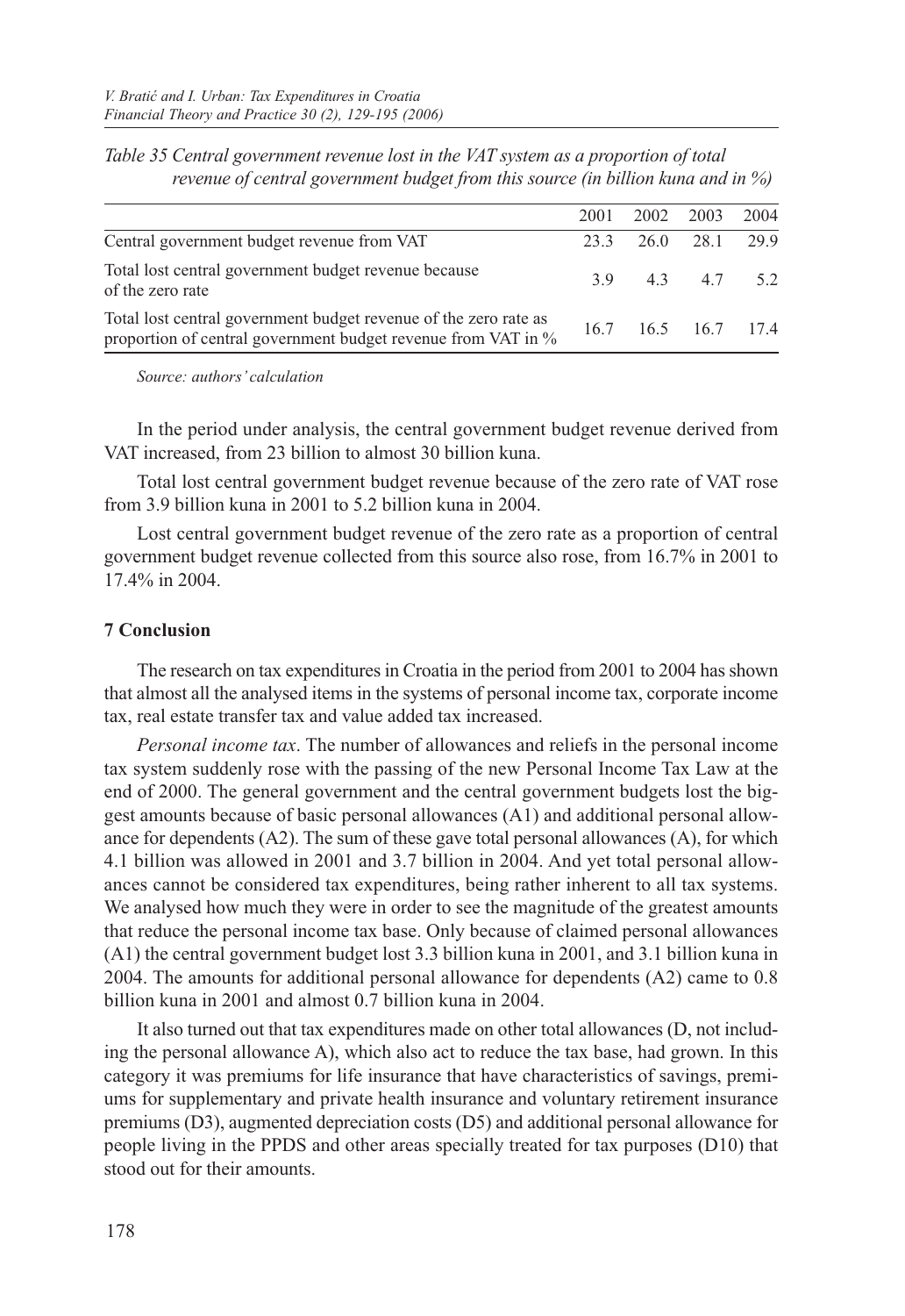*Table 35 Central government revenue lost in the VAT system as a proportion of total revenue of central government budget from this source (in billion kuna and in %)*

| | 2001 | 2002 | 2003 | 2004 |
|---|---|---|---|---|
| Central government budget revenue from VAT | 23.3 | 26.0 | 28.1 | 29.9 |
| Total lost central government budget revenue because of the zero rate | 3.9 | 4.3 | 4.7 | 5.2 |
| Total lost central government budget revenue of the zero rate as proportion of central government budget revenue from VAT in % | 16.7 | 16.5 | 16.7 | 17.4 |

*Source: authors' calculation*

In the period under analysis, the central government budget revenue derived from VAT increased, from 23 billion to almost 30 billion kuna.

Total lost central government budget revenue because of the zero rate of VAT rose from 3.9 billion kuna in 2001 to 5.2 billion kuna in 2004.

Lost central government budget revenue of the zero rate as a proportion of central government budget revenue collected from this source also rose, from 16.7% in 2001 to 17.4% in 2004.

## 7 Conclusion

The research on tax expenditures in Croatia in the period from 2001 to 2004 has shown that almost all the analysed items in the systems of personal income tax, corporate income tax, real estate transfer tax and value added tax increased.

*Personal income tax*. The number of allowances and reliefs in the personal income tax system suddenly rose with the passing of the new Personal Income Tax Law at the end of 2000. The general government and the central government budgets lost the biggest amounts because of basic personal allowances (A1) and additional personal allowance for dependents (A2). The sum of these gave total personal allowances (A), for which 4.1 billion was allowed in 2001 and 3.7 billion in 2004. And yet total personal allowances cannot be considered tax expenditures, being rather inherent to all tax systems. We analysed how much they were in order to see the magnitude of the greatest amounts that reduce the personal income tax base. Only because of claimed personal allowances (A1) the central government budget lost 3.3 billion kuna in 2001, and 3.1 billion kuna in 2004. The amounts for additional personal allowance for dependents (A2) came to 0.8 billion kuna in 2001 and almost 0.7 billion kuna in 2004.

It also turned out that tax expenditures made on other total allowances (D, not including the personal allowance A), which also act to reduce the tax base, had grown. In this category it was premiums for life insurance that have characteristics of savings, premiums for supplementary and private health insurance and voluntary retirement insurance premiums (D3), augmented depreciation costs (D5) and additional personal allowance for people living in the PPDS and other areas specially treated for tax purposes (D10) that stood out for their amounts.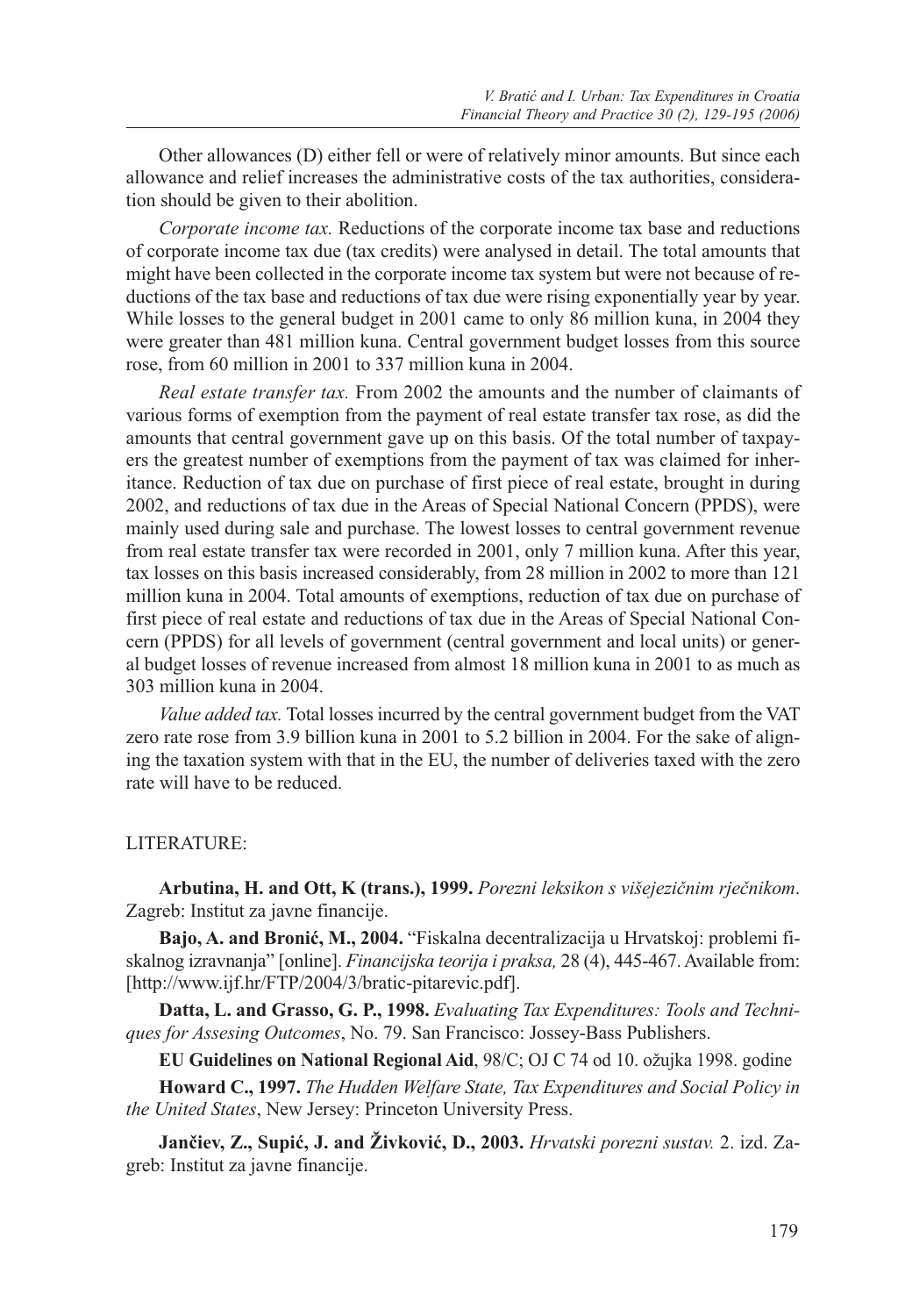Other allowances (D) either fell or were of relatively minor amounts. But since each allowance and relief increases the administrative costs of the tax authorities, consideration should be given to their abolition.

*Corporate income tax.* Reductions of the corporate income tax base and reductions of corporate income tax due (tax credits) were analysed in detail. The total amounts that might have been collected in the corporate income tax system but were not because of reductions of the tax base and reductions of tax due were rising exponentially year by year. While losses to the general budget in 2001 came to only 86 million kuna, in 2004 they were greater than 481 million kuna. Central government budget losses from this source rose, from 60 million in 2001 to 337 million kuna in 2004.

*Real estate transfer tax.* From 2002 the amounts and the number of claimants of various forms of exemption from the payment of real estate transfer tax rose, as did the amounts that central government gave up on this basis. Of the total number of taxpayers the greatest number of exemptions from the payment of tax was claimed for inheritance. Reduction of tax due on purchase of first piece of real estate, brought in during 2002, and reductions of tax due in the Areas of Special National Concern (PPDS), were mainly used during sale and purchase. The lowest losses to central government revenue from real estate transfer tax were recorded in 2001, only 7 million kuna. After this year, tax losses on this basis increased considerably, from 28 million in 2002 to more than 121 million kuna in 2004. Total amounts of exemptions, reduction of tax due on purchase of first piece of real estate and reductions of tax due in the Areas of Special National Concern (PPDS) for all levels of government (central government and local units) or general budget losses of revenue increased from almost 18 million kuna in 2001 to as much as 303 million kuna in 2004.

*Value added tax.* Total losses incurred by the central government budget from the VAT zero rate rose from 3.9 billion kuna in 2001 to 5.2 billion in 2004. For the sake of aligning the taxation system with that in the EU, the number of deliveries taxed with the zero rate will have to be reduced.

## LITERATURE:

**Arbutina, H. and Ott, K (trans.), 1999.** *Porezni leksikon s višejezičnim rječnikom*. Zagreb: Institut za javne financije.

**Bajo, A. and Bronić, M., 2004.** "Fiskalna decentralizacija u Hrvatskoj: problemi fiskalnog izravnanja" [online]. *Financijska teorija i praksa,* 28 (4), 445-467. Available from: [http://www.ijf.hr/FTP/2004/3/bratic-pitarevic.pdf].

**Datta, L. and Grasso, G. P., 1998.** *Evaluating Tax Expenditures: Tools and Techniques for Assesing Outcomes*, No. 79. San Francisco: Jossey-Bass Publishers.

**EU Guidelines on National Regional Aid**, 98/C; OJ C 74 od 10. ožujka 1998. godine

**Howard C., 1997.** *The Hudden Welfare State, Tax Expenditures and Social Policy in the United States*, New Jersey: Princeton University Press.

**Jančiev, Z., Supić, J. and Živković, D., 2003.** *Hrvatski porezni sustav.* 2. izd. Zagreb: Institut za javne financije.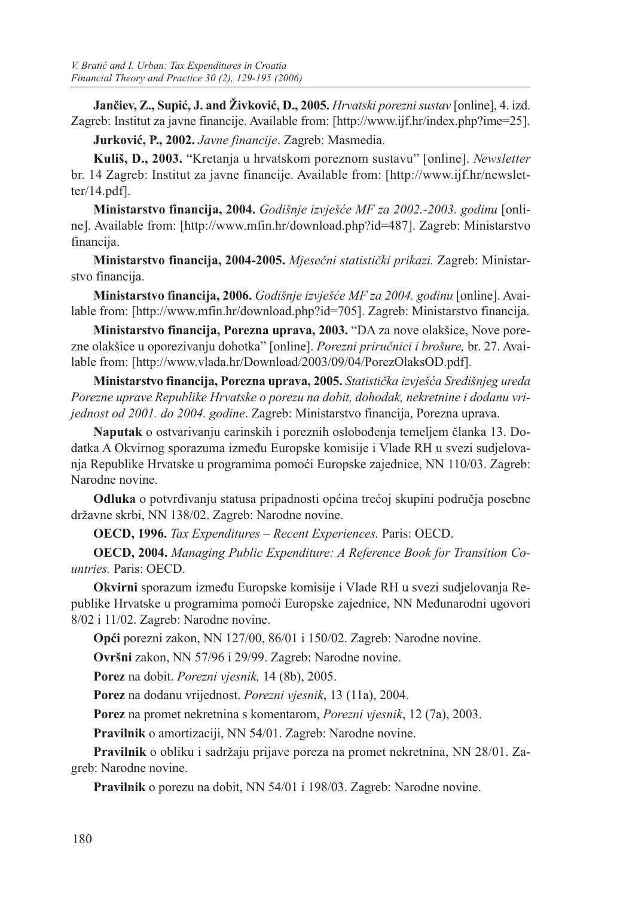**Jančiev, Z., Supić, J. and Živković, D., 2005.** *Hrvatski porezni sustav* [online], 4. izd. Zagreb: Institut za javne financije. Available from: [http://www.ijf.hr/index.php?ime=25].

**Jurković, P., 2002.** *Javne financije*. Zagreb: Masmedia.

**Kuliš, D., 2003.** "Kretanja u hrvatskom poreznom sustavu" [online]. *Newsletter* br. 14 Zagreb: Institut za javne financije. Available from: [http://www.ijf.hr/newsletter/14.pdf].

**Ministarstvo financija, 2004.** *Godišnje izvješće MF za 2002.-2003. godinu* [online]. Available from: [http://www.mfin.hr/download.php?id=487]. Zagreb: Ministarstvo financija.

**Ministarstvo financija, 2004-2005.** *Mjesečni statistički prikazi.* Zagreb: Ministarstvo financija.

**Ministarstvo financija, 2006.** *Godišnje izvješće MF za 2004. godinu* [online]. Available from: [http://www.mfin.hr/download.php?id=705]. Zagreb: Ministarstvo financija.

**Ministarstvo financija, Porezna uprava, 2003.** "DA za nove olakšice, Nove porezne olakšice u oporezivanju dohotka" [online]. *Porezni priručnici i brošure,* br. 27. Available from: [http://www.vlada.hr/Download/2003/09/04/PorezOlaksOD.pdf].

**Ministarstvo financija, Porezna uprava, 2005.** *Statistička izvješća Središnjeg ureda Porezne uprave Republike Hrvatske o porezu na dobit, dohodak, nekretnine i dodanu vrijednost od 2001. do 2004. godine*. Zagreb: Ministarstvo financija, Porezna uprava.

**Naputak** o ostvarivanju carinskih i poreznih oslobođenja temeljem članka 13. Dodatka A Okvirnog sporazuma između Europske komisije i Vlade RH u svezi sudjelovanja Republike Hrvatske u programima pomoći Europske zajednice, NN 110/03. Zagreb: Narodne novine.

**Odluka** o potvrđivanju statusa pripadnosti općina trećoj skupini područja posebne državne skrbi, NN 138/02. Zagreb: Narodne novine.

**OECD, 1996.** *Tax Expenditures – Recent Experiences.* Paris: OECD.

**OECD, 2004.** *Managing Public Expenditure: A Reference Book for Transition Countries.* Paris: OECD.

**Okvirni** sporazum između Europske komisije i Vlade RH u svezi sudjelovanja Republike Hrvatske u programima pomoći Europske zajednice, NN Međunarodni ugovori 8/02 i 11/02. Zagreb: Narodne novine.

**Opći** porezni zakon, NN 127/00, 86/01 i 150/02. Zagreb: Narodne novine.

**Ovršni** zakon, NN 57/96 i 29/99. Zagreb: Narodne novine.

**Porez** na dobit. *Porezni vjesnik,* 14 (8b), 2005.

**Porez** na dodanu vrijednost. *Porezni vjesnik*, 13 (11a), 2004.

**Porez** na promet nekretnina s komentarom, *Porezni vjesnik*, 12 (7a), 2003.

**Pravilnik** o amortizaciji, NN 54/01. Zagreb: Narodne novine.

**Pravilnik** o obliku i sadržaju prijave poreza na promet nekretnina, NN 28/01. Zagreb: Narodne novine.

**Pravilnik** o porezu na dobit, NN 54/01 i 198/03. Zagreb: Narodne novine.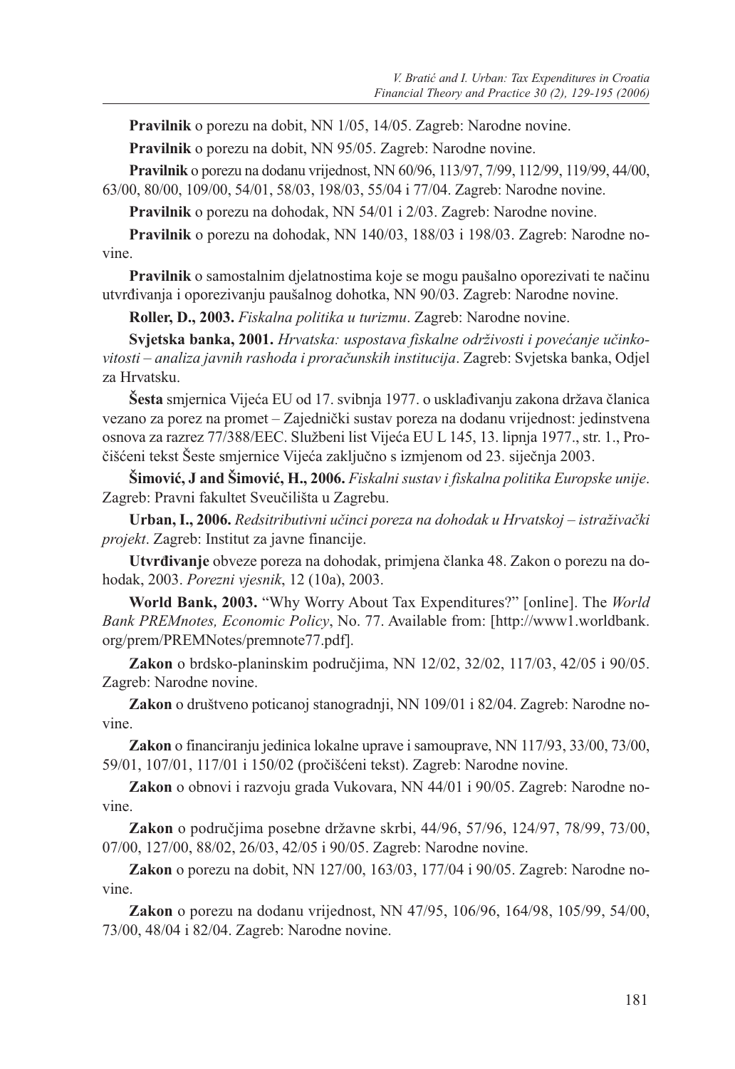**Pravilnik** o porezu na dobit, NN 1/05, 14/05. Zagreb: Narodne novine.

**Pravilnik** o porezu na dobit, NN 95/05. Zagreb: Narodne novine.

**Pravilnik** o porezu na dodanu vrijednost, NN 60/96, 113/97, 7/99, 112/99, 119/99, 44/00, 63/00, 80/00, 109/00, 54/01, 58/03, 198/03, 55/04 i 77/04. Zagreb: Narodne novine.

**Pravilnik** o porezu na dohodak, NN 54/01 i 2/03. Zagreb: Narodne novine.

**Pravilnik** o porezu na dohodak, NN 140/03, 188/03 i 198/03. Zagreb: Narodne novine.

**Pravilnik** o samostalnim djelatnostima koje se mogu paušalno oporezivati te načinu utvrđivanja i oporezivanju paušalnog dohotka, NN 90/03. Zagreb: Narodne novine.

**Roller, D., 2003.** *Fiskalna politika u turizmu*. Zagreb: Narodne novine.

**Svjetska banka, 2001.** *Hrvatska: uspostava fiskalne održivosti i povećanje učinkovitosti – analiza javnih rashoda i proračunskih institucija*. Zagreb: Svjetska banka, Odjel za Hrvatsku.

**Šesta** smjernica Vijeća EU od 17. svibnja 1977. o usklađivanju zakona država članica vezano za porez na promet – Zajednički sustav poreza na dodanu vrijednost: jedinstvena osnova za razrez 77/388/EEC. Službeni list Vijeća EU L 145, 13. lipnja 1977., str. 1., Pročišćeni tekst Šeste smjernice Vijeća zaključno s izmjenom od 23. siječnja 2003.

**Šimović, J and Šimović, H., 2006.** *Fiskalni sustav i fiskalna politika Europske unije*. Zagreb: Pravni fakultet Sveučilišta u Zagrebu.

**Urban, I., 2006.** *Redsitributivni učinci poreza na dohodak u Hrvatskoj – istraživački projekt*. Zagreb: Institut za javne financije.

**Utvrđivanje** obveze poreza na dohodak, primjena članka 48. Zakon o porezu na dohodak, 2003. *Porezni vjesnik*, 12 (10a), 2003.

**World Bank, 2003.** "Why Worry About Tax Expenditures?" [online]. The *World Bank PREMnotes, Economic Policy*, No. 77. Available from: [http://www1.worldbank.org/prem/PREMNotes/premnote77.pdf].

**Zakon** o brdsko-planinskim područjima, NN 12/02, 32/02, 117/03, 42/05 i 90/05. Zagreb: Narodne novine.

**Zakon** o društveno poticanoj stanogradnji, NN 109/01 i 82/04. Zagreb: Narodne novine.

**Zakon** o financiranju jedinica lokalne uprave i samouprave, NN 117/93, 33/00, 73/00, 59/01, 107/01, 117/01 i 150/02 (pročišćeni tekst). Zagreb: Narodne novine.

**Zakon** o obnovi i razvoju grada Vukovara, NN 44/01 i 90/05. Zagreb: Narodne novine.

**Zakon** o područjima posebne državne skrbi, 44/96, 57/96, 124/97, 78/99, 73/00, 07/00, 127/00, 88/02, 26/03, 42/05 i 90/05. Zagreb: Narodne novine.

**Zakon** o porezu na dobit, NN 127/00, 163/03, 177/04 i 90/05. Zagreb: Narodne novine.

**Zakon** o porezu na dodanu vrijednost, NN 47/95, 106/96, 164/98, 105/99, 54/00, 73/00, 48/04 i 82/04. Zagreb: Narodne novine.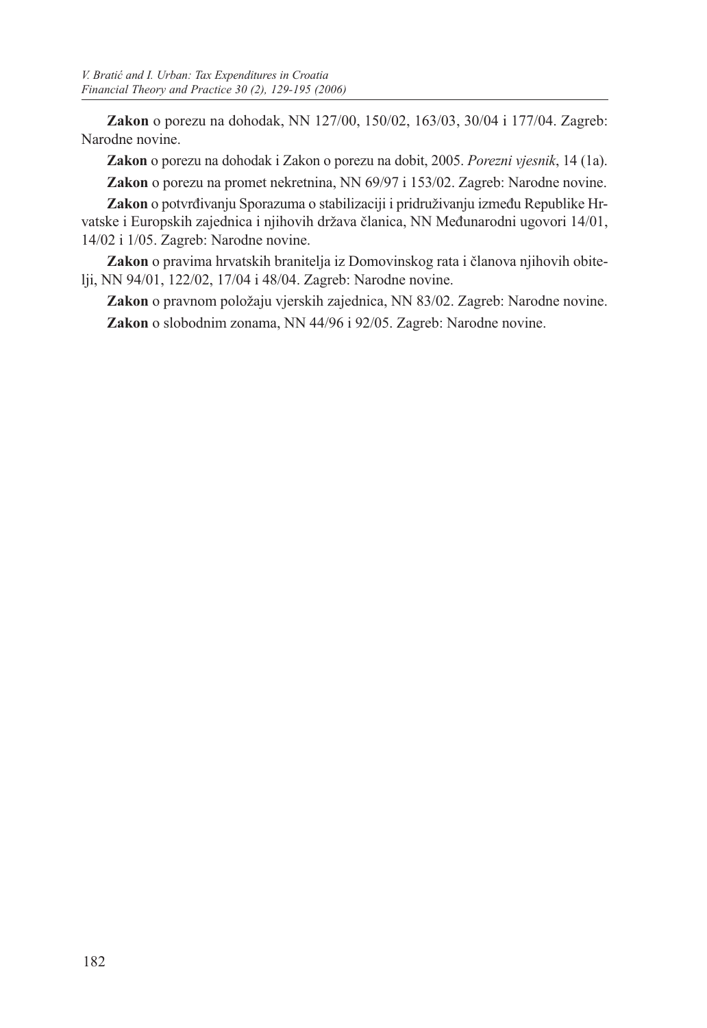**Zakon** o porezu na dohodak, NN 127/00, 150/02, 163/03, 30/04 i 177/04. Zagreb: Narodne novine.

**Zakon** o porezu na dohodak i Zakon o porezu na dobit, 2005. *Porezni vjesnik*, 14 (1a).

**Zakon** o porezu na promet nekretnina, NN 69/97 i 153/02. Zagreb: Narodne novine.

**Zakon** o potvrđivanju Sporazuma o stabilizaciji i pridruživanju između Republike Hrvatske i Europskih zajednica i njihovih država članica, NN Međunarodni ugovori 14/01, 14/02 i 1/05. Zagreb: Narodne novine.

**Zakon** o pravima hrvatskih branitelja iz Domovinskog rata i članova njihovih obitelji, NN 94/01, 122/02, 17/04 i 48/04. Zagreb: Narodne novine.

**Zakon** o pravnom položaju vjerskih zajednica, NN 83/02. Zagreb: Narodne novine.

**Zakon** o slobodnim zonama, NN 44/96 i 92/05. Zagreb: Narodne novine.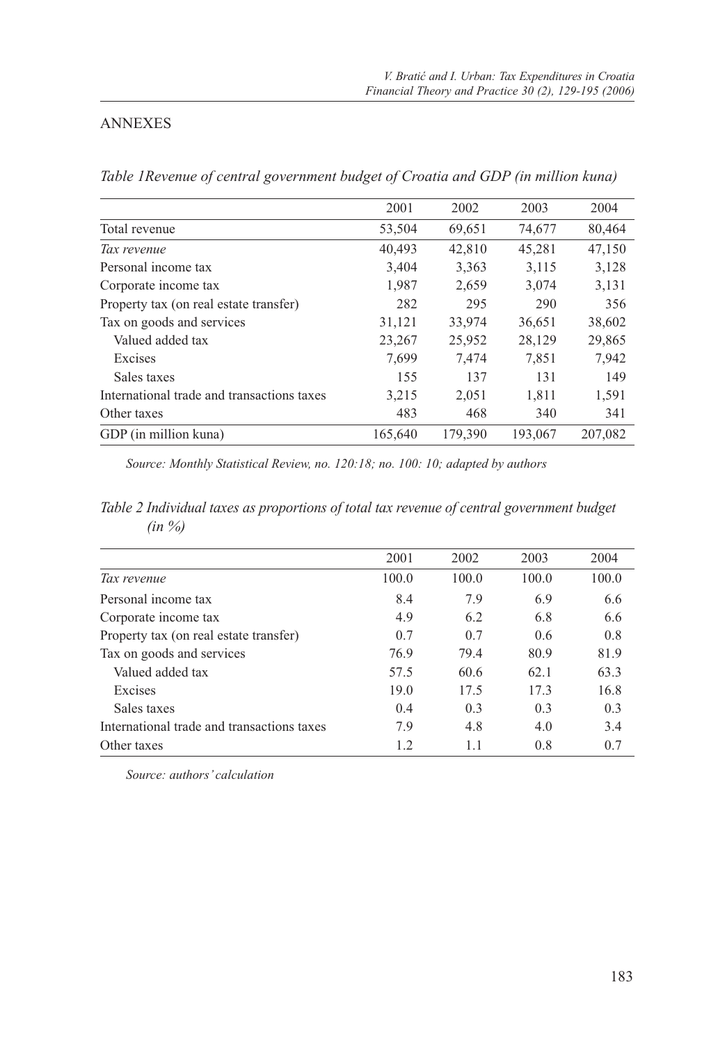## ANNEXES

*Table 1Revenue of central government budget of Croatia and GDP (in million kuna)*

| | 2001 | 2002 | 2003 | 2004 |
|---|---|---|---|---|
| Total revenue | 53,504 | 69,651 | 74,677 | 80,464 |
| *Tax revenue* | 40,493 | 42,810 | 45,281 | 47,150 |
| Personal income tax | 3,404 | 3,363 | 3,115 | 3,128 |
| Corporate income tax | 1,987 | 2,659 | 3,074 | 3,131 |
| Property tax (on real estate transfer) | 282 | 295 | 290 | 356 |
| Tax on goods and services | 31,121 | 33,974 | 36,651 | 38,602 |
| Valued added tax | 23,267 | 25,952 | 28,129 | 29,865 |
| Excises | 7,699 | 7,474 | 7,851 | 7,942 |
| Sales taxes | 155 | 137 | 131 | 149 |
| International trade and transactions taxes | 3,215 | 2,051 | 1,811 | 1,591 |
| Other taxes | 483 | 468 | 340 | 341 |
| GDP (in million kuna) | 165,640 | 179,390 | 193,067 | 207,082 |

*Source: Monthly Statistical Review, no. 120:18; no. 100: 10; adapted by authors*

*Table 2 Individual taxes as proportions of total tax revenue of central government budget (in %)*

| | 2001 | 2002 | 2003 | 2004 |
|---|---|---|---|---|
| *Tax revenue* | 100.0 | 100.0 | 100.0 | 100.0 |
| Personal income tax | 8.4 | 7.9 | 6.9 | 6.6 |
| Corporate income tax | 4.9 | 6.2 | 6.8 | 6.6 |
| Property tax (on real estate transfer) | 0.7 | 0.7 | 0.6 | 0.8 |
| Tax on goods and services | 76.9 | 79.4 | 80.9 | 81.9 |
| Valued added tax | 57.5 | 60.6 | 62.1 | 63.3 |
| Excises | 19.0 | 17.5 | 17.3 | 16.8 |
| Sales taxes | 0.4 | 0.3 | 0.3 | 0.3 |
| International trade and transactions taxes | 7.9 | 4.8 | 4.0 | 3.4 |
| Other taxes | 1.2 | 1.1 | 0.8 | 0.7 |

*Source: authors' calculation*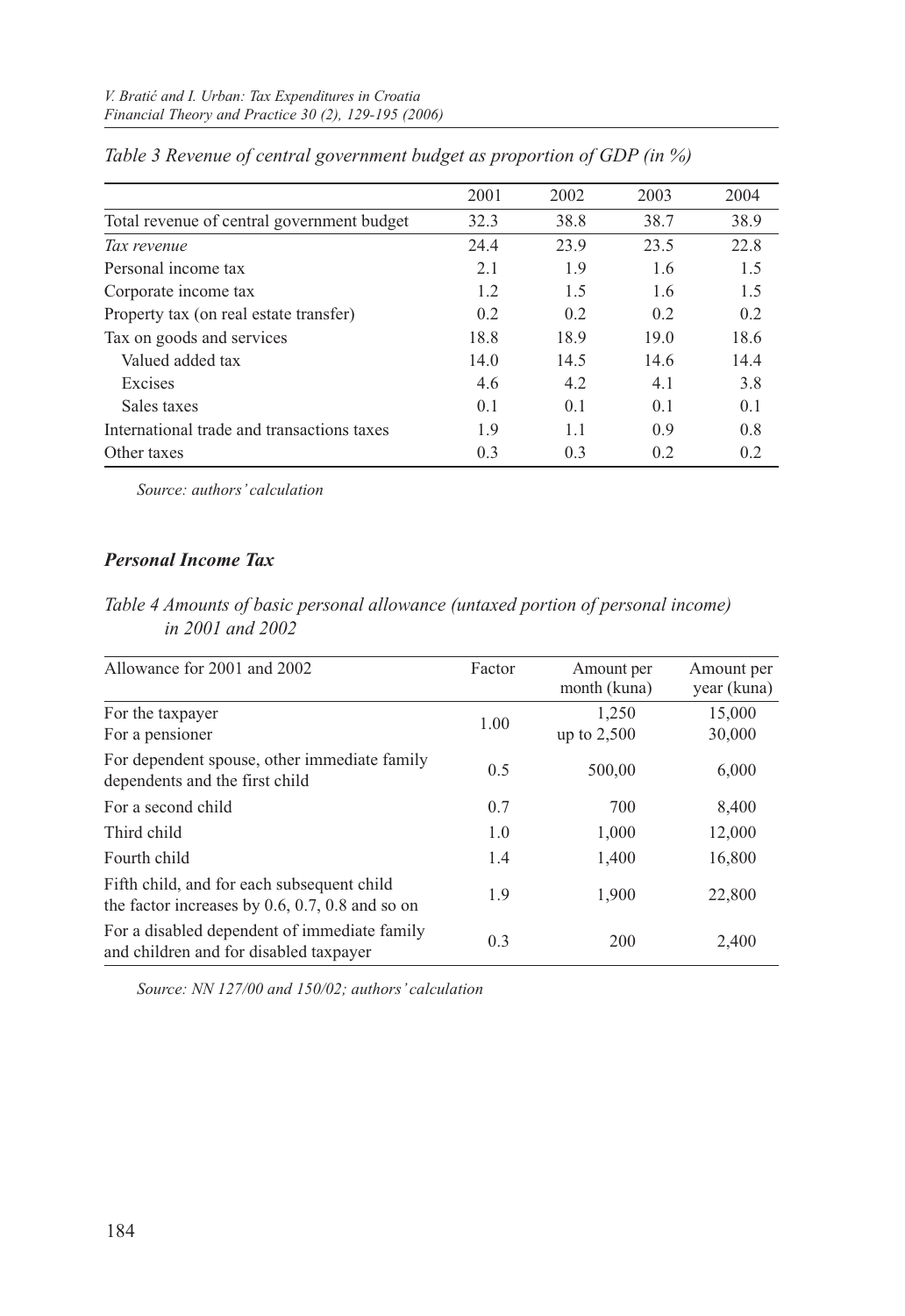*Table 3 Revenue of central government budget as proportion of GDP (in %)*

| | 2001 | 2002 | 2003 | 2004 |
|---|---|---|---|---|
| Total revenue of central government budget | 32.3 | 38.8 | 38.7 | 38.9 |
| *Tax revenue* | 24.4 | 23.9 | 23.5 | 22.8 |
| Personal income tax | 2.1 | 1.9 | 1.6 | 1.5 |
| Corporate income tax | 1.2 | 1.5 | 1.6 | 1.5 |
| Property tax (on real estate transfer) | 0.2 | 0.2 | 0.2 | 0.2 |
| Tax on goods and services | 18.8 | 18.9 | 19.0 | 18.6 |
| Valued added tax | 14.0 | 14.5 | 14.6 | 14.4 |
| Excises | 4.6 | 4.2 | 4.1 | 3.8 |
| Sales taxes | 0.1 | 0.1 | 0.1 | 0.1 |
| International trade and transactions taxes | 1.9 | 1.1 | 0.9 | 0.8 |
| Other taxes | 0.3 | 0.3 | 0.2 | 0.2 |

*Source: authors' calculation*

### *Personal Income Tax*

*Table 4 Amounts of basic personal allowance (untaxed portion of personal income) in 2001 and 2002*

| Allowance for 2001 and 2002 | Factor | Amount per month (kuna) | Amount per year (kuna) |
|---|---|---|---|
| For the taxpayer | 1.00 | 1,250 | 15,000 |
| For a pensioner | | up to 2,500 | 30,000 |
| For dependent spouse, other immediate family dependents and the first child | 0.5 | 500,00 | 6,000 |
| For a second child | 0.7 | 700 | 8,400 |
| Third child | 1.0 | 1,000 | 12,000 |
| Fourth child | 1.4 | 1,400 | 16,800 |
| Fifth child, and for each subsequent child the factor increases by 0.6, 0.7, 0.8 and so on | 1.9 | 1,900 | 22,800 |
| For a disabled dependent of immediate family and children and for disabled taxpayer | 0.3 | 200 | 2,400 |

*Source: NN 127/00 and 150/02; authors' calculation*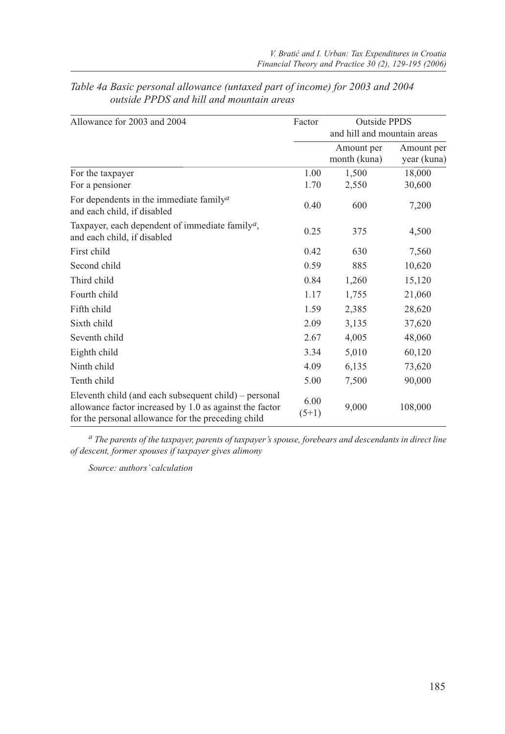*Table 4a Basic personal allowance (untaxed part of income) for 2003 and 2004 outside PPDS and hill and mountain areas*

| Allowance for 2003 and 2004 | Factor | Outside PPDS and hill and mountain areas | |
|---|---|---|---|
| | | Amount per month (kuna) | Amount per year (kuna) |
| For the taxpayer | 1.00 | 1,500 | 18,000 |
| For a pensioner | 1.70 | 2,550 | 30,600 |
| For dependents in the immediate family[a] and each child, if disabled | 0.40 | 600 | 7,200 |
| Taxpayer, each dependent of immediate family[a], and each child, if disabled | 0.25 | 375 | 4,500 |
| First child | 0.42 | 630 | 7,560 |
| Second child | 0.59 | 885 | 10,620 |
| Third child | 0.84 | 1,260 | 15,120 |
| Fourth child | 1.17 | 1,755 | 21,060 |
| Fifth child | 1.59 | 2,385 | 28,620 |
| Sixth child | 2.09 | 3,135 | 37,620 |
| Seventh child | 2.67 | 4,005 | 48,060 |
| Eighth child | 3.34 | 5,010 | 60,120 |
| Ninth child | 4.09 | 6,135 | 73,620 |
| Tenth child | 5.00 | 7,500 | 90,000 |
| Eleventh child (and each subsequent child) – personal allowance factor increased by 1.0 as against the factor for the personal allowance for the preceding child | 6.00 (5+1) | 9,000 | 108,000 |

[a] *The parents of the taxpayer, parents of taxpayer's spouse, forebears and descendants in direct line of descent, former spouses if taxpayer gives alimony*

*Source: authors' calculation*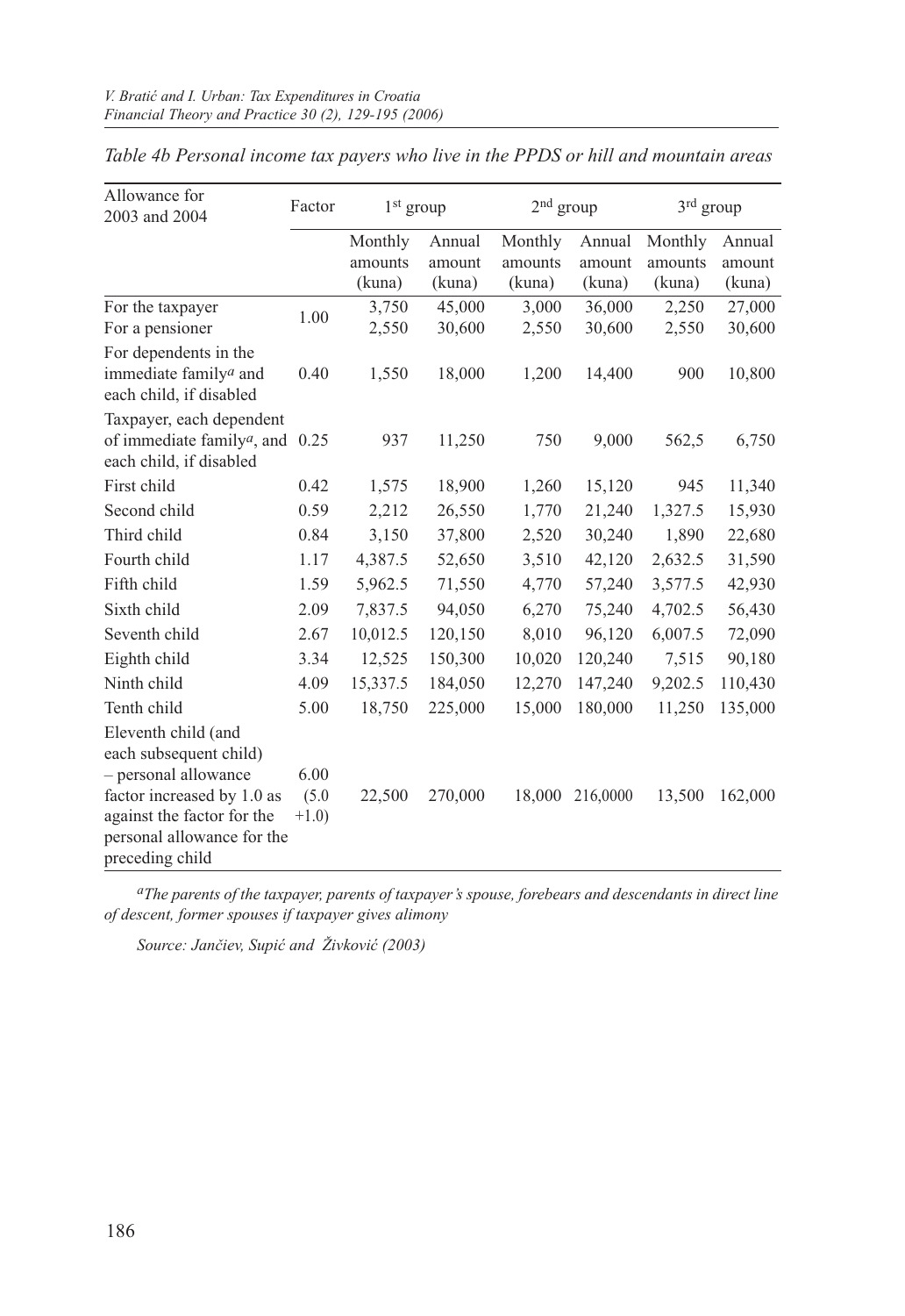*Table 4b Personal income tax payers who live in the PPDS or hill and mountain areas*

| Allowance for 2003 and 2004 | Factor | 1st group | | 2nd group | | 3rd group | |
|---|---|---|---|---|---|---|---|
| | | Monthly amounts (kuna) | Annual amount (kuna) | Monthly amounts (kuna) | Annual amount (kuna) | Monthly amounts (kuna) | Annual amount (kuna) |
| For the taxpayer | 1.00 | 3,750 | 45,000 | 3,000 | 36,000 | 2,250 | 27,000 |
| For a pensioner | | 2,550 | 30,600 | 2,550 | 30,600 | 2,550 | 30,600 |
| For dependents in the immediate family[a] and each child, if disabled | 0.40 | 1,550 | 18,000 | 1,200 | 14,400 | 900 | 10,800 |
| Taxpayer, each dependent of immediate family[a], and each child, if disabled | 0.25 | 937 | 11,250 | 750 | 9,000 | 562,5 | 6,750 |
| First child | 0.42 | 1,575 | 18,900 | 1,260 | 15,120 | 945 | 11,340 |
| Second child | 0.59 | 2,212 | 26,550 | 1,770 | 21,240 | 1,327.5 | 15,930 |
| Third child | 0.84 | 3,150 | 37,800 | 2,520 | 30,240 | 1,890 | 22,680 |
| Fourth child | 1.17 | 4,387.5 | 52,650 | 3,510 | 42,120 | 2,632.5 | 31,590 |
| Fifth child | 1.59 | 5,962.5 | 71,550 | 4,770 | 57,240 | 3,577.5 | 42,930 |
| Sixth child | 2.09 | 7,837.5 | 94,050 | 6,270 | 75,240 | 4,702.5 | 56,430 |
| Seventh child | 2.67 | 10,012.5 | 120,150 | 8,010 | 96,120 | 6,007.5 | 72,090 |
| Eighth child | 3.34 | 12,525 | 150,300 | 10,020 | 120,240 | 7,515 | 90,180 |
| Ninth child | 4.09 | 15,337.5 | 184,050 | 12,270 | 147,240 | 9,202.5 | 110,430 |
| Tenth child | 5.00 | 18,750 | 225,000 | 15,000 | 180,000 | 11,250 | 135,000 |
| Eleventh child (and each subsequent child) – personal allowance factor increased by 1.0 as against the factor for the personal allowance for the preceding child | 6.00 (5.0 +1.0) | 22,500 | 270,000 | 18,000 | 216,0000 | 13,500 | 162,000 |

*[a]The parents of the taxpayer, parents of taxpayer's spouse, forebears and descendants in direct line of descent, former spouses if taxpayer gives alimony*

*Source: Jančiev, Supić and Živković (2003)*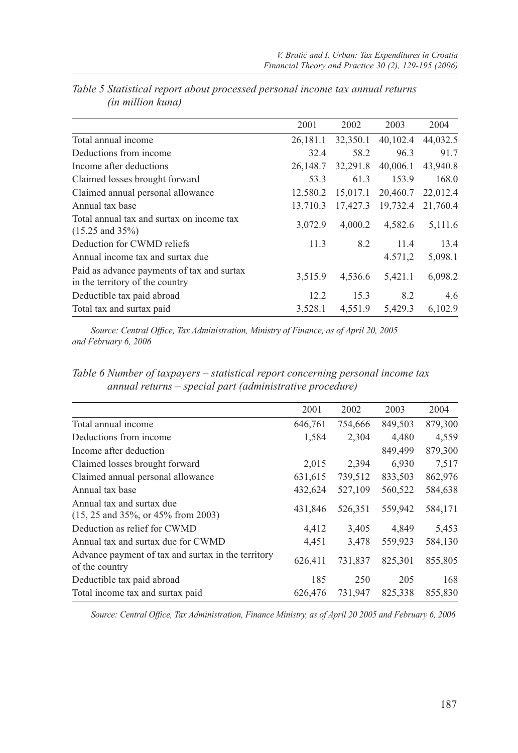*Table 5 Statistical report about processed personal income tax annual returns (in million kuna)*

| | 2001 | 2002 | 2003 | 2004 |
|---|---|---|---|---|
| Total annual income | 26,181.1 | 32,350.1 | 40,102.4 | 44,032.5 |
| Deductions from income | 32.4 | 58.2 | 96.3 | 91.7 |
| Income after deductions | 26,148.7 | 32,291.8 | 40,006.1 | 43,940.8 |
| Claimed losses brought forward | 53.3 | 61.3 | 153.9 | 168.0 |
| Claimed annual personal allowance | 12,580.2 | 15,017.1 | 20,460.7 | 22,012.4 |
| Annual tax base | 13,710.3 | 17,427.3 | 19,732.4 | 21,760.4 |
| Total annual tax and surtax on income tax (15.25 and 35%) | 3,072.9 | 4,000.2 | 4,582.6 | 5,111.6 |
| Deduction for CWMD reliefs | 11.3 | 8.2 | 11.4 | 13.4 |
| Annual income tax and surtax due | | | 4.571,2 | 5,098.1 |
| Paid as advance payments of tax and surtax in the territory of the country | 3,515.9 | 4,536.6 | 5,421.1 | 6,098.2 |
| Deductible tax paid abroad | 12.2 | 15.3 | 8.2 | 4.6 |
| Total tax and surtax paid | 3,528.1 | 4,551.9 | 5,429.3 | 6,102.9 |

*Source: Central Office, Tax Administration, Ministry of Finance, as of April 20, 2005 and February 6, 2006*

*Table 6 Number of taxpayers – statistical report concerning personal income tax annual returns – special part (administrative procedure)*

| | 2001 | 2002 | 2003 | 2004 |
|---|---|---|---|---|
| Total annual income | 646,761 | 754,666 | 849,503 | 879,300 |
| Deductions from income | 1,584 | 2,304 | 4,480 | 4,559 |
| Income after deduction | | | 849,499 | 879,300 |
| Claimed losses brought forward | 2,015 | 2,394 | 6,930 | 7,517 |
| Claimed annual personal allowance | 631,615 | 739,512 | 833,503 | 862,976 |
| Annual tax base | 432,624 | 527,109 | 560,522 | 584,638 |
| Annual tax and surtax due (15, 25 and 35%, or 45% from 2003) | 431,846 | 526,351 | 559,942 | 584,171 |
| Deduction as relief for CWMD | 4,412 | 3,405 | 4,849 | 5,453 |
| Annual tax and surtax due for CWMD | 4,451 | 3,478 | 559,923 | 584,130 |
| Advance payment of tax and surtax in the territory of the country | 626,411 | 731,837 | 825,301 | 855,805 |
| Deductible tax paid abroad | 185 | 250 | 205 | 168 |
| Total income tax and surtax paid | 626,476 | 731,947 | 825,338 | 855,830 |

*Source: Central Office, Tax Administration, Finance Ministry, as of April 20 2005 and February 6, 2006*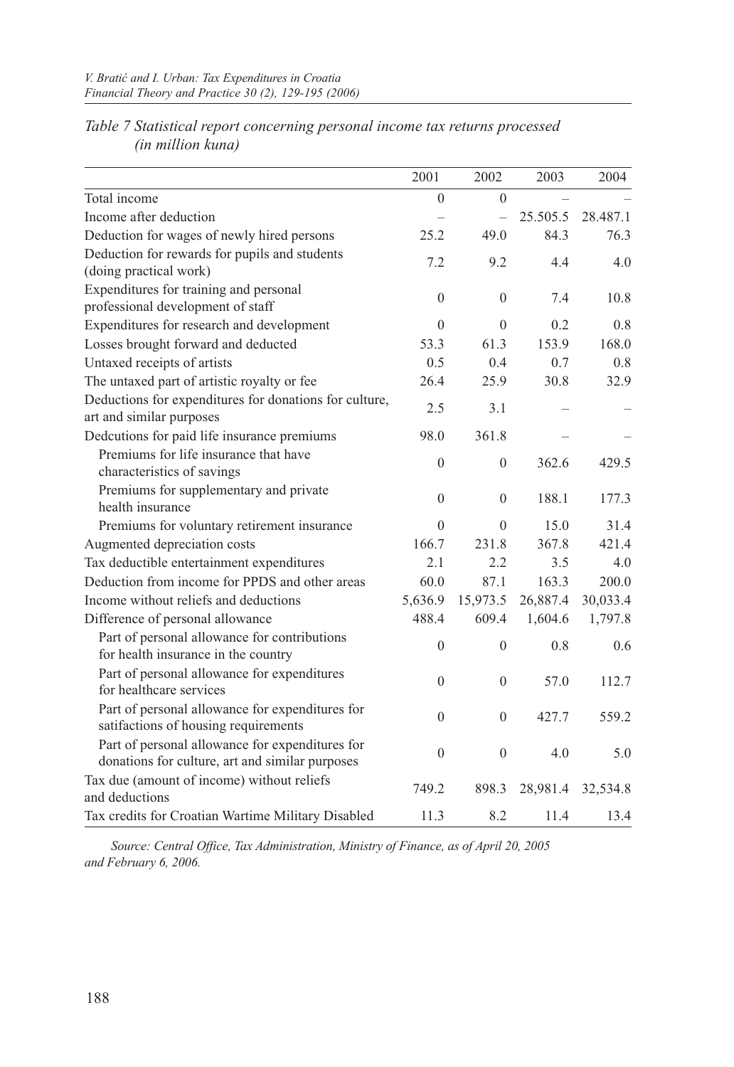*Table 7 Statistical report concerning personal income tax returns processed (in million kuna)*

| | 2001 | 2002 | 2003 | 2004 |
|---|---|---|---|---|
| Total income | 0 | 0 | – | – |
| Income after deduction | – | – | 25.505.5 | 28.487.1 |
| Deduction for wages of newly hired persons | 25.2 | 49.0 | 84.3 | 76.3 |
| Deduction for rewards for pupils and students (doing practical work) | 7.2 | 9.2 | 4.4 | 4.0 |
| Expenditures for training and personal professional development of staff | 0 | 0 | 7.4 | 10.8 |
| Expenditures for research and development | 0 | 0 | 0.2 | 0.8 |
| Losses brought forward and deducted | 53.3 | 61.3 | 153.9 | 168.0 |
| Untaxed receipts of artists | 0.5 | 0.4 | 0.7 | 0.8 |
| The untaxed part of artistic royalty or fee | 26.4 | 25.9 | 30.8 | 32.9 |
| Deductions for expenditures for donations for culture, art and similar purposes | 2.5 | 3.1 | – | – |
| Dedcutions for paid life insurance premiums | 98.0 | 361.8 | – | – |
| Premiums for life insurance that have characteristics of savings | 0 | 0 | 362.6 | 429.5 |
| Premiums for supplementary and private health insurance | 0 | 0 | 188.1 | 177.3 |
| Premiums for voluntary retirement insurance | 0 | 0 | 15.0 | 31.4 |
| Augmented depreciation costs | 166.7 | 231.8 | 367.8 | 421.4 |
| Tax deductible entertainment expenditures | 2.1 | 2.2 | 3.5 | 4.0 |
| Deduction from income for PPDS and other areas | 60.0 | 87.1 | 163.3 | 200.0 |
| Income without reliefs and deductions | 5,636.9 | 15,973.5 | 26,887.4 | 30,033.4 |
| Difference of personal allowance | 488.4 | 609.4 | 1,604.6 | 1,797.8 |
| Part of personal allowance for contributions for health insurance in the country | 0 | 0 | 0.8 | 0.6 |
| Part of personal allowance for expenditures for healthcare services | 0 | 0 | 57.0 | 112.7 |
| Part of personal allowance for expenditures for satifactions of housing requirements | 0 | 0 | 427.7 | 559.2 |
| Part of personal allowance for expenditures for donations for culture, art and similar purposes | 0 | 0 | 4.0 | 5.0 |
| Tax due (amount of income) without reliefs and deductions | 749.2 | 898.3 | 28,981.4 | 32,534.8 |
| Tax credits for Croatian Wartime Military Disabled | 11.3 | 8.2 | 11.4 | 13.4 |

*Source: Central Office, Tax Administration, Ministry of Finance, as of April 20, 2005 and February 6, 2006.*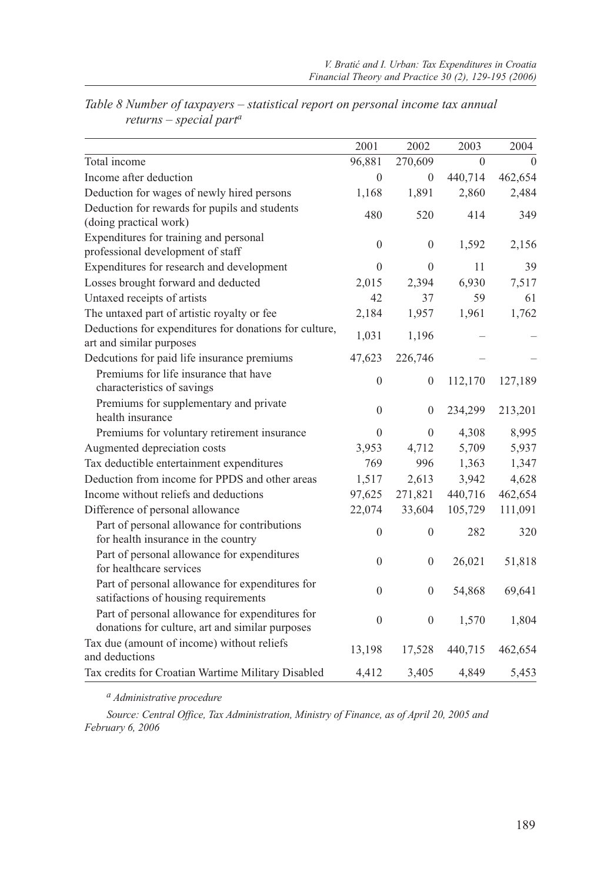*Table 8 Number of taxpayers – statistical report on personal income tax annual returns – special part*[a]

| | 2001 | 2002 | 2003 | 2004 |
|---|---|---|---|---|
| Total income | 96,881 | 270,609 | 0 | 0 |
| Income after deduction | 0 | 0 | 440,714 | 462,654 |
| Deduction for wages of newly hired persons | 1,168 | 1,891 | 2,860 | 2,484 |
| Deduction for rewards for pupils and students (doing practical work) | 480 | 520 | 414 | 349 |
| Expenditures for training and personal professional development of staff | 0 | 0 | 1,592 | 2,156 |
| Expenditures for research and development | 0 | 0 | 11 | 39 |
| Losses brought forward and deducted | 2,015 | 2,394 | 6,930 | 7,517 |
| Untaxed receipts of artists | 42 | 37 | 59 | 61 |
| The untaxed part of artistic royalty or fee | 2,184 | 1,957 | 1,961 | 1,762 |
| Deductions for expenditures for donations for culture, art and similar purposes | 1,031 | 1,196 | – | – |
| Dedcutions for paid life insurance premiums | 47,623 | 226,746 | – | – |
| Premiums for life insurance that have characteristics of savings | 0 | 0 | 112,170 | 127,189 |
| Premiums for supplementary and private health insurance | 0 | 0 | 234,299 | 213,201 |
| Premiums for voluntary retirement insurance | 0 | 0 | 4,308 | 8,995 |
| Augmented depreciation costs | 3,953 | 4,712 | 5,709 | 5,937 |
| Tax deductible entertainment expenditures | 769 | 996 | 1,363 | 1,347 |
| Deduction from income for PPDS and other areas | 1,517 | 2,613 | 3,942 | 4,628 |
| Income without reliefs and deductions | 97,625 | 271,821 | 440,716 | 462,654 |
| Difference of personal allowance | 22,074 | 33,604 | 105,729 | 111,091 |
| Part of personal allowance for contributions for health insurance in the country | 0 | 0 | 282 | 320 |
| Part of personal allowance for expenditures for healthcare services | 0 | 0 | 26,021 | 51,818 |
| Part of personal allowance for expenditures for satifactions of housing requirements | 0 | 0 | 54,868 | 69,641 |
| Part of personal allowance for expenditures for donations for culture, art and similar purposes | 0 | 0 | 1,570 | 1,804 |
| Tax due (amount of income) without reliefs and deductions | 13,198 | 17,528 | 440,715 | 462,654 |
| Tax credits for Croatian Wartime Military Disabled | 4,412 | 3,405 | 4,849 | 5,453 |

[a] *Administrative procedure*

*Source: Central Office, Tax Administration, Ministry of Finance, as of April 20, 2005 and February 6, 2006*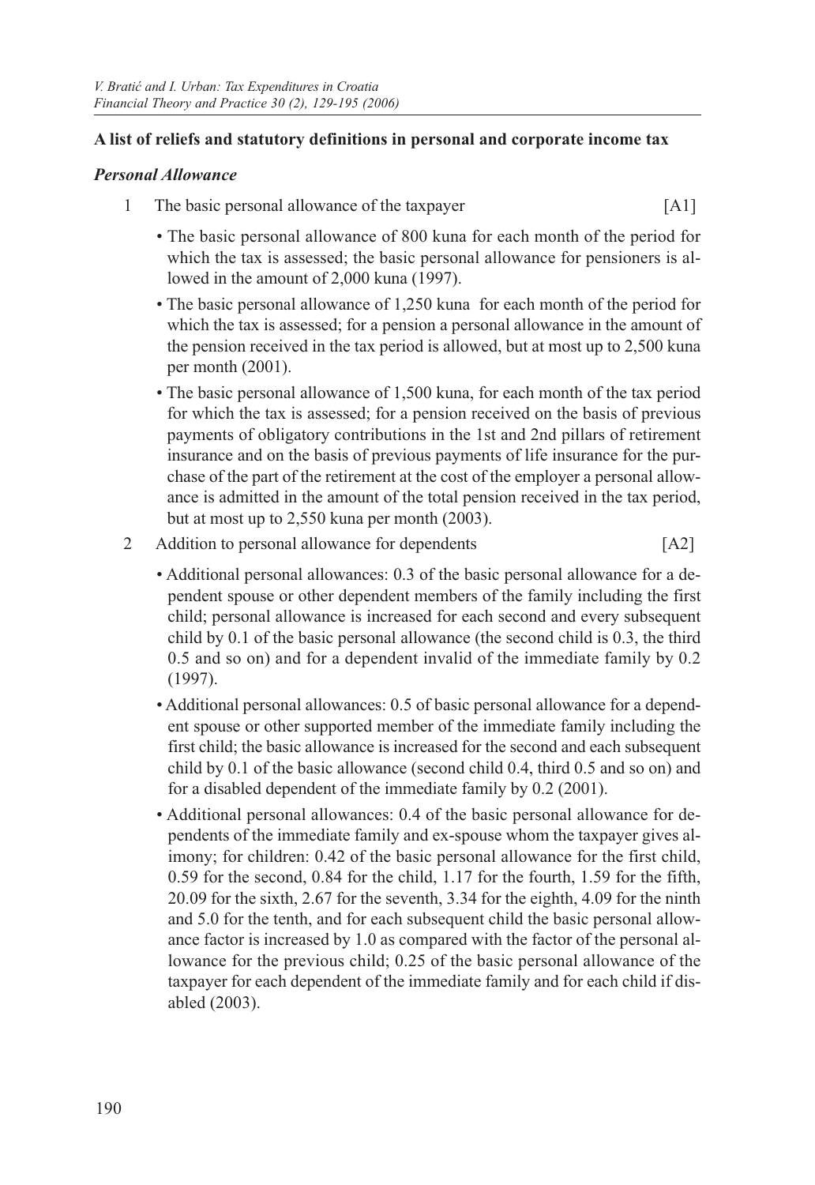**A list of reliefs and statutory definitions in personal and corporate income tax**

***Personal Allowance***

1 The basic personal allowance of the taxpayer [A1]

- The basic personal allowance of 800 kuna for each month of the period for which the tax is assessed; the basic personal allowance for pensioners is allowed in the amount of 2,000 kuna (1997).
- The basic personal allowance of 1,250 kuna for each month of the period for which the tax is assessed; for a pension a personal allowance in the amount of the pension received in the tax period is allowed, but at most up to 2,500 kuna per month (2001).
- The basic personal allowance of 1,500 kuna, for each month of the tax period for which the tax is assessed; for a pension received on the basis of previous payments of obligatory contributions in the 1st and 2nd pillars of retirement insurance and on the basis of previous payments of life insurance for the purchase of the part of the retirement at the cost of the employer a personal allowance is admitted in the amount of the total pension received in the tax period, but at most up to 2,550 kuna per month (2003).

2 Addition to personal allowance for dependents [A2]

- Additional personal allowances: 0.3 of the basic personal allowance for a dependent spouse or other dependent members of the family including the first child; personal allowance is increased for each second and every subsequent child by 0.1 of the basic personal allowance (the second child is 0.3, the third 0.5 and so on) and for a dependent invalid of the immediate family by 0.2 (1997).
- Additional personal allowances: 0.5 of basic personal allowance for a dependent spouse or other supported member of the immediate family including the first child; the basic allowance is increased for the second and each subsequent child by 0.1 of the basic allowance (second child 0.4, third 0.5 and so on) and for a disabled dependent of the immediate family by 0.2 (2001).
- Additional personal allowances: 0.4 of the basic personal allowance for dependents of the immediate family and ex-spouse whom the taxpayer gives alimony; for children: 0.42 of the basic personal allowance for the first child, 0.59 for the second, 0.84 for the child, 1.17 for the fourth, 1.59 for the fifth, 20.09 for the sixth, 2.67 for the seventh, 3.34 for the eighth, 4.09 for the ninth and 5.0 for the tenth, and for each subsequent child the basic personal allowance factor is increased by 1.0 as compared with the factor of the personal allowance for the previous child; 0.25 of the basic personal allowance of the taxpayer for each dependent of the immediate family and for each child if disabled (2003).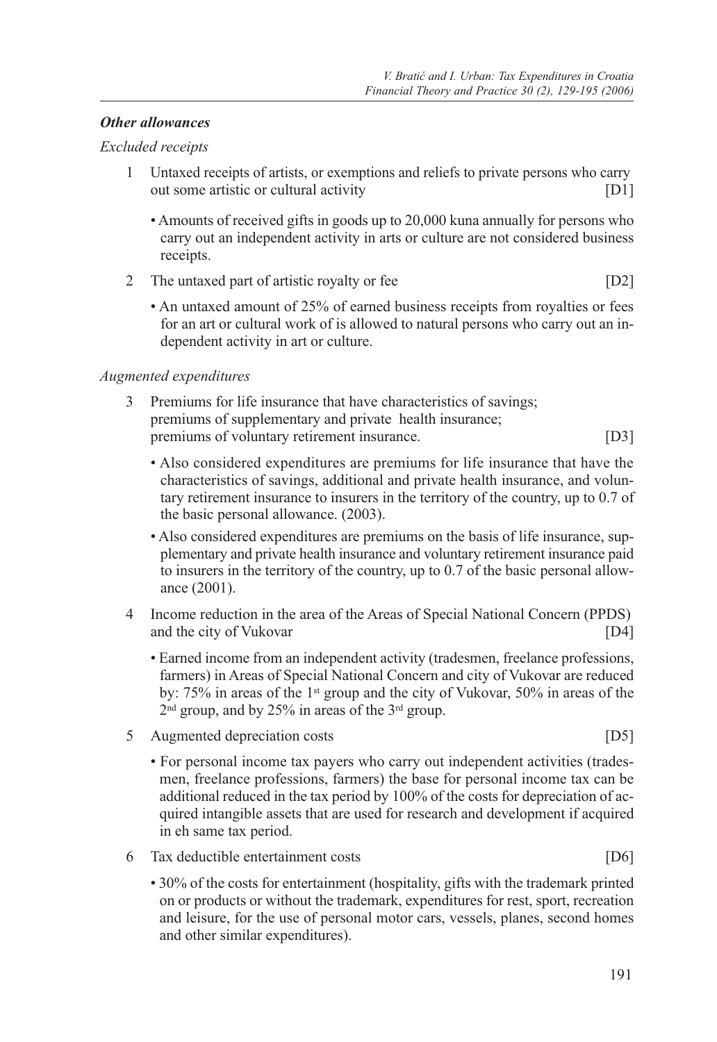***Other allowances***

*Excluded receipts*

1 Untaxed receipts of artists, or exemptions and reliefs to private persons who carry out some artistic or cultural activity [D1]

- Amounts of received gifts in goods up to 20,000 kuna annually for persons who carry out an independent activity in arts or culture are not considered business receipts.

2 The untaxed part of artistic royalty or fee [D2]

- An untaxed amount of 25% of earned business receipts from royalties or fees for an art or cultural work of is allowed to natural persons who carry out an independent activity in art or culture.

*Augmented expenditures*

3 Premiums for life insurance that have characteristics of savings; premiums of supplementary and private health insurance; premiums of voluntary retirement insurance. [D3]

- Also considered expenditures are premiums for life insurance that have the characteristics of savings, additional and private health insurance, and voluntary retirement insurance to insurers in the territory of the country, up to 0.7 of the basic personal allowance. (2003).
- Also considered expenditures are premiums on the basis of life insurance, supplementary and private health insurance and voluntary retirement insurance paid to insurers in the territory of the country, up to 0.7 of the basic personal allowance (2001).

4 Income reduction in the area of the Areas of Special National Concern (PPDS) and the city of Vukovar [D4]

- Earned income from an independent activity (tradesmen, freelance professions, farmers) in Areas of Special National Concern and city of Vukovar are reduced by: 75% in areas of the 1st group and the city of Vukovar, 50% in areas of the 2nd group, and by 25% in areas of the 3rd group.

5 Augmented depreciation costs [D5]

- For personal income tax payers who carry out independent activities (tradesmen, freelance professions, farmers) the base for personal income tax can be additional reduced in the tax period by 100% of the costs for depreciation of acquired intangible assets that are used for research and development if acquired in eh same tax period.

6 Tax deductible entertainment costs [D6]

- 30% of the costs for entertainment (hospitality, gifts with the trademark printed on or products or without the trademark, expenditures for rest, sport, recreation and leisure, for the use of personal motor cars, vessels, planes, second homes and other similar expenditures).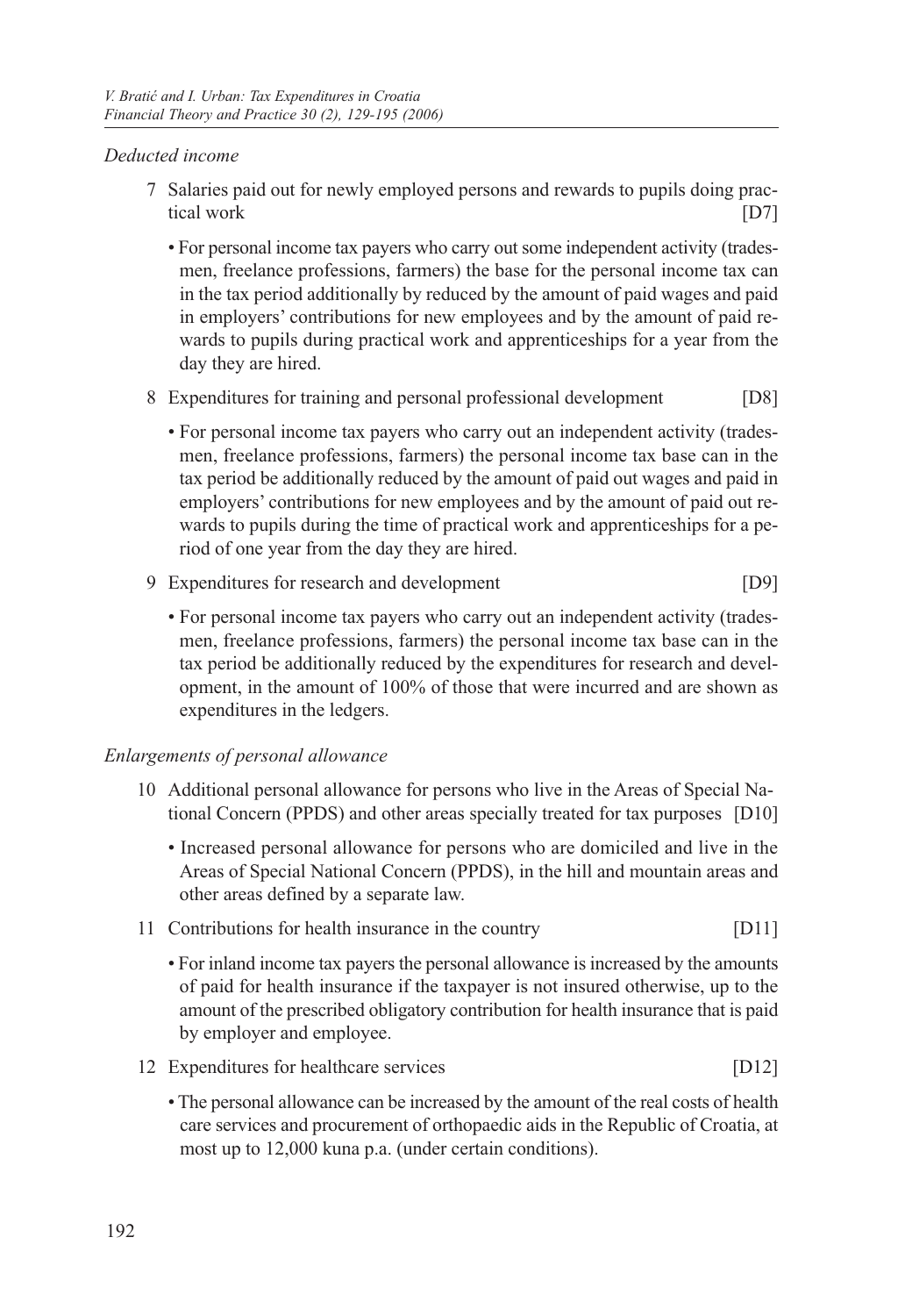*Deducted income*

7 Salaries paid out for newly employed persons and rewards to pupils doing practical work [D7]

- For personal income tax payers who carry out some independent activity (tradesmen, freelance professions, farmers) the base for the personal income tax can in the tax period additionally by reduced by the amount of paid wages and paid in employers' contributions for new employees and by the amount of paid rewards to pupils during practical work and apprenticeships for a year from the day they are hired.

8 Expenditures for training and personal professional development [D8]

- For personal income tax payers who carry out an independent activity (tradesmen, freelance professions, farmers) the personal income tax base can in the tax period be additionally reduced by the amount of paid out wages and paid in employers' contributions for new employees and by the amount of paid out rewards to pupils during the time of practical work and apprenticeships for a period of one year from the day they are hired.

9 Expenditures for research and development [D9]

- For personal income tax payers who carry out an independent activity (tradesmen, freelance professions, farmers) the personal income tax base can in the tax period be additionally reduced by the expenditures for research and development, in the amount of 100% of those that were incurred and are shown as expenditures in the ledgers.

*Enlargements of personal allowance*

10 Additional personal allowance for persons who live in the Areas of Special National Concern (PPDS) and other areas specially treated for tax purposes [D10]

- Increased personal allowance for persons who are domiciled and live in the Areas of Special National Concern (PPDS), in the hill and mountain areas and other areas defined by a separate law.

11 Contributions for health insurance in the country [D11]

- For inland income tax payers the personal allowance is increased by the amounts of paid for health insurance if the taxpayer is not insured otherwise, up to the amount of the prescribed obligatory contribution for health insurance that is paid by employer and employee.

12 Expenditures for healthcare services [D12]

- The personal allowance can be increased by the amount of the real costs of health care services and procurement of orthopaedic aids in the Republic of Croatia, at most up to 12,000 kuna p.a. (under certain conditions).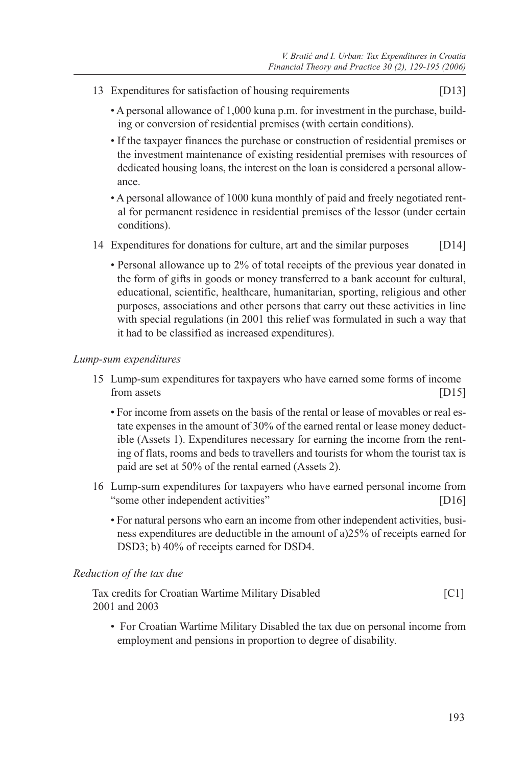13 Expenditures for satisfaction of housing requirements [D13]

- A personal allowance of 1,000 kuna p.m. for investment in the purchase, building or conversion of residential premises (with certain conditions).
- If the taxpayer finances the purchase or construction of residential premises or the investment maintenance of existing residential premises with resources of dedicated housing loans, the interest on the loan is considered a personal allowance.
- A personal allowance of 1000 kuna monthly of paid and freely negotiated rental for permanent residence in residential premises of the lessor (under certain conditions).

14 Expenditures for donations for culture, art and the similar purposes [D14]

- Personal allowance up to 2% of total receipts of the previous year donated in the form of gifts in goods or money transferred to a bank account for cultural, educational, scientific, healthcare, humanitarian, sporting, religious and other purposes, associations and other persons that carry out these activities in line with special regulations (in 2001 this relief was formulated in such a way that it had to be classified as increased expenditures).

*Lump-sum expenditures*

15 Lump-sum expenditures for taxpayers who have earned some forms of income from assets [D15]

- For income from assets on the basis of the rental or lease of movables or real estate expenses in the amount of 30% of the earned rental or lease money deductible (Assets 1). Expenditures necessary for earning the income from the renting of flats, rooms and beds to travellers and tourists for whom the tourist tax is paid are set at 50% of the rental earned (Assets 2).

16 Lump-sum expenditures for taxpayers who have earned personal income from "some other independent activities" [D16]

- For natural persons who earn an income from other independent activities, business expenditures are deductible in the amount of a)25% of receipts earned for DSD3; b) 40% of receipts earned for DSD4.

*Reduction of the tax due*

Tax credits for Croatian Wartime Military Disabled [C1]
2001 and 2003

- For Croatian Wartime Military Disabled the tax due on personal income from employment and pensions in proportion to degree of disability.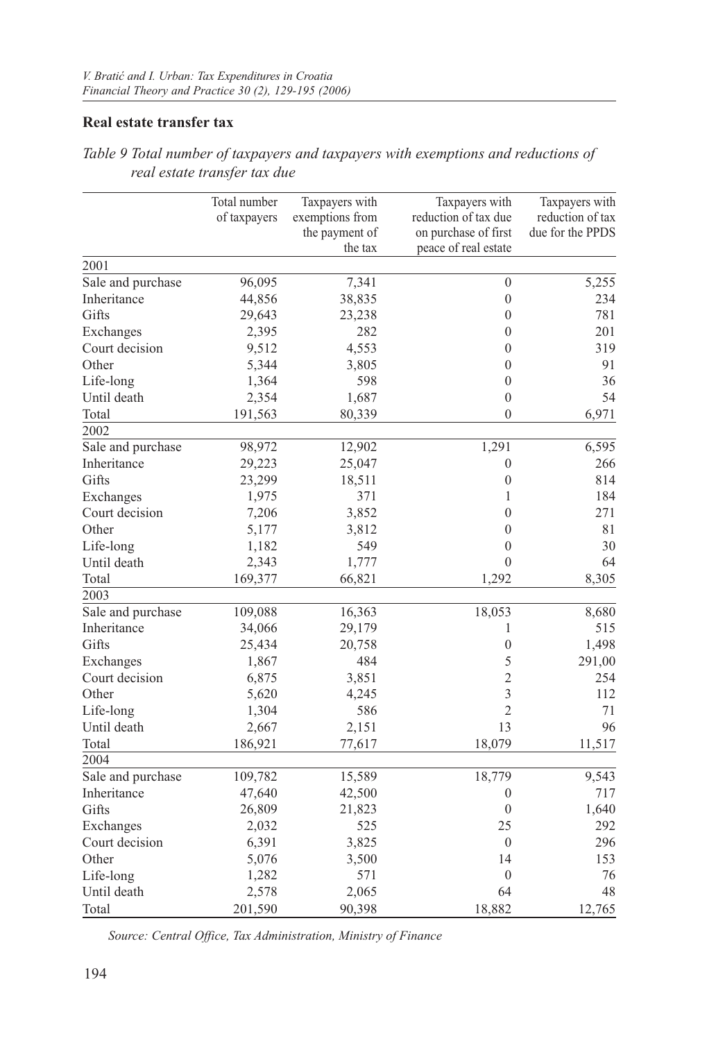## Real estate transfer tax

*Table 9 Total number of taxpayers and taxpayers with exemptions and reductions of real estate transfer tax due*

| | Total number of taxpayers | Taxpayers with exemptions from the payment of the tax | Taxpayers with reduction of tax due on purchase of first peace of real estate | Taxpayers with reduction of tax due for the PPDS |
|---|---|---|---|---|
| 2001 | | | | |
| Sale and purchase | 96,095 | 7,341 | 0 | 5,255 |
| Inheritance | 44,856 | 38,835 | 0 | 234 |
| Gifts | 29,643 | 23,238 | 0 | 781 |
| Exchanges | 2,395 | 282 | 0 | 201 |
| Court decision | 9,512 | 4,553 | 0 | 319 |
| Other | 5,344 | 3,805 | 0 | 91 |
| Life-long | 1,364 | 598 | 0 | 36 |
| Until death | 2,354 | 1,687 | 0 | 54 |
| Total | 191,563 | 80,339 | 0 | 6,971 |
| 2002 | | | | |
| Sale and purchase | 98,972 | 12,902 | 1,291 | 6,595 |
| Inheritance | 29,223 | 25,047 | 0 | 266 |
| Gifts | 23,299 | 18,511 | 0 | 814 |
| Exchanges | 1,975 | 371 | 1 | 184 |
| Court decision | 7,206 | 3,852 | 0 | 271 |
| Other | 5,177 | 3,812 | 0 | 81 |
| Life-long | 1,182 | 549 | 0 | 30 |
| Until death | 2,343 | 1,777 | 0 | 64 |
| Total | 169,377 | 66,821 | 1,292 | 8,305 |
| 2003 | | | | |
| Sale and purchase | 109,088 | 16,363 | 18,053 | 8,680 |
| Inheritance | 34,066 | 29,179 | 1 | 515 |
| Gifts | 25,434 | 20,758 | 0 | 1,498 |
| Exchanges | 1,867 | 484 | 5 | 291,00 |
| Court decision | 6,875 | 3,851 | 2 | 254 |
| Other | 5,620 | 4,245 | 3 | 112 |
| Life-long | 1,304 | 586 | 2 | 71 |
| Until death | 2,667 | 2,151 | 13 | 96 |
| Total | 186,921 | 77,617 | 18,079 | 11,517 |
| 2004 | | | | |
| Sale and purchase | 109,782 | 15,589 | 18,779 | 9,543 |
| Inheritance | 47,640 | 42,500 | 0 | 717 |
| Gifts | 26,809 | 21,823 | 0 | 1,640 |
| Exchanges | 2,032 | 525 | 25 | 292 |
| Court decision | 6,391 | 3,825 | 0 | 296 |
| Other | 5,076 | 3,500 | 14 | 153 |
| Life-long | 1,282 | 571 | 0 | 76 |
| Until death | 2,578 | 2,065 | 64 | 48 |
| Total | 201,590 | 90,398 | 18,882 | 12,765 |

*Source: Central Office, Tax Administration, Ministry of Finance*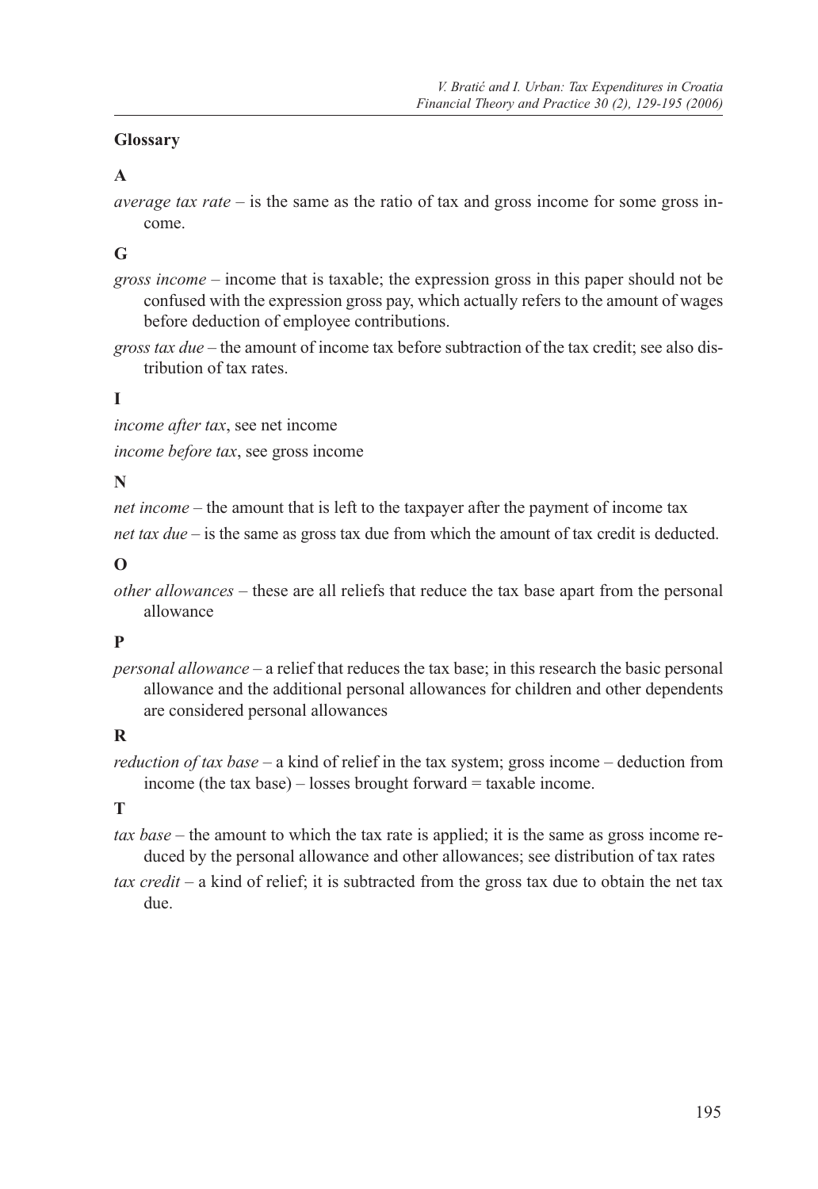## Glossary

### A

*average tax rate* – is the same as the ratio of tax and gross income for some gross income.

### G

*gross income* – income that is taxable; the expression gross in this paper should not be confused with the expression gross pay, which actually refers to the amount of wages before deduction of employee contributions.

*gross tax due* – the amount of income tax before subtraction of the tax credit; see also distribution of tax rates.

### I

*income after tax*, see net income

*income before tax*, see gross income

### N

*net income* – the amount that is left to the taxpayer after the payment of income tax

*net tax due* – is the same as gross tax due from which the amount of tax credit is deducted.

### O

*other allowances* – these are all reliefs that reduce the tax base apart from the personal allowance

### P

*personal allowance* – a relief that reduces the tax base; in this research the basic personal allowance and the additional personal allowances for children and other dependents are considered personal allowances

### R

*reduction of tax base* – a kind of relief in the tax system; gross income – deduction from income (the tax base) – losses brought forward = taxable income.

### T

*tax base* – the amount to which the tax rate is applied; it is the same as gross income reduced by the personal allowance and other allowances; see distribution of tax rates

*tax credit* – a kind of relief; it is subtracted from the gross tax due to obtain the net tax due.